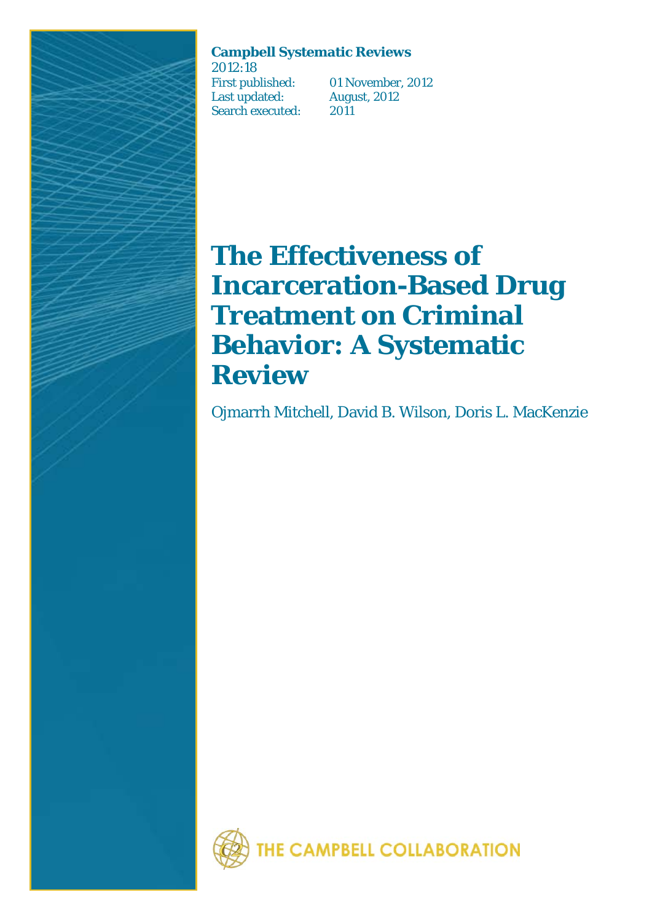**Campbell Systematic Reviews**
2012:18
First published: 01 November, 2012
Last updated: August, 2012
Search executed: 2011

# The Effectiveness of Incarceration-Based Drug Treatment on Criminal Behavior: A Systematic Review

Ojmarrh Mitchell, David B. Wilson, Doris L. MacKenzie

THE CAMPBELL COLLABORATION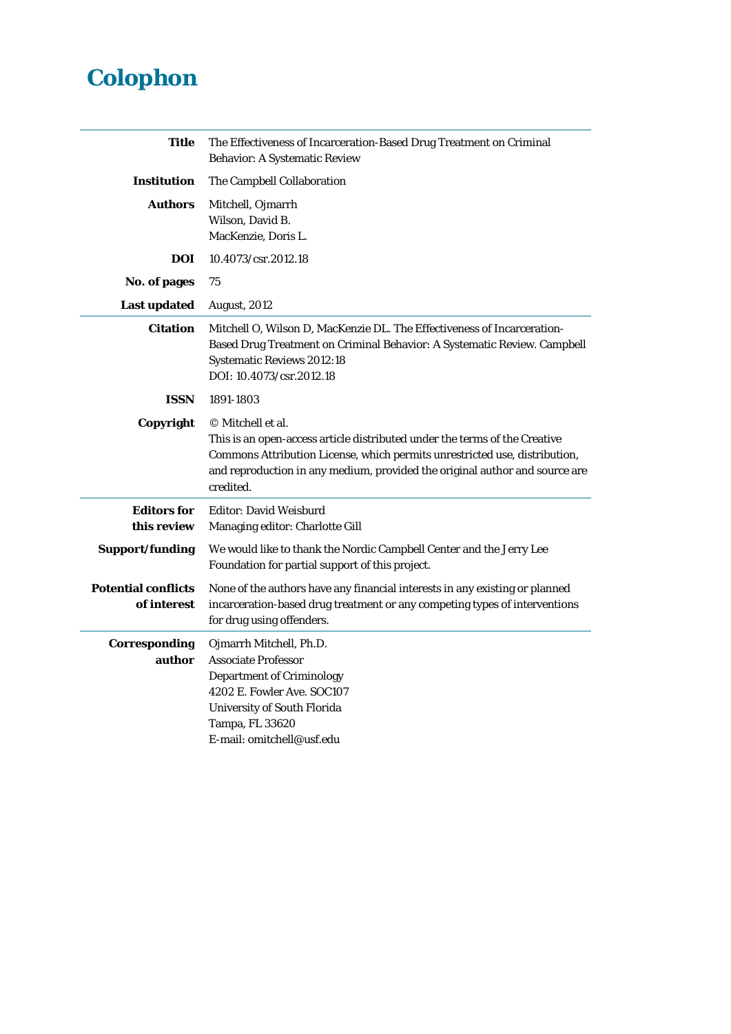# Colophon

| | |
|---|---|
| **Title** | The Effectiveness of Incarceration-Based Drug Treatment on Criminal Behavior: A Systematic Review |
| **Institution** | The Campbell Collaboration |
| **Authors** | Mitchell, Ojmarrh<br>Wilson, David B.<br>MacKenzie, Doris L. |
| **DOI** | 10.4073/csr.2012.18 |
| **No. of pages** | 75 |
| **Last updated** | August, 2012 |
| **Citation** | Mitchell O, Wilson D, MacKenzie DL. The Effectiveness of Incarceration-Based Drug Treatment on Criminal Behavior: A Systematic Review. Campbell Systematic Reviews 2012:18<br>DOI: 10.4073/csr.2012.18 |
| **ISSN** | 1891-1803 |
| **Copyright** | © Mitchell et al.<br>This is an open-access article distributed under the terms of the Creative Commons Attribution License, which permits unrestricted use, distribution, and reproduction in any medium, provided the original author and source are credited. |
| **Editors for this review** | Editor: David Weisburd<br>Managing editor: Charlotte Gill |
| **Support/funding** | We would like to thank the Nordic Campbell Center and the Jerry Lee Foundation for partial support of this project. |
| **Potential conflicts of interest** | None of the authors have any financial interests in any existing or planned incarceration-based drug treatment or any competing types of interventions for drug using offenders. |
| **Corresponding author** | Ojmarrh Mitchell, Ph.D.<br>Associate Professor<br>Department of Criminology<br>4202 E. Fowler Ave. SOC107<br>University of South Florida<br>Tampa, FL 33620<br>E-mail: omitchell@usf.edu |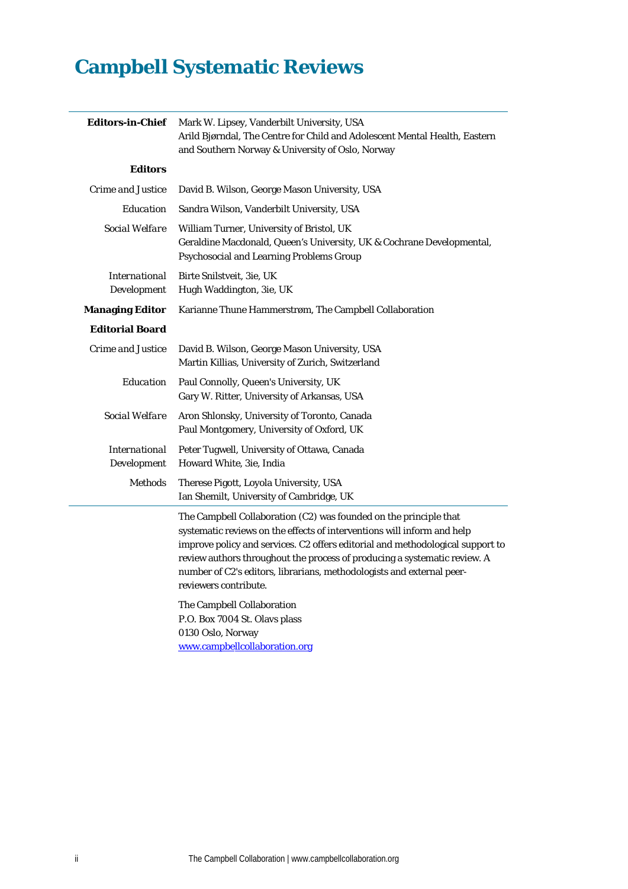# Campbell Systematic Reviews

| | |
|---|---|
| **Editors-in-Chief** | Mark W. Lipsey, Vanderbilt University, USA<br>Arild Bjørndal, The Centre for Child and Adolescent Mental Health, Eastern and Southern Norway & University of Oslo, Norway |
| **Editors** | |
| *Crime and Justice* | David B. Wilson, George Mason University, USA |
| *Education* | Sandra Wilson, Vanderbilt University, USA |
| *Social Welfare* | William Turner, University of Bristol, UK<br>Geraldine Macdonald, Queen's University, UK & Cochrane Developmental, Psychosocial and Learning Problems Group |
| *International Development* | Birte Snilstveit, 3ie, UK<br>Hugh Waddington, 3ie, UK |
| **Managing Editor** | Karianne Thune Hammerstrøm, The Campbell Collaboration |
| **Editorial Board** | |
| *Crime and Justice* | David B. Wilson, George Mason University, USA<br>Martin Killias, University of Zurich, Switzerland |
| *Education* | Paul Connolly, Queen's University, UK<br>Gary W. Ritter, University of Arkansas, USA |
| *Social Welfare* | Aron Shlonsky, University of Toronto, Canada<br>Paul Montgomery, University of Oxford, UK |
| *International Development* | Peter Tugwell, University of Ottawa, Canada<br>Howard White, 3ie, India |
| *Methods* | Therese Pigott, Loyola University, USA<br>Ian Shemilt, University of Cambridge, UK |

The Campbell Collaboration (C2) was founded on the principle that systematic reviews on the effects of interventions will inform and help improve policy and services. C2 offers editorial and methodological support to review authors throughout the process of producing a systematic review. A number of C2's editors, librarians, methodologists and external peer-reviewers contribute.

The Campbell Collaboration
P.O. Box 7004 St. Olavs plass
0130 Oslo, Norway
www.campbellcollaboration.org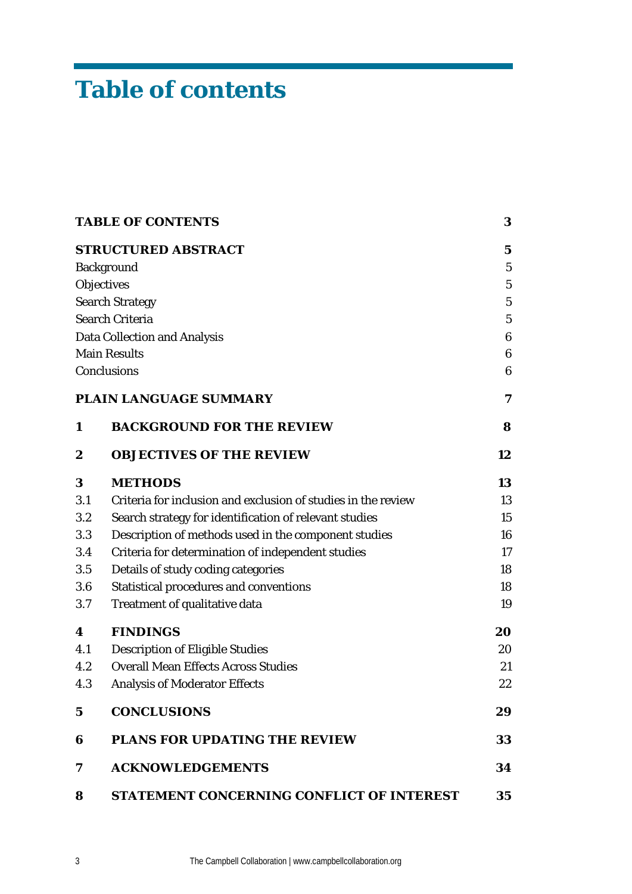# Table of contents

| | | |
|---|---|---|
| **TABLE OF CONTENTS** | | **3** |
| **STRUCTURED ABSTRACT** | | **5** |
| Background | | 5 |
| Objectives | | 5 |
| Search Strategy | | 5 |
| Search Criteria | | 5 |
| Data Collection and Analysis | | 6 |
| Main Results | | 6 |
| Conclusions | | 6 |
| **PLAIN LANGUAGE SUMMARY** | | **7** |
| **1** | **BACKGROUND FOR THE REVIEW** | **8** |
| **2** | **OBJECTIVES OF THE REVIEW** | **12** |
| **3** | **METHODS** | **13** |
| 3.1 | Criteria for inclusion and exclusion of studies in the review | 13 |
| 3.2 | Search strategy for identification of relevant studies | 15 |
| 3.3 | Description of methods used in the component studies | 16 |
| 3.4 | Criteria for determination of independent studies | 17 |
| 3.5 | Details of study coding categories | 18 |
| 3.6 | Statistical procedures and conventions | 18 |
| 3.7 | Treatment of qualitative data | 19 |
| **4** | **FINDINGS** | **20** |
| 4.1 | Description of Eligible Studies | 20 |
| 4.2 | Overall Mean Effects Across Studies | 21 |
| 4.3 | Analysis of Moderator Effects | 22 |
| **5** | **CONCLUSIONS** | **29** |
| **6** | **PLANS FOR UPDATING THE REVIEW** | **33** |
| **7** | **ACKNOWLEDGEMENTS** | **34** |
| **8** | **STATEMENT CONCERNING CONFLICT OF INTEREST** | **35** |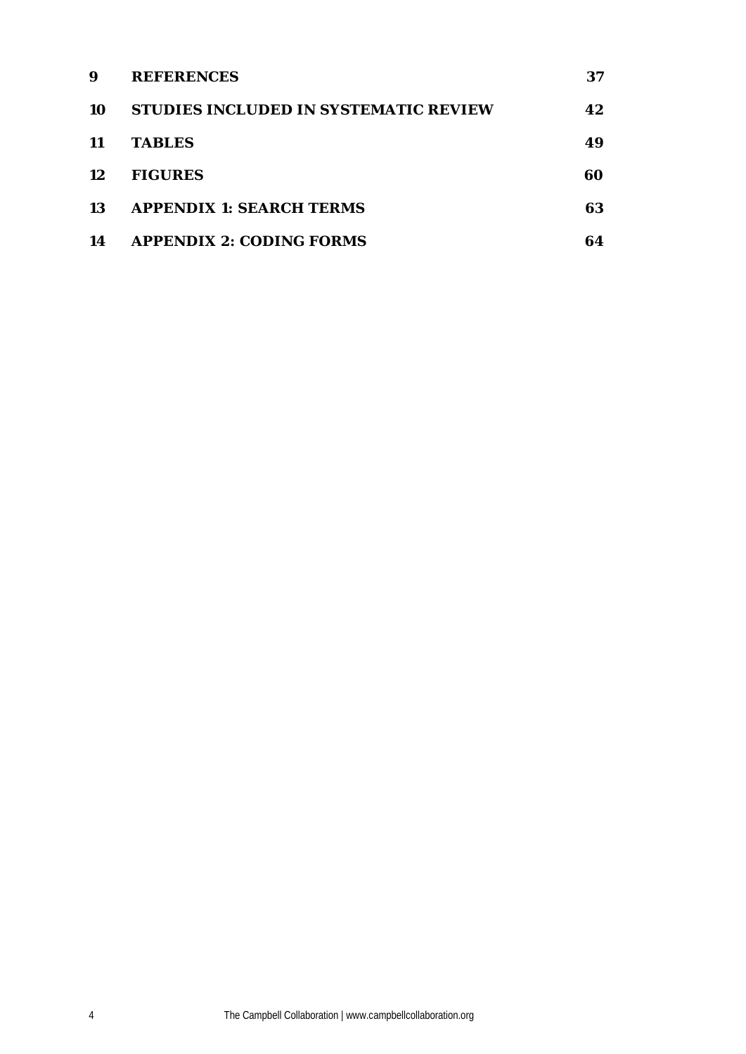| | | |
|---|---|---|
| **9** | **REFERENCES** | **37** |
| **10** | **STUDIES INCLUDED IN SYSTEMATIC REVIEW** | **42** |
| **11** | **TABLES** | **49** |
| **12** | **FIGURES** | **60** |
| **13** | **APPENDIX 1: SEARCH TERMS** | **63** |
| **14** | **APPENDIX 2: CODING FORMS** | **64** |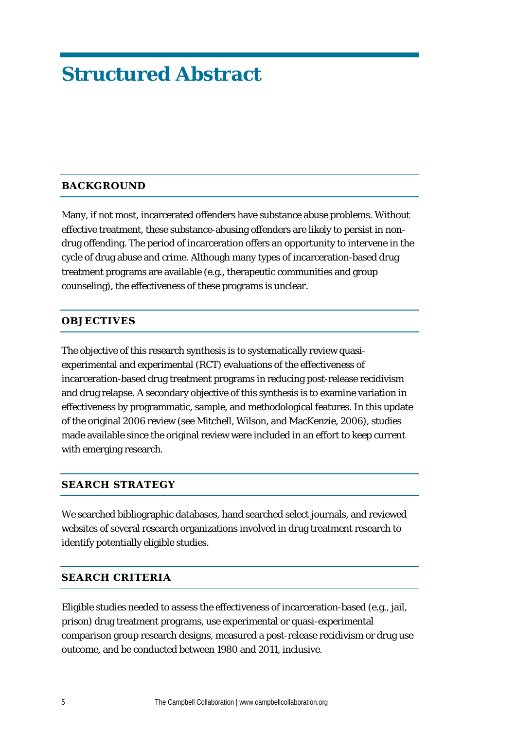# Structured Abstract

## BACKGROUND

Many, if not most, incarcerated offenders have substance abuse problems. Without effective treatment, these substance-abusing offenders are likely to persist in non-drug offending. The period of incarceration offers an opportunity to intervene in the cycle of drug abuse and crime. Although many types of incarceration-based drug treatment programs are available (e.g., therapeutic communities and group counseling), the effectiveness of these programs is unclear.

## OBJECTIVES

The objective of this research synthesis is to systematically review quasi-experimental and experimental (RCT) evaluations of the effectiveness of incarceration-based drug treatment programs in reducing post-release recidivism and drug relapse. A secondary objective of this synthesis is to examine variation in effectiveness by programmatic, sample, and methodological features. In this update of the original 2006 review (see Mitchell, Wilson, and MacKenzie, 2006), studies made available since the original review were included in an effort to keep current with emerging research.

## SEARCH STRATEGY

We searched bibliographic databases, hand searched select journals, and reviewed websites of several research organizations involved in drug treatment research to identify potentially eligible studies.

## SEARCH CRITERIA

Eligible studies needed to assess the effectiveness of incarceration-based (e.g., jail, prison) drug treatment programs, use experimental or quasi-experimental comparison group research designs, measured a post-release recidivism or drug use outcome, and be conducted between 1980 and 2011, inclusive.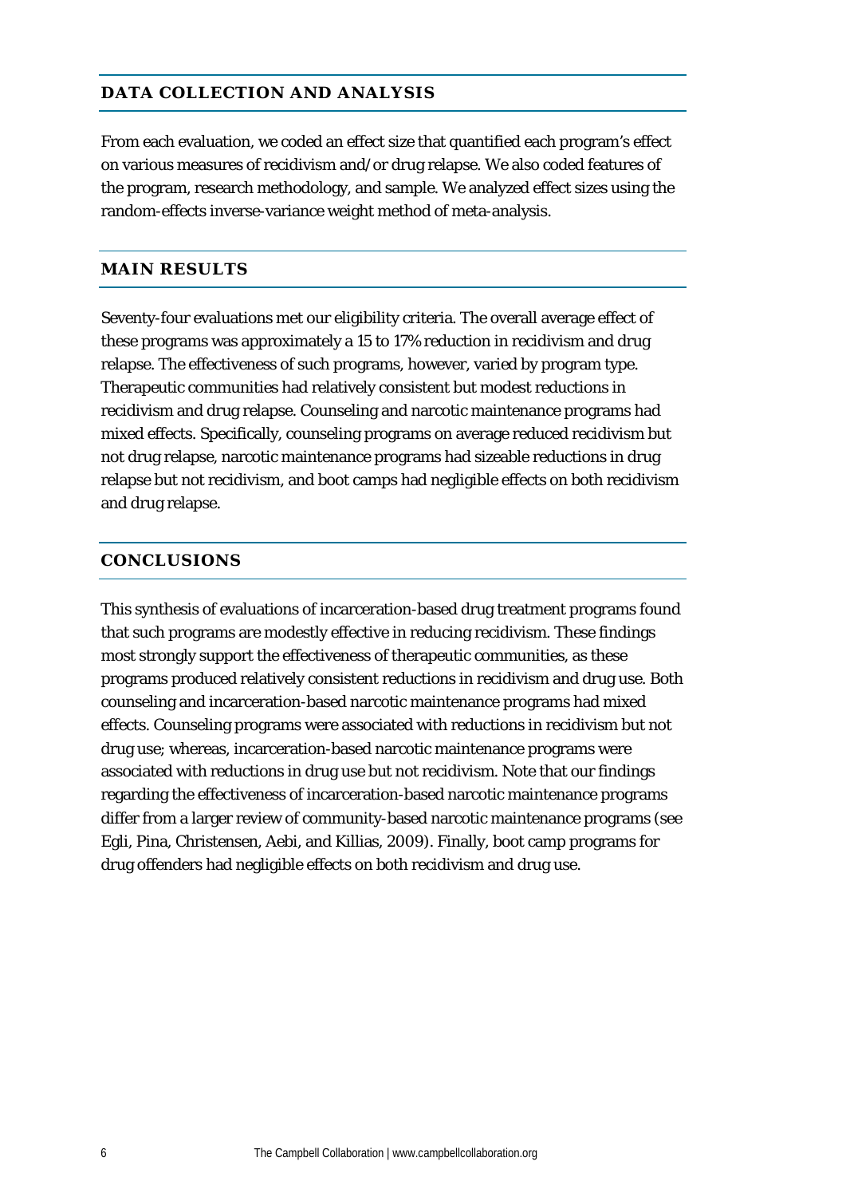## DATA COLLECTION AND ANALYSIS

From each evaluation, we coded an effect size that quantified each program's effect on various measures of recidivism and/or drug relapse. We also coded features of the program, research methodology, and sample. We analyzed effect sizes using the random-effects inverse-variance weight method of meta-analysis.

## MAIN RESULTS

Seventy-four evaluations met our eligibility criteria. The overall average effect of these programs was approximately a 15 to 17% reduction in recidivism and drug relapse. The effectiveness of such programs, however, varied by program type. Therapeutic communities had relatively consistent but modest reductions in recidivism and drug relapse. Counseling and narcotic maintenance programs had mixed effects. Specifically, counseling programs on average reduced recidivism but not drug relapse, narcotic maintenance programs had sizeable reductions in drug relapse but not recidivism, and boot camps had negligible effects on both recidivism and drug relapse.

## CONCLUSIONS

This synthesis of evaluations of incarceration-based drug treatment programs found that such programs are modestly effective in reducing recidivism. These findings most strongly support the effectiveness of therapeutic communities, as these programs produced relatively consistent reductions in recidivism and drug use. Both counseling and incarceration-based narcotic maintenance programs had mixed effects. Counseling programs were associated with reductions in recidivism but not drug use; whereas, incarceration-based narcotic maintenance programs were associated with reductions in drug use but not recidivism. Note that our findings regarding the effectiveness of incarceration-based narcotic maintenance programs differ from a larger review of community-based narcotic maintenance programs (see Egli, Pina, Christensen, Aebi, and Killias, 2009). Finally, boot camp programs for drug offenders had negligible effects on both recidivism and drug use.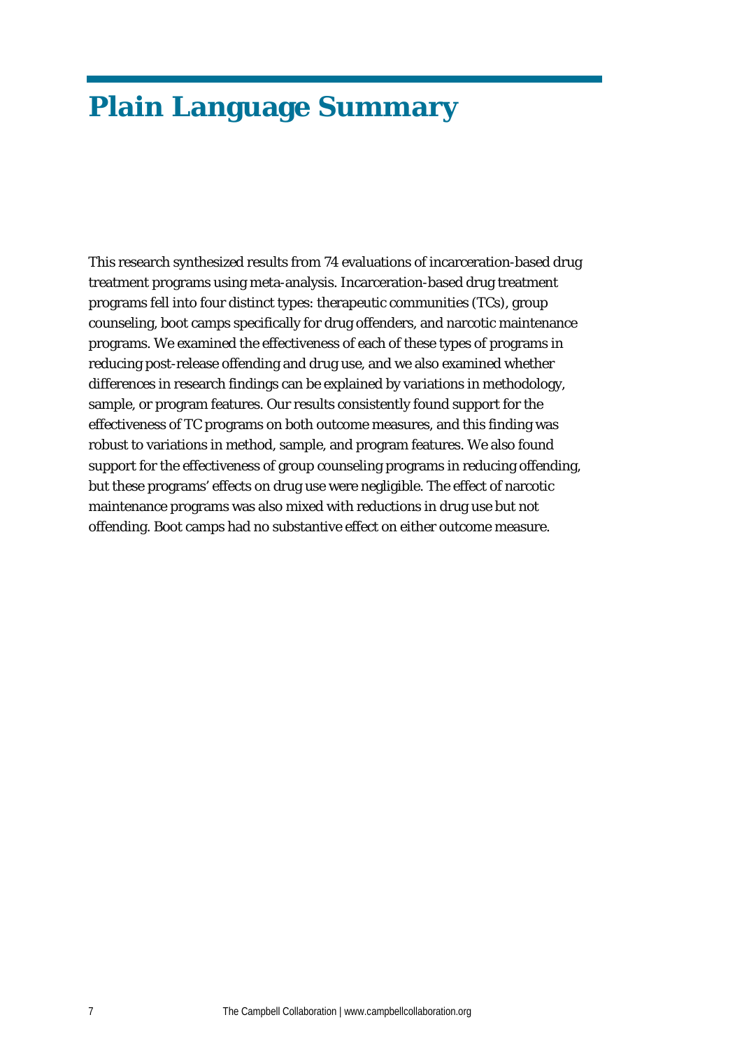# Plain Language Summary

This research synthesized results from 74 evaluations of incarceration-based drug treatment programs using meta-analysis. Incarceration-based drug treatment programs fell into four distinct types: therapeutic communities (TCs), group counseling, boot camps specifically for drug offenders, and narcotic maintenance programs. We examined the effectiveness of each of these types of programs in reducing post-release offending and drug use, and we also examined whether differences in research findings can be explained by variations in methodology, sample, or program features. Our results consistently found support for the effectiveness of TC programs on both outcome measures, and this finding was robust to variations in method, sample, and program features. We also found support for the effectiveness of group counseling programs in reducing offending, but these programs' effects on drug use were negligible. The effect of narcotic maintenance programs was also mixed with reductions in drug use but not offending. Boot camps had no substantive effect on either outcome measure.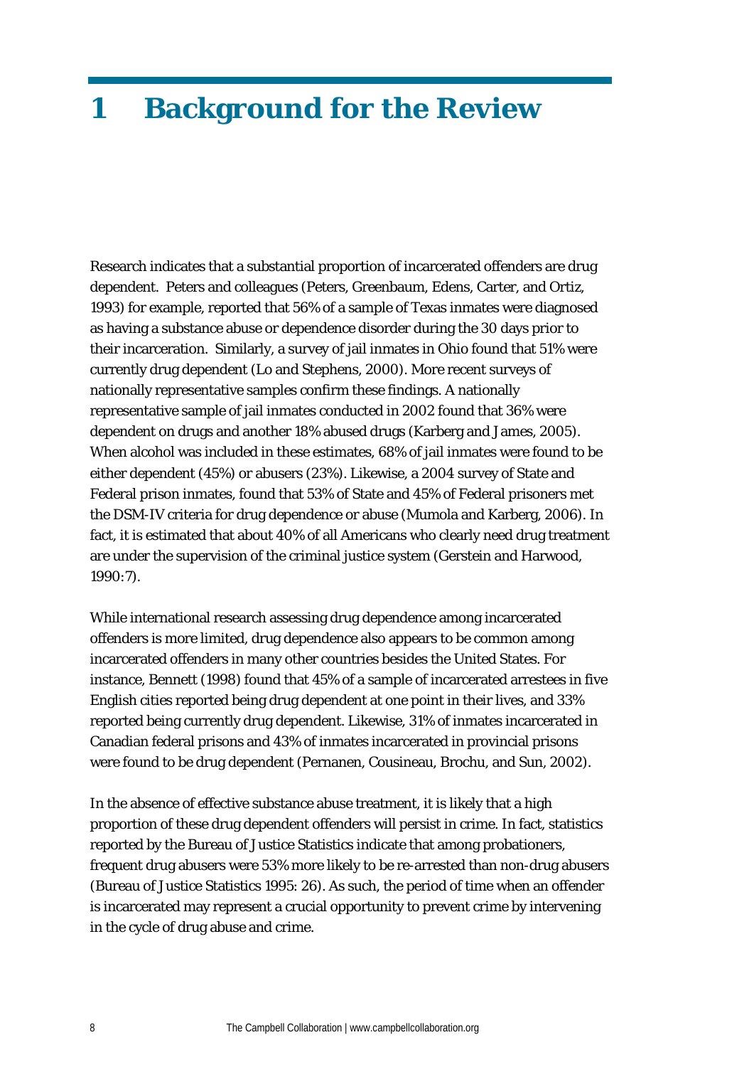# 1 Background for the Review

Research indicates that a substantial proportion of incarcerated offenders are drug dependent. Peters and colleagues (Peters, Greenbaum, Edens, Carter, and Ortiz, 1993) for example, reported that 56% of a sample of Texas inmates were diagnosed as having a substance abuse or dependence disorder during the 30 days prior to their incarceration. Similarly, a survey of jail inmates in Ohio found that 51% were currently drug dependent (Lo and Stephens, 2000). More recent surveys of nationally representative samples confirm these findings. A nationally representative sample of jail inmates conducted in 2002 found that 36% were dependent on drugs and another 18% abused drugs (Karberg and James, 2005). When alcohol was included in these estimates, 68% of jail inmates were found to be either dependent (45%) or abusers (23%). Likewise, a 2004 survey of State and Federal prison inmates, found that 53% of State and 45% of Federal prisoners met the DSM-IV criteria for drug dependence or abuse (Mumola and Karberg, 2006). In fact, it is estimated that about 40% of all Americans who clearly need drug treatment are under the supervision of the criminal justice system (Gerstein and Harwood, 1990:7).

While international research assessing drug dependence among incarcerated offenders is more limited, drug dependence also appears to be common among incarcerated offenders in many other countries besides the United States. For instance, Bennett (1998) found that 45% of a sample of incarcerated arrestees in five English cities reported being drug dependent at one point in their lives, and 33% reported being currently drug dependent. Likewise, 31% of inmates incarcerated in Canadian federal prisons and 43% of inmates incarcerated in provincial prisons were found to be drug dependent (Pernanen, Cousineau, Brochu, and Sun, 2002).

In the absence of effective substance abuse treatment, it is likely that a high proportion of these drug dependent offenders will persist in crime. In fact, statistics reported by the Bureau of Justice Statistics indicate that among probationers, frequent drug abusers were 53% more likely to be re-arrested than non-drug abusers (Bureau of Justice Statistics 1995: 26). As such, the period of time when an offender is incarcerated may represent a crucial opportunity to prevent crime by intervening in the cycle of drug abuse and crime.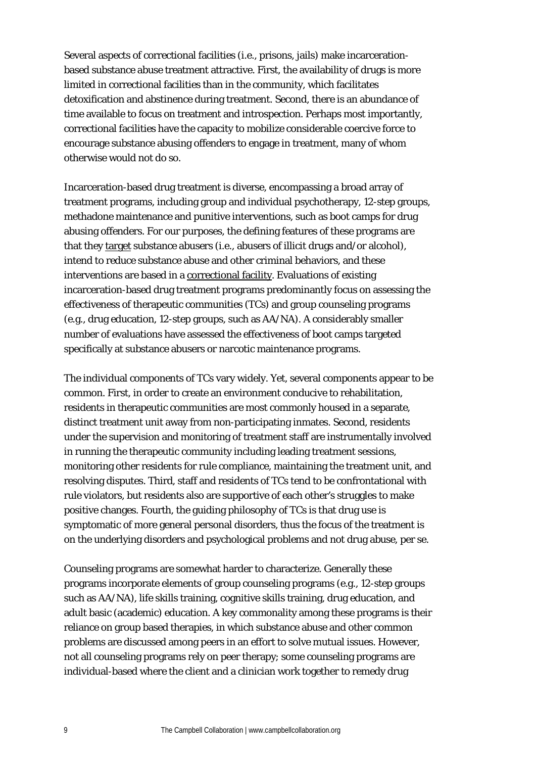Several aspects of correctional facilities (i.e., prisons, jails) make incarceration-based substance abuse treatment attractive. First, the availability of drugs is more limited in correctional facilities than in the community, which facilitates detoxification and abstinence during treatment. Second, there is an abundance of time available to focus on treatment and introspection. Perhaps most importantly, correctional facilities have the capacity to mobilize considerable coercive force to encourage substance abusing offenders to engage in treatment, many of whom otherwise would not do so.

Incarceration-based drug treatment is diverse, encompassing a broad array of treatment programs, including group and individual psychotherapy, 12-step groups, methadone maintenance and punitive interventions, such as boot camps for drug abusing offenders. For our purposes, the defining features of these programs are that they target substance abusers (i.e., abusers of illicit drugs and/or alcohol), intend to reduce substance abuse and other criminal behaviors, and these interventions are based in a correctional facility. Evaluations of existing incarceration-based drug treatment programs predominantly focus on assessing the effectiveness of therapeutic communities (TCs) and group counseling programs (e.g., drug education, 12-step groups, such as AA/NA). A considerably smaller number of evaluations have assessed the effectiveness of boot camps targeted specifically at substance abusers or narcotic maintenance programs.

The individual components of TCs vary widely. Yet, several components appear to be common. First, in order to create an environment conducive to rehabilitation, residents in therapeutic communities are most commonly housed in a separate, distinct treatment unit away from non-participating inmates. Second, residents under the supervision and monitoring of treatment staff are instrumentally involved in running the therapeutic community including leading treatment sessions, monitoring other residents for rule compliance, maintaining the treatment unit, and resolving disputes. Third, staff and residents of TCs tend to be confrontational with rule violators, but residents also are supportive of each other's struggles to make positive changes. Fourth, the guiding philosophy of TCs is that drug use is symptomatic of more general personal disorders, thus the focus of the treatment is on the underlying disorders and psychological problems and not drug abuse, per se.

Counseling programs are somewhat harder to characterize. Generally these programs incorporate elements of group counseling programs (e.g., 12-step groups such as AA/NA), life skills training, cognitive skills training, drug education, and adult basic (academic) education. A key commonality among these programs is their reliance on group based therapies, in which substance abuse and other common problems are discussed among peers in an effort to solve mutual issues. However, not all counseling programs rely on peer therapy; some counseling programs are individual-based where the client and a clinician work together to remedy drug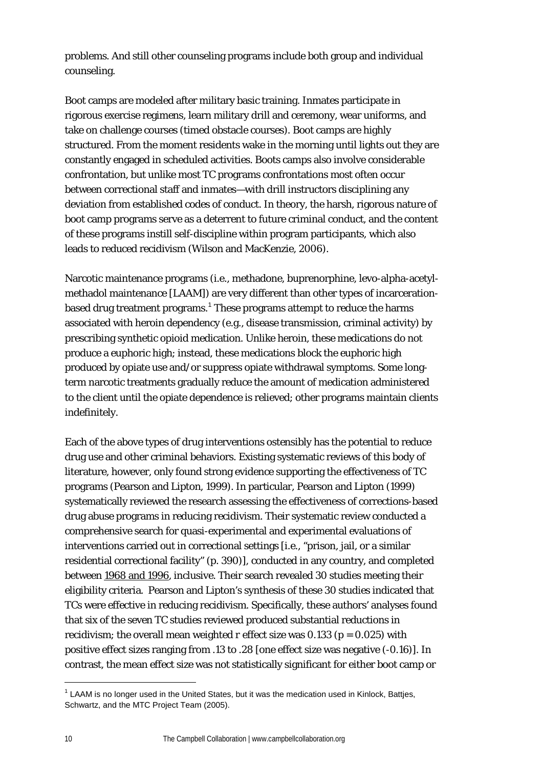problems. And still other counseling programs include both group and individual counseling.

Boot camps are modeled after military basic training. Inmates participate in rigorous exercise regimens, learn military drill and ceremony, wear uniforms, and take on challenge courses (timed obstacle courses). Boot camps are highly structured. From the moment residents wake in the morning until lights out they are constantly engaged in scheduled activities. Boots camps also involve considerable confrontation, but unlike most TC programs confrontations most often occur between correctional staff and inmates—with drill instructors disciplining any deviation from established codes of conduct. In theory, the harsh, rigorous nature of boot camp programs serve as a deterrent to future criminal conduct, and the content of these programs instill self-discipline within program participants, which also leads to reduced recidivism (Wilson and MacKenzie, 2006).

Narcotic maintenance programs (i.e., methadone, buprenorphine, levo-alpha-acetyl-methadol maintenance [LAAM]) are very different than other types of incarceration-based drug treatment programs.[1] These programs attempt to reduce the harms associated with heroin dependency (e.g., disease transmission, criminal activity) by prescribing synthetic opioid medication. Unlike heroin, these medications do not produce a euphoric high; instead, these medications block the euphoric high produced by opiate use and/or suppress opiate withdrawal symptoms. Some long-term narcotic treatments gradually reduce the amount of medication administered to the client until the opiate dependence is relieved; other programs maintain clients indefinitely.

Each of the above types of drug interventions ostensibly has the potential to reduce drug use and other criminal behaviors. Existing systematic reviews of this body of literature, however, only found strong evidence supporting the effectiveness of TC programs (Pearson and Lipton, 1999). In particular, Pearson and Lipton (1999) systematically reviewed the research assessing the effectiveness of corrections-based drug abuse programs in reducing recidivism. Their systematic review conducted a comprehensive search for quasi-experimental and experimental evaluations of interventions carried out in correctional settings [i.e., "prison, jail, or a similar residential correctional facility" (p. 390)], conducted in any country, and completed between 1968 and 1996, inclusive. Their search revealed 30 studies meeting their eligibility criteria. Pearson and Lipton's synthesis of these 30 studies indicated that TCs were effective in reducing recidivism. Specifically, these authors' analyses found that six of the seven TC studies reviewed produced substantial reductions in recidivism; the overall mean weighted r effect size was 0.133 ($p = 0.025$) with positive effect sizes ranging from .13 to .28 [one effect size was negative (-0.16)]. In contrast, the mean effect size was not statistically significant for either boot camp or

[1] LAAM is no longer used in the United States, but it was the medication used in Kinlock, Battjes, Schwartz, and the MTC Project Team (2005).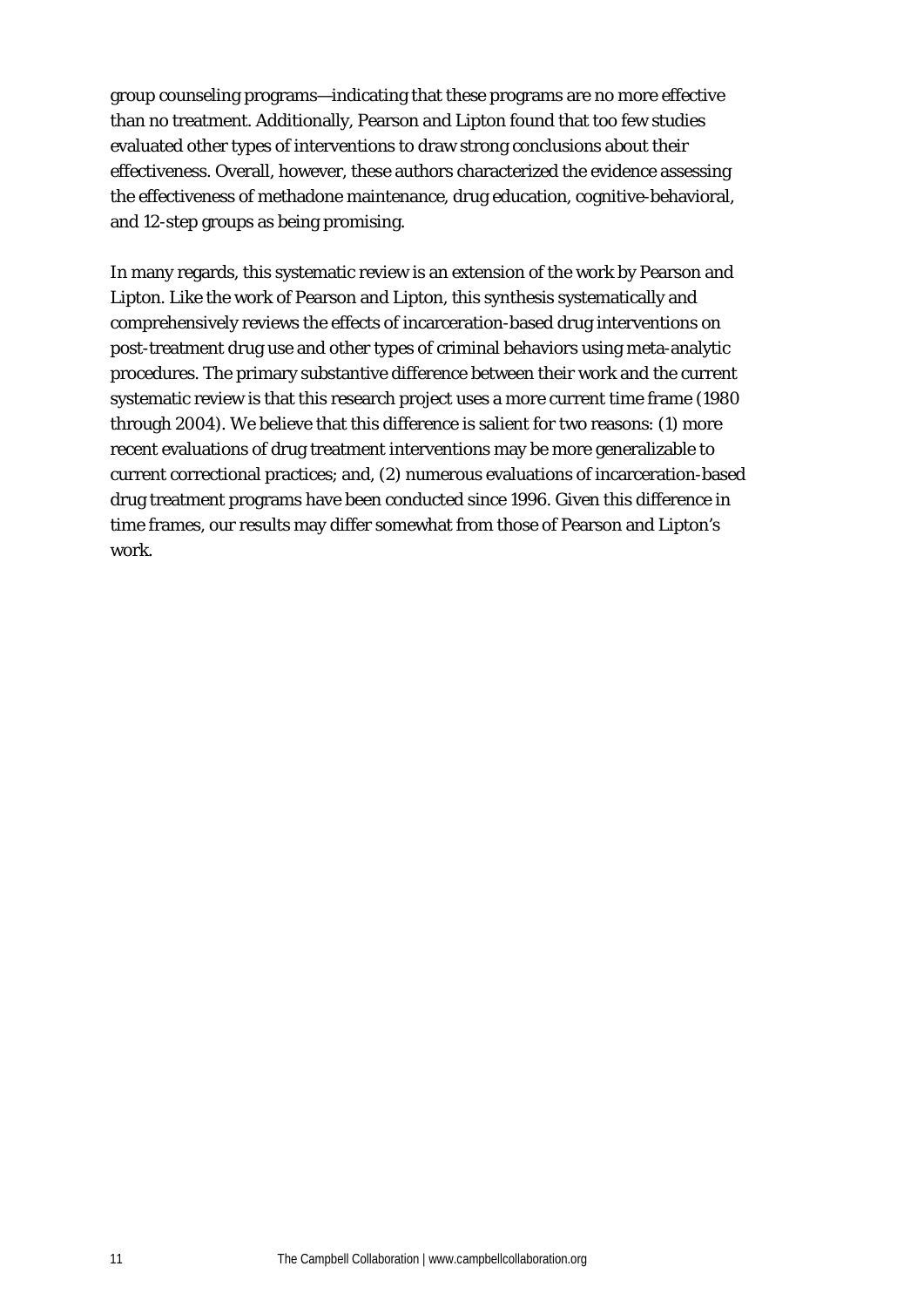group counseling programs—indicating that these programs are no more effective than no treatment. Additionally, Pearson and Lipton found that too few studies evaluated other types of interventions to draw strong conclusions about their effectiveness. Overall, however, these authors characterized the evidence assessing the effectiveness of methadone maintenance, drug education, cognitive-behavioral, and 12-step groups as being promising.

In many regards, this systematic review is an extension of the work by Pearson and Lipton. Like the work of Pearson and Lipton, this synthesis systematically and comprehensively reviews the effects of incarceration-based drug interventions on post-treatment drug use and other types of criminal behaviors using meta-analytic procedures. The primary substantive difference between their work and the current systematic review is that this research project uses a more current time frame (1980 through 2004). We believe that this difference is salient for two reasons: (1) more recent evaluations of drug treatment interventions may be more generalizable to current correctional practices; and, (2) numerous evaluations of incarceration-based drug treatment programs have been conducted since 1996. Given this difference in time frames, our results may differ somewhat from those of Pearson and Lipton's work.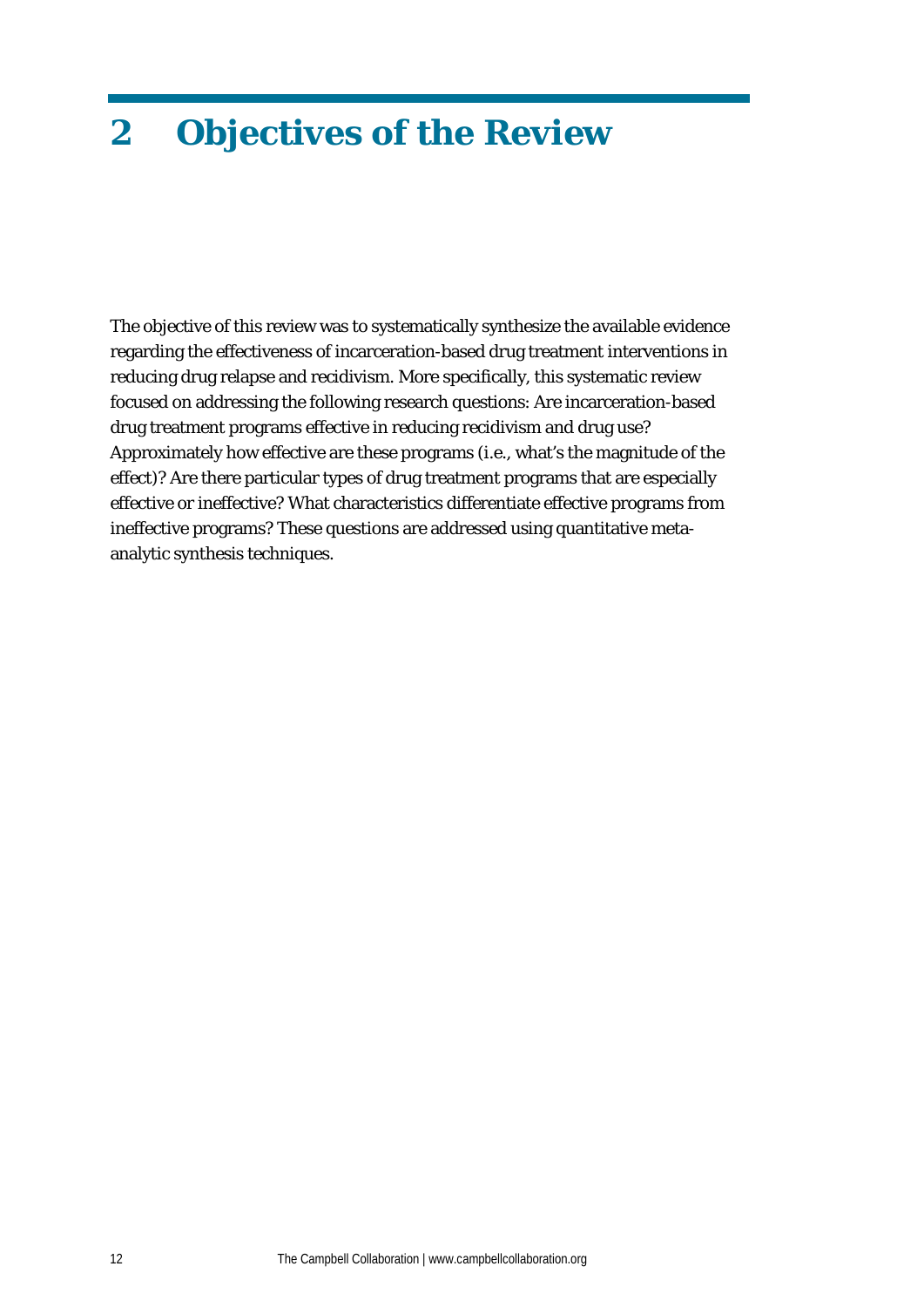# 2 Objectives of the Review

The objective of this review was to systematically synthesize the available evidence regarding the effectiveness of incarceration-based drug treatment interventions in reducing drug relapse and recidivism. More specifically, this systematic review focused on addressing the following research questions: Are incarceration-based drug treatment programs effective in reducing recidivism and drug use? Approximately how effective are these programs (i.e., what's the magnitude of the effect)? Are there particular types of drug treatment programs that are especially effective or ineffective? What characteristics differentiate effective programs from ineffective programs? These questions are addressed using quantitative meta-analytic synthesis techniques.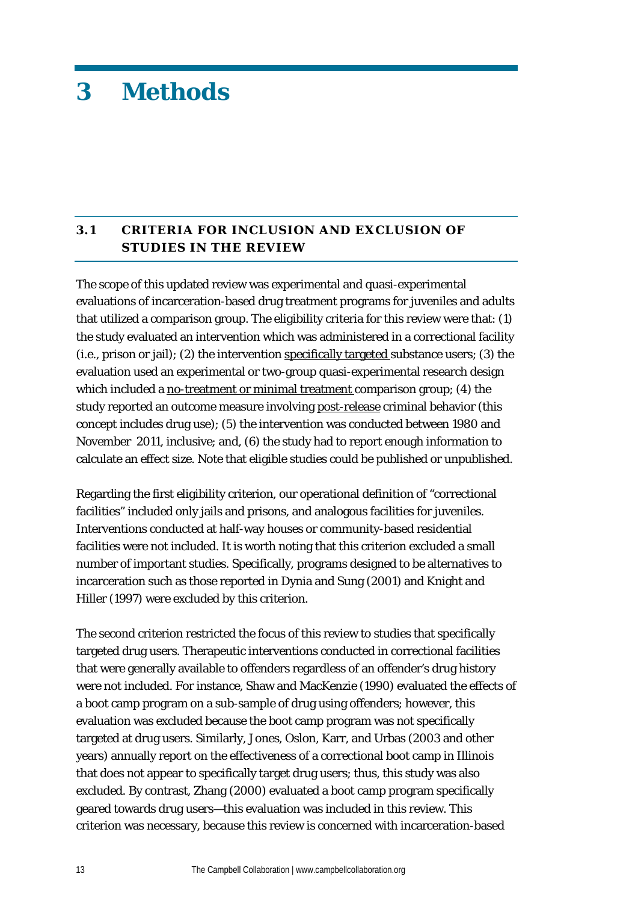# 3 Methods

## 3.1 CRITERIA FOR INCLUSION AND EXCLUSION OF STUDIES IN THE REVIEW

The scope of this updated review was experimental and quasi-experimental evaluations of incarceration-based drug treatment programs for juveniles and adults that utilized a comparison group. The eligibility criteria for this review were that: (1) the study evaluated an intervention which was administered in a correctional facility (i.e., prison or jail); (2) the intervention specifically targeted substance users; (3) the evaluation used an experimental or two-group quasi-experimental research design which included a no-treatment or minimal treatment comparison group; (4) the study reported an outcome measure involving post-release criminal behavior (this concept includes drug use); (5) the intervention was conducted between 1980 and November 2011, inclusive; and, (6) the study had to report enough information to calculate an effect size. Note that eligible studies could be published or unpublished.

Regarding the first eligibility criterion, our operational definition of "correctional facilities" included only jails and prisons, and analogous facilities for juveniles. Interventions conducted at half-way houses or community-based residential facilities were not included. It is worth noting that this criterion excluded a small number of important studies. Specifically, programs designed to be alternatives to incarceration such as those reported in Dynia and Sung (2001) and Knight and Hiller (1997) were excluded by this criterion.

The second criterion restricted the focus of this review to studies that specifically targeted drug users. Therapeutic interventions conducted in correctional facilities that were generally available to offenders regardless of an offender's drug history were not included. For instance, Shaw and MacKenzie (1990) evaluated the effects of a boot camp program on a sub-sample of drug using offenders; however, this evaluation was excluded because the boot camp program was not specifically targeted at drug users. Similarly, Jones, Oslon, Karr, and Urbas (2003 and other years) annually report on the effectiveness of a correctional boot camp in Illinois that does not appear to specifically target drug users; thus, this study was also excluded. By contrast, Zhang (2000) evaluated a boot camp program specifically geared towards drug users—this evaluation was included in this review. This criterion was necessary, because this review is concerned with incarceration-based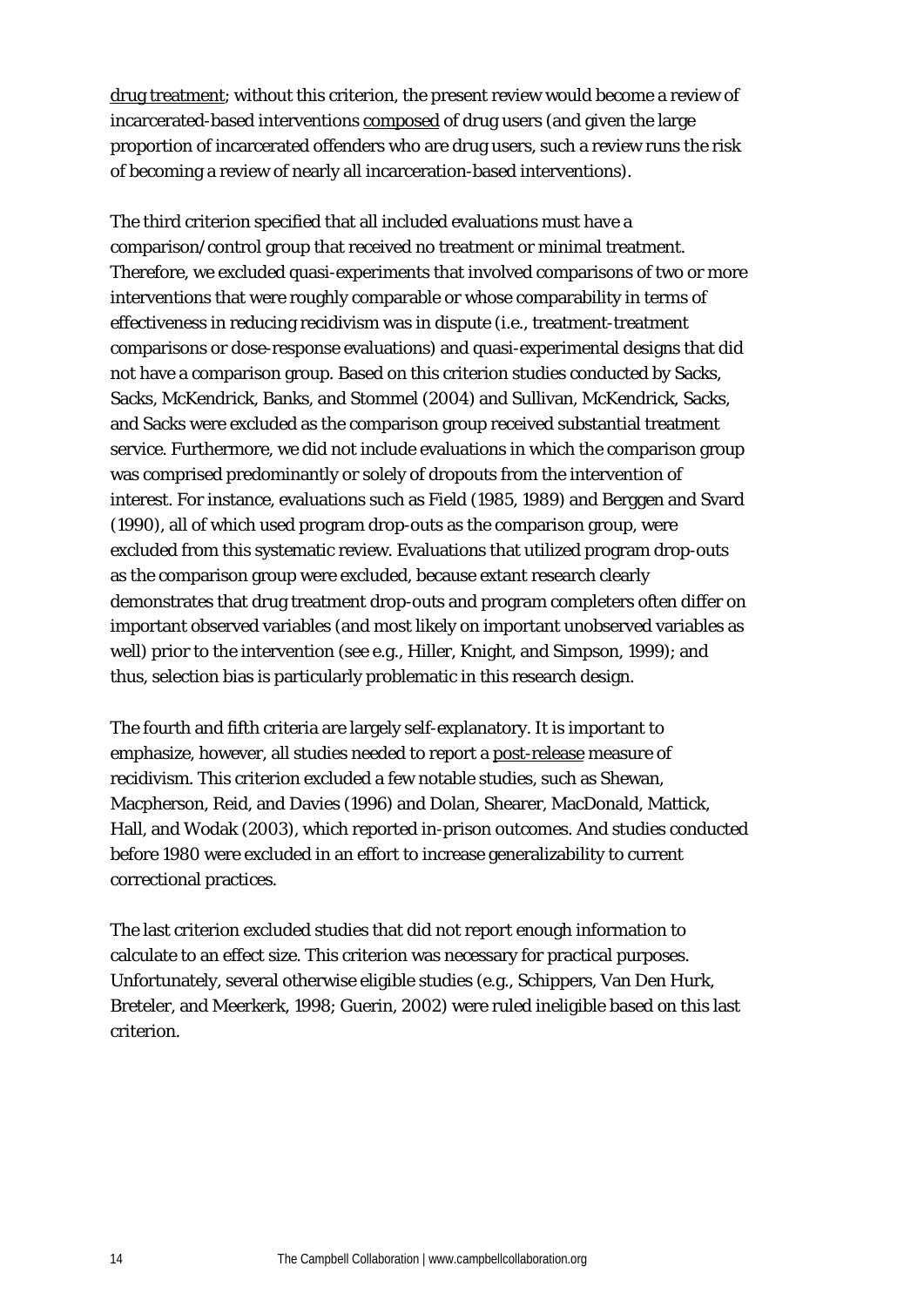drug treatment; without this criterion, the present review would become a review of incarcerated-based interventions composed of drug users (and given the large proportion of incarcerated offenders who are drug users, such a review runs the risk of becoming a review of nearly all incarceration-based interventions).

The third criterion specified that all included evaluations must have a comparison/control group that received no treatment or minimal treatment. Therefore, we excluded quasi-experiments that involved comparisons of two or more interventions that were roughly comparable or whose comparability in terms of effectiveness in reducing recidivism was in dispute (i.e., treatment-treatment comparisons or dose-response evaluations) and quasi-experimental designs that did not have a comparison group. Based on this criterion studies conducted by Sacks, Sacks, McKendrick, Banks, and Stommel (2004) and Sullivan, McKendrick, Sacks, and Sacks were excluded as the comparison group received substantial treatment service. Furthermore, we did not include evaluations in which the comparison group was comprised predominantly or solely of dropouts from the intervention of interest. For instance, evaluations such as Field (1985, 1989) and Berggen and Svard (1990), all of which used program drop-outs as the comparison group, were excluded from this systematic review. Evaluations that utilized program drop-outs as the comparison group were excluded, because extant research clearly demonstrates that drug treatment drop-outs and program completers often differ on important observed variables (and most likely on important unobserved variables as well) prior to the intervention (see e.g., Hiller, Knight, and Simpson, 1999); and thus, selection bias is particularly problematic in this research design.

The fourth and fifth criteria are largely self-explanatory. It is important to emphasize, however, all studies needed to report a post-release measure of recidivism. This criterion excluded a few notable studies, such as Shewan, Macpherson, Reid, and Davies (1996) and Dolan, Shearer, MacDonald, Mattick, Hall, and Wodak (2003), which reported in-prison outcomes. And studies conducted before 1980 were excluded in an effort to increase generalizability to current correctional practices.

The last criterion excluded studies that did not report enough information to calculate to an effect size. This criterion was necessary for practical purposes. Unfortunately, several otherwise eligible studies (e.g., Schippers, Van Den Hurk, Breteler, and Meerkerk, 1998; Guerin, 2002) were ruled ineligible based on this last criterion.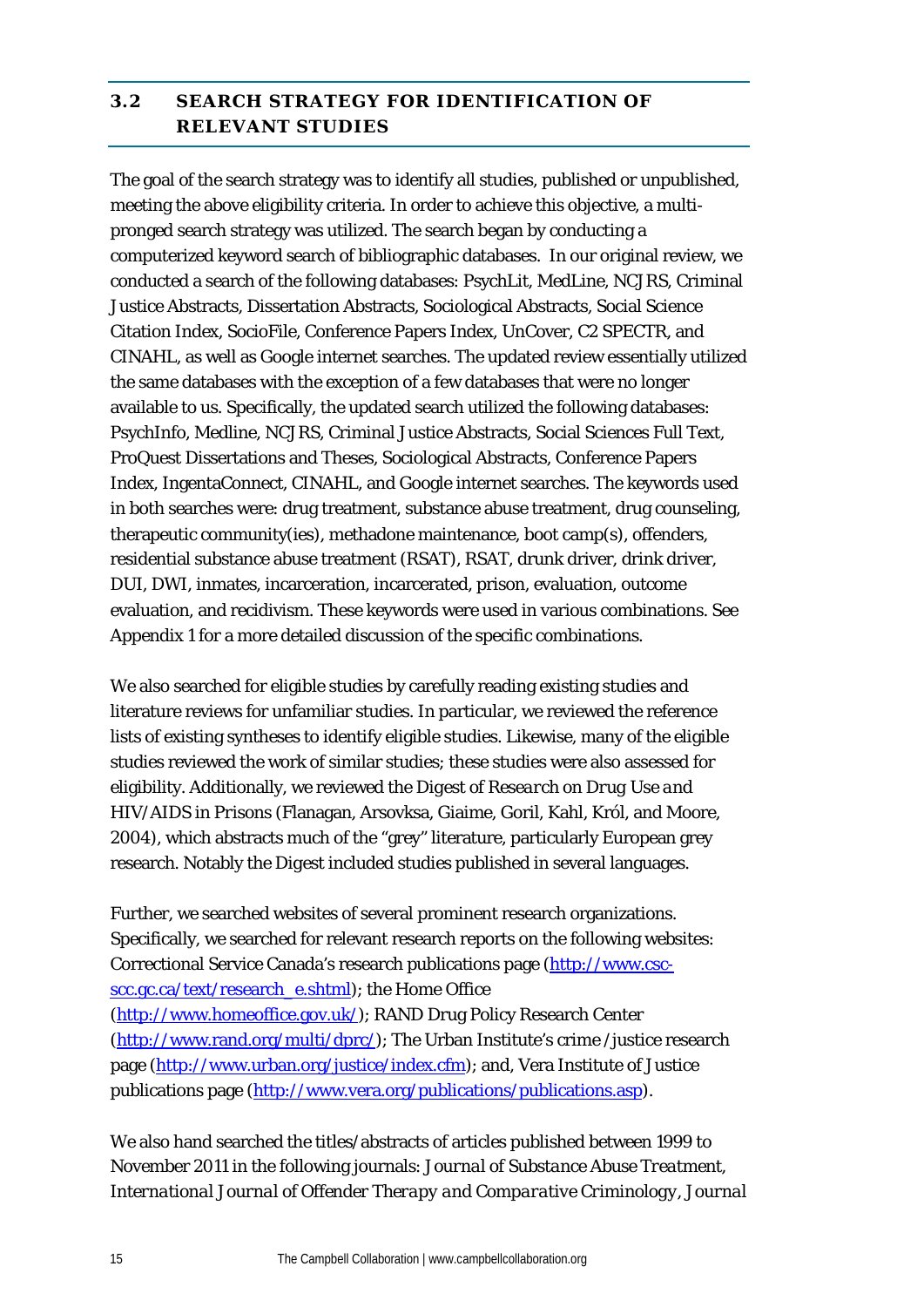## 3.2 SEARCH STRATEGY FOR IDENTIFICATION OF RELEVANT STUDIES

The goal of the search strategy was to identify all studies, published or unpublished, meeting the above eligibility criteria. In order to achieve this objective, a multi-pronged search strategy was utilized. The search began by conducting a computerized keyword search of bibliographic databases. In our original review, we conducted a search of the following databases: PsychLit, MedLine, NCJRS, Criminal Justice Abstracts, Dissertation Abstracts, Sociological Abstracts, Social Science Citation Index, SocioFile, Conference Papers Index, UnCover, C2 SPECTR, and CINAHL, as well as Google internet searches. The updated review essentially utilized the same databases with the exception of a few databases that were no longer available to us. Specifically, the updated search utilized the following databases: PsychInfo, Medline, NCJRS, Criminal Justice Abstracts, Social Sciences Full Text, ProQuest Dissertations and Theses, Sociological Abstracts, Conference Papers Index, IngentaConnect, CINAHL, and Google internet searches. The keywords used in both searches were: drug treatment, substance abuse treatment, drug counseling, therapeutic community(ies), methadone maintenance, boot camp(s), offenders, residential substance abuse treatment (RSAT), RSAT, drunk driver, drink driver, DUI, DWI, inmates, incarceration, incarcerated, prison, evaluation, outcome evaluation, and recidivism. These keywords were used in various combinations. See Appendix 1 for a more detailed discussion of the specific combinations.

We also searched for eligible studies by carefully reading existing studies and literature reviews for unfamiliar studies. In particular, we reviewed the reference lists of existing syntheses to identify eligible studies. Likewise, many of the eligible studies reviewed the work of similar studies; these studies were also assessed for eligibility. Additionally, we reviewed the *Digest of Research on Drug Use and HIV/AIDS in Prisons* (Flanagan, Arsovksa, Giaime, Goril, Kahl, Król, and Moore, 2004), which abstracts much of the "grey" literature, particularly European grey research. Notably the Digest included studies published in several languages.

Further, we searched websites of several prominent research organizations. Specifically, we searched for relevant research reports on the following websites: Correctional Service Canada's research publications page (http://www.csc-scc.gc.ca/text/research_e.shtml); the Home Office (http://www.homeoffice.gov.uk/); RAND Drug Policy Research Center (http://www.rand.org/multi/dprc/); The Urban Institute's crime /justice research page (http://www.urban.org/justice/index.cfm); and, Vera Institute of Justice publications page (http://www.vera.org/publications/publications.asp).

We also hand searched the titles/abstracts of articles published between 1999 to November 2011 in the following journals: *Journal of Substance Abuse Treatment*, *International Journal of Offender Therapy and Comparative Criminology*, *Journal*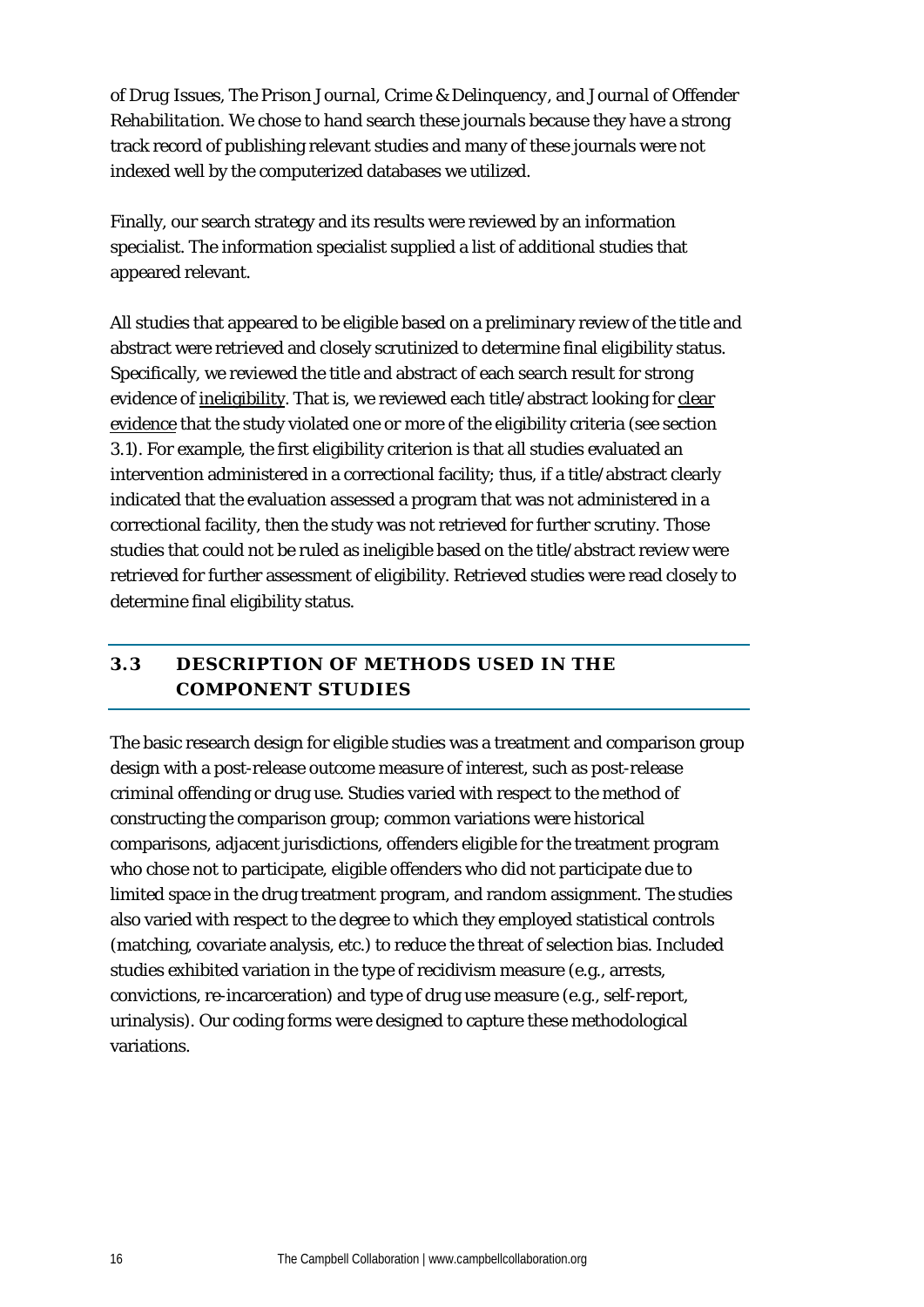*of Drug Issues*, *The Prison Journal*, *Crime & Delinquency*, and *Journal of Offender Rehabilitation*. We chose to hand search these journals because they have a strong track record of publishing relevant studies and many of these journals were not indexed well by the computerized databases we utilized.

Finally, our search strategy and its results were reviewed by an information specialist. The information specialist supplied a list of additional studies that appeared relevant.

All studies that appeared to be eligible based on a preliminary review of the title and abstract were retrieved and closely scrutinized to determine final eligibility status. Specifically, we reviewed the title and abstract of each search result for strong evidence of <u>ineligibility</u>. That is, we reviewed each title/abstract looking for <u>clear evidence</u> that the study violated one or more of the eligibility criteria (see section 3.1). For example, the first eligibility criterion is that all studies evaluated an intervention administered in a correctional facility; thus, if a title/abstract clearly indicated that the evaluation assessed a program that was not administered in a correctional facility, then the study was not retrieved for further scrutiny. Those studies that could not be ruled as ineligible based on the title/abstract review were retrieved for further assessment of eligibility. Retrieved studies were read closely to determine final eligibility status.

## 3.3 DESCRIPTION OF METHODS USED IN THE COMPONENT STUDIES

The basic research design for eligible studies was a treatment and comparison group design with a post-release outcome measure of interest, such as post-release criminal offending or drug use. Studies varied with respect to the method of constructing the comparison group; common variations were historical comparisons, adjacent jurisdictions, offenders eligible for the treatment program who chose not to participate, eligible offenders who did not participate due to limited space in the drug treatment program, and random assignment. The studies also varied with respect to the degree to which they employed statistical controls (matching, covariate analysis, etc.) to reduce the threat of selection bias. Included studies exhibited variation in the type of recidivism measure (e.g., arrests, convictions, re-incarceration) and type of drug use measure (e.g., self-report, urinalysis). Our coding forms were designed to capture these methodological variations.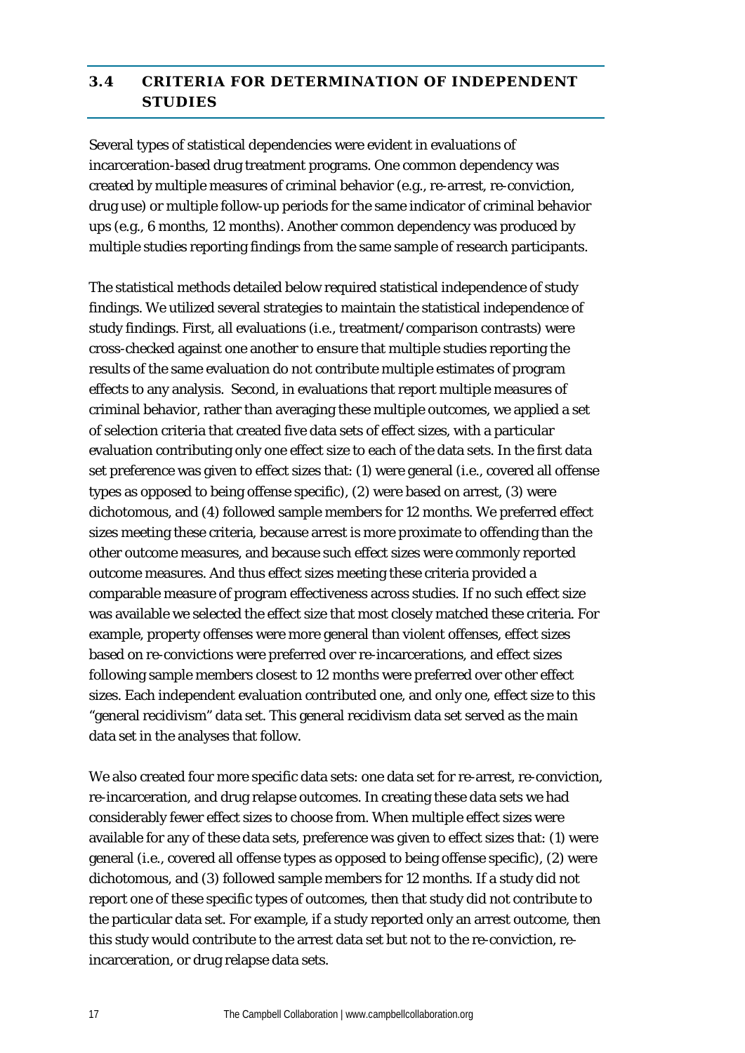## 3.4 CRITERIA FOR DETERMINATION OF INDEPENDENT STUDIES

Several types of statistical dependencies were evident in evaluations of incarceration-based drug treatment programs. One common dependency was created by multiple measures of criminal behavior (e.g., re-arrest, re-conviction, drug use) or multiple follow-up periods for the same indicator of criminal behavior ups (e.g., 6 months, 12 months). Another common dependency was produced by multiple studies reporting findings from the same sample of research participants.

The statistical methods detailed below required statistical independence of study findings. We utilized several strategies to maintain the statistical independence of study findings. First, all evaluations (i.e., treatment/comparison contrasts) were cross-checked against one another to ensure that multiple studies reporting the results of the same evaluation do not contribute multiple estimates of program effects to any analysis. Second, in evaluations that report multiple measures of criminal behavior, rather than averaging these multiple outcomes, we applied a set of selection criteria that created five data sets of effect sizes, with a particular evaluation contributing only one effect size to each of the data sets. In the first data set preference was given to effect sizes that: (1) were general (i.e., covered all offense types as opposed to being offense specific), (2) were based on arrest, (3) were dichotomous, and (4) followed sample members for 12 months. We preferred effect sizes meeting these criteria, because arrest is more proximate to offending than the other outcome measures, and because such effect sizes were commonly reported outcome measures. And thus effect sizes meeting these criteria provided a comparable measure of program effectiveness across studies. If no such effect size was available we selected the effect size that most closely matched these criteria. For example, property offenses were more general than violent offenses, effect sizes based on re-convictions were preferred over re-incarcerations, and effect sizes following sample members closest to 12 months were preferred over other effect sizes. Each independent evaluation contributed one, and only one, effect size to this "general recidivism" data set. This general recidivism data set served as the main data set in the analyses that follow.

We also created four more specific data sets: one data set for re-arrest, re-conviction, re-incarceration, and drug relapse outcomes. In creating these data sets we had considerably fewer effect sizes to choose from. When multiple effect sizes were available for any of these data sets, preference was given to effect sizes that: (1) were general (i.e., covered all offense types as opposed to being offense specific), (2) were dichotomous, and (3) followed sample members for 12 months. If a study did not report one of these specific types of outcomes, then that study did not contribute to the particular data set. For example, if a study reported only an arrest outcome, then this study would contribute to the arrest data set but not to the re-conviction, re-incarceration, or drug relapse data sets.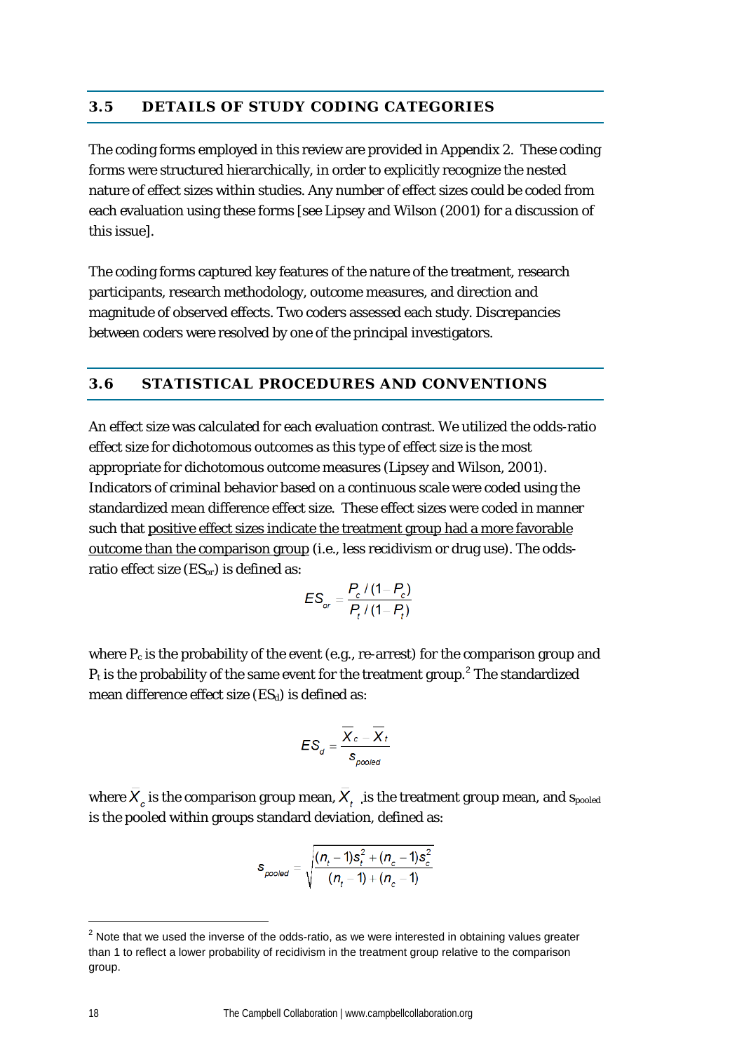## 3.5 DETAILS OF STUDY CODING CATEGORIES

The coding forms employed in this review are provided in Appendix 2. These coding forms were structured hierarchically, in order to explicitly recognize the nested nature of effect sizes within studies. Any number of effect sizes could be coded from each evaluation using these forms [see Lipsey and Wilson (2001) for a discussion of this issue].

The coding forms captured key features of the nature of the treatment, research participants, research methodology, outcome measures, and direction and magnitude of observed effects. Two coders assessed each study. Discrepancies between coders were resolved by one of the principal investigators.

## 3.6 STATISTICAL PROCEDURES AND CONVENTIONS

An effect size was calculated for each evaluation contrast. We utilized the odds-ratio effect size for dichotomous outcomes as this type of effect size is the most appropriate for dichotomous outcome measures (Lipsey and Wilson, 2001). Indicators of criminal behavior based on a continuous scale were coded using the standardized mean difference effect size. These effect sizes were coded in manner such that <u>positive effect sizes indicate the treatment group had a more favorable outcome than the comparison group</u> (i.e., less recidivism or drug use). The odds-ratio effect size ($ES_{or}$) is defined as:

$$ES_{or} = \frac{P_c / (1 - P_c)}{P_t / (1 - P_t)}$$

where $P_c$ is the probability of the event (e.g., re-arrest) for the comparison group and $P_t$ is the probability of the same event for the treatment group.[2] The standardized mean difference effect size ($ES_d$) is defined as:

$$ES_d = \frac{\overline{X}_c - \overline{X}_t}{s_{pooled}}$$

where $\overline{X}_c$ is the comparison group mean, $\overline{X}_t$ .is the treatment group mean, and $s_{pooled}$ is the pooled within groups standard deviation, defined as:

$$s_{pooled} = \sqrt{\frac{(n_t - 1)s_t^2 + (n_c - 1)s_c^2}{(n_t - 1) + (n_c - 1)}}$$

---

[2] Note that we used the inverse of the odds-ratio, as we were interested in obtaining values greater than 1 to reflect a lower probability of recidivism in the treatment group relative to the comparison group.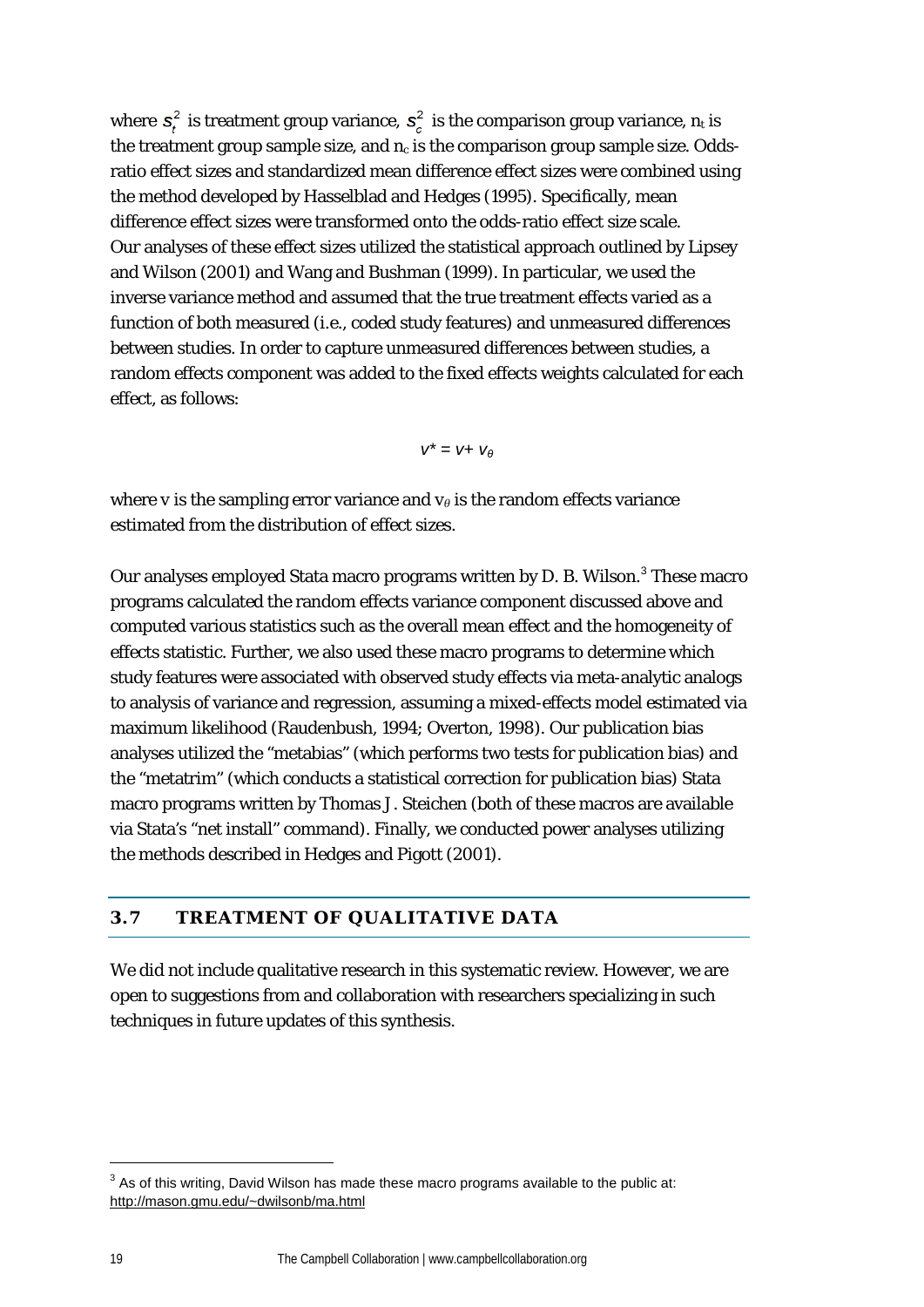where $s_t^2$ is treatment group variance, $s_c^2$ is the comparison group variance, $n_t$ is the treatment group sample size, and $n_c$ is the comparison group sample size. Odds-ratio effect sizes and standardized mean difference effect sizes were combined using the method developed by Hasselblad and Hedges (1995). Specifically, mean difference effect sizes were transformed onto the odds-ratio effect size scale. Our analyses of these effect sizes utilized the statistical approach outlined by Lipsey and Wilson (2001) and Wang and Bushman (1999). In particular, we used the inverse variance method and assumed that the true treatment effects varied as a function of both measured (i.e., coded study features) and unmeasured differences between studies. In order to capture unmeasured differences between studies, a random effects component was added to the fixed effects weights calculated for each effect, as follows:

$$v^* = v + v_\theta$$

where v is the sampling error variance and $v_\theta$ is the random effects variance estimated from the distribution of effect sizes.

Our analyses employed Stata macro programs written by D. B. Wilson.[3] These macro programs calculated the random effects variance component discussed above and computed various statistics such as the overall mean effect and the homogeneity of effects statistic. Further, we also used these macro programs to determine which study features were associated with observed study effects via meta-analytic analogs to analysis of variance and regression, assuming a mixed-effects model estimated via maximum likelihood (Raudenbush, 1994; Overton, 1998). Our publication bias analyses utilized the "metabias" (which performs two tests for publication bias) and the "metatrim" (which conducts a statistical correction for publication bias) Stata macro programs written by Thomas J. Steichen (both of these macros are available via Stata's "net install" command). Finally, we conducted power analyses utilizing the methods described in Hedges and Pigott (2001).

## 3.7 TREATMENT OF QUALITATIVE DATA

We did not include qualitative research in this systematic review. However, we are open to suggestions from and collaboration with researchers specializing in such techniques in future updates of this synthesis.

[3] As of this writing, David Wilson has made these macro programs available to the public at: http://mason.gmu.edu/~dwilsonb/ma.html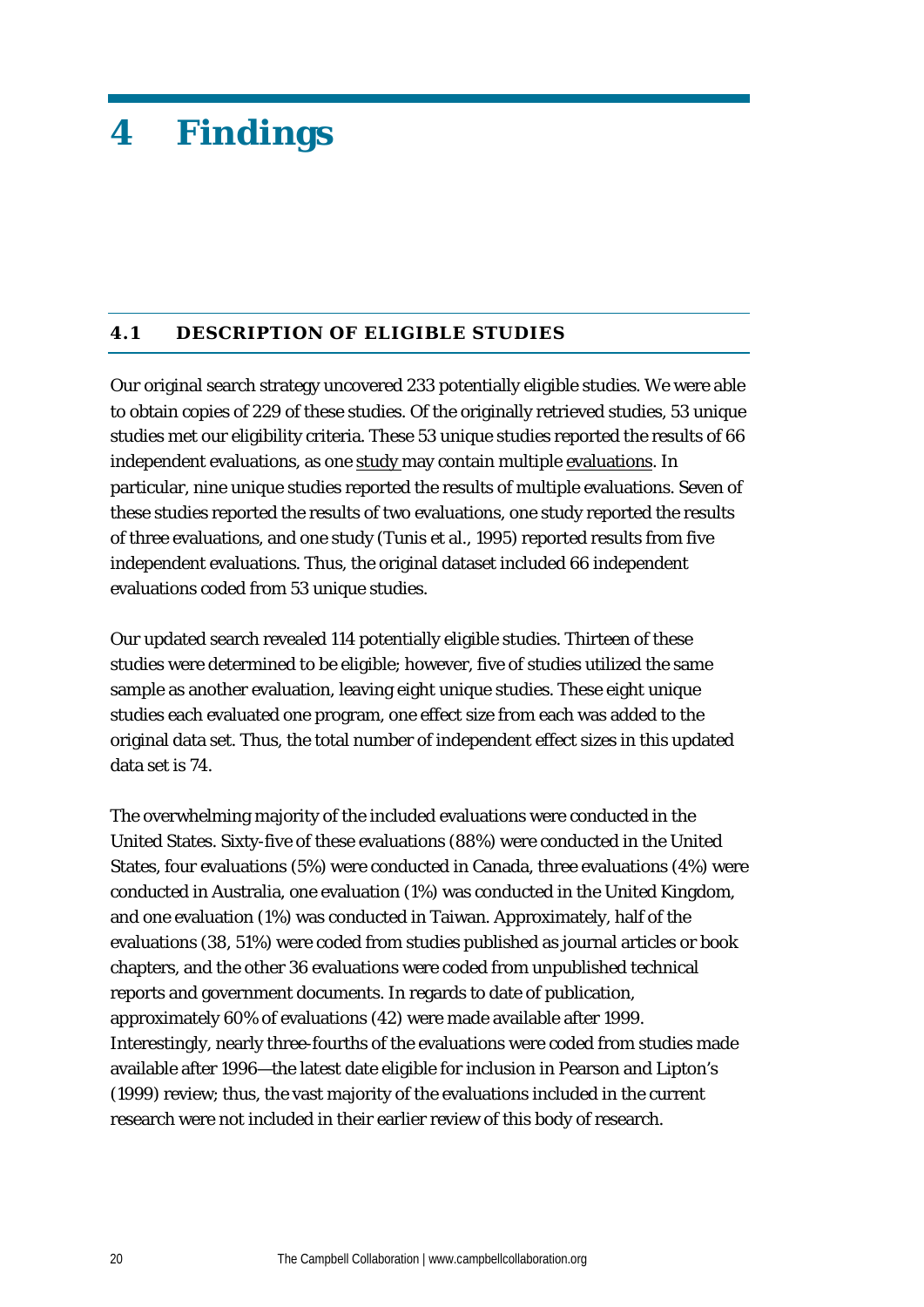# 4 Findings

## 4.1 DESCRIPTION OF ELIGIBLE STUDIES

Our original search strategy uncovered 233 potentially eligible studies. We were able to obtain copies of 229 of these studies. Of the originally retrieved studies, 53 unique studies met our eligibility criteria. These 53 unique studies reported the results of 66 independent evaluations, as one study may contain multiple evaluations. In particular, nine unique studies reported the results of multiple evaluations. Seven of these studies reported the results of two evaluations, one study reported the results of three evaluations, and one study (Tunis et al., 1995) reported results from five independent evaluations. Thus, the original dataset included 66 independent evaluations coded from 53 unique studies.

Our updated search revealed 114 potentially eligible studies. Thirteen of these studies were determined to be eligible; however, five of studies utilized the same sample as another evaluation, leaving eight unique studies. These eight unique studies each evaluated one program, one effect size from each was added to the original data set. Thus, the total number of independent effect sizes in this updated data set is 74.

The overwhelming majority of the included evaluations were conducted in the United States. Sixty-five of these evaluations (88%) were conducted in the United States, four evaluations (5%) were conducted in Canada, three evaluations (4%) were conducted in Australia, one evaluation (1%) was conducted in the United Kingdom, and one evaluation (1%) was conducted in Taiwan. Approximately, half of the evaluations (38, 51%) were coded from studies published as journal articles or book chapters, and the other 36 evaluations were coded from unpublished technical reports and government documents. In regards to date of publication, approximately 60% of evaluations (42) were made available after 1999. Interestingly, nearly three-fourths of the evaluations were coded from studies made available after 1996—the latest date eligible for inclusion in Pearson and Lipton's (1999) review; thus, the vast majority of the evaluations included in the current research were not included in their earlier review of this body of research.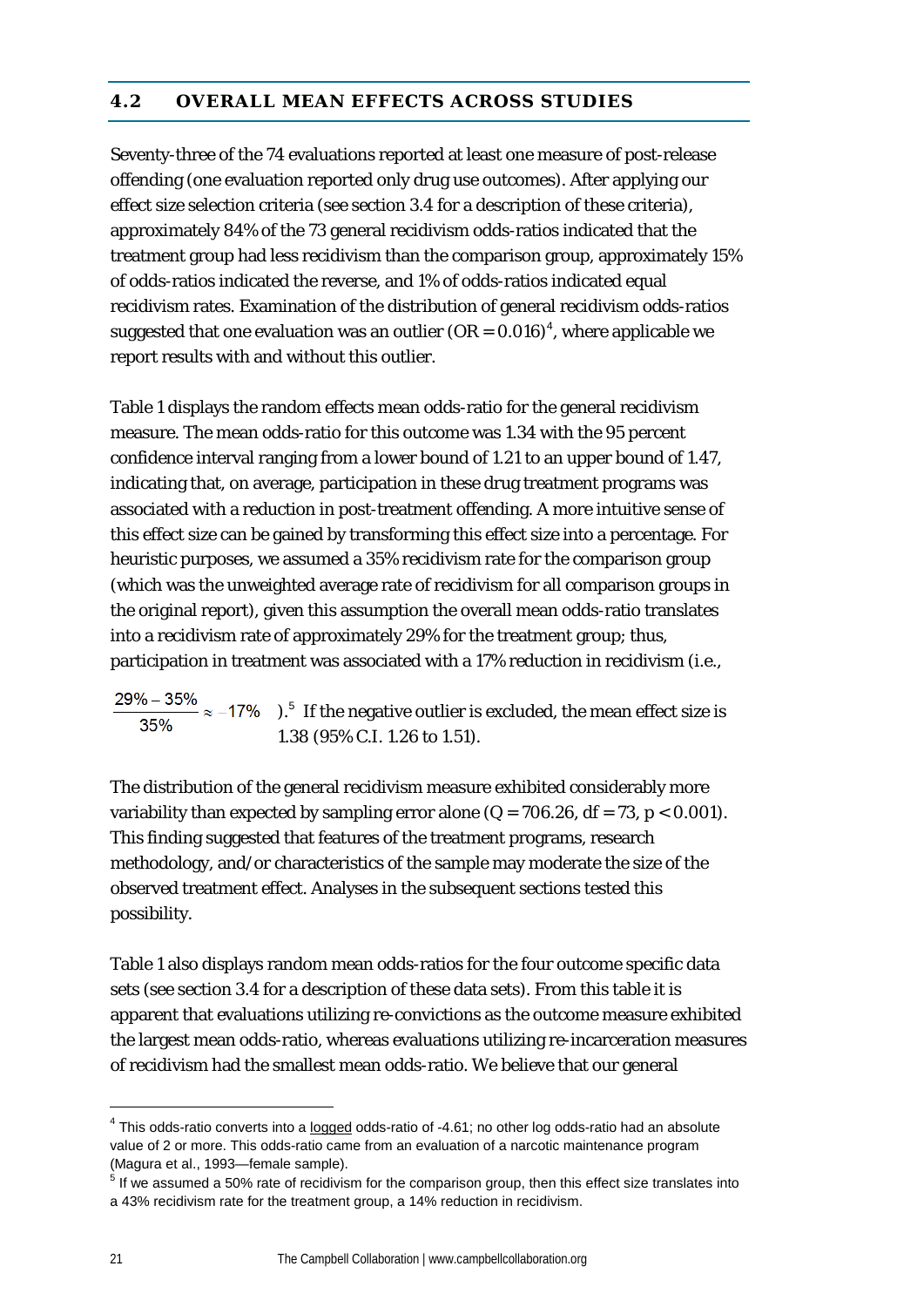## 4.2 OVERALL MEAN EFFECTS ACROSS STUDIES

Seventy-three of the 74 evaluations reported at least one measure of post-release offending (one evaluation reported only drug use outcomes). After applying our effect size selection criteria (see section 3.4 for a description of these criteria), approximately 84% of the 73 general recidivism odds-ratios indicated that the treatment group had less recidivism than the comparison group, approximately 15% of odds-ratios indicated the reverse, and 1% of odds-ratios indicated equal recidivism rates. Examination of the distribution of general recidivism odds-ratios suggested that one evaluation was an outlier (OR = 0.016)[4], where applicable we report results with and without this outlier.

Table 1 displays the random effects mean odds-ratio for the general recidivism measure. The mean odds-ratio for this outcome was 1.34 with the 95 percent confidence interval ranging from a lower bound of 1.21 to an upper bound of 1.47, indicating that, on average, participation in these drug treatment programs was associated with a reduction in post-treatment offending. A more intuitive sense of this effect size can be gained by transforming this effect size into a percentage. For heuristic purposes, we assumed a 35% recidivism rate for the comparison group (which was the unweighted average rate of recidivism for all comparison groups in the original report), given this assumption the overall mean odds-ratio translates into a recidivism rate of approximately 29% for the treatment group; thus, participation in treatment was associated with a 17% reduction in recidivism (i.e., $\frac{29\% - 35\%}{35\%} \approx -17\%$ ).[5] If the negative outlier is excluded, the mean effect size is 1.38 (95% C.I. 1.26 to 1.51).

The distribution of the general recidivism measure exhibited considerably more variability than expected by sampling error alone ($Q = 706.26$, $df = 73$, $p < 0.001$). This finding suggested that features of the treatment programs, research methodology, and/or characteristics of the sample may moderate the size of the observed treatment effect. Analyses in the subsequent sections tested this possibility.

Table 1 also displays random mean odds-ratios for the four outcome specific data sets (see section 3.4 for a description of these data sets). From this table it is apparent that evaluations utilizing re-convictions as the outcome measure exhibited the largest mean odds-ratio, whereas evaluations utilizing re-incarceration measures of recidivism had the smallest mean odds-ratio. We believe that our general

---

[4] This odds-ratio converts into a logged odds-ratio of -4.61; no other log odds-ratio had an absolute value of 2 or more. This odds-ratio came from an evaluation of a narcotic maintenance program (Magura et al., 1993—female sample).

[5] If we assumed a 50% rate of recidivism for the comparison group, then this effect size translates into a 43% recidivism rate for the treatment group, a 14% reduction in recidivism.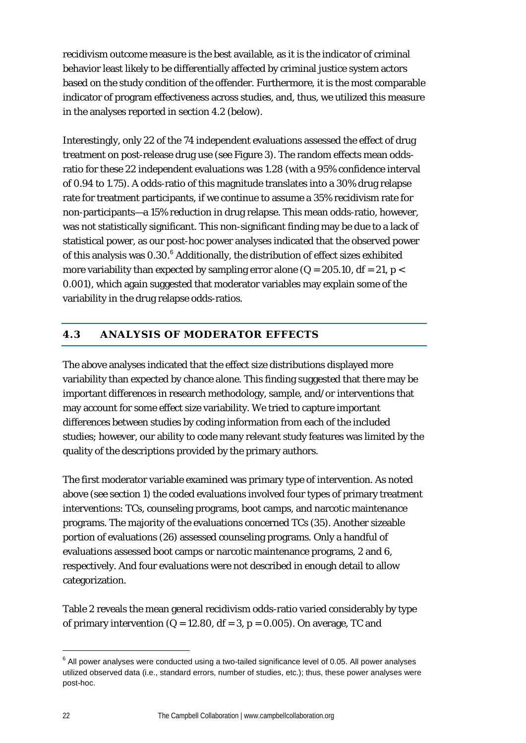recidivism outcome measure is the best available, as it is the indicator of criminal behavior least likely to be differentially affected by criminal justice system actors based on the study condition of the offender. Furthermore, it is the most comparable indicator of program effectiveness across studies, and, thus, we utilized this measure in the analyses reported in section 4.2 (below).

Interestingly, only 22 of the 74 independent evaluations assessed the effect of drug treatment on post-release drug use (see Figure 3). The random effects mean odds-ratio for these 22 independent evaluations was 1.28 (with a 95% confidence interval of 0.94 to 1.75). A odds-ratio of this magnitude translates into a 30% drug relapse rate for treatment participants, if we continue to assume a 35% recidivism rate for non-participants—a 15% reduction in drug relapse. This mean odds-ratio, however, was not statistically significant. This non-significant finding may be due to a lack of statistical power, as our post-hoc power analyses indicated that the observed power of this analysis was 0.30.[6] Additionally, the distribution of effect sizes exhibited more variability than expected by sampling error alone ($Q = 205.10$, $df = 21$, $p < 0.001$), which again suggested that moderator variables may explain some of the variability in the drug relapse odds-ratios.

## 4.3 ANALYSIS OF MODERATOR EFFECTS

The above analyses indicated that the effect size distributions displayed more variability than expected by chance alone. This finding suggested that there may be important differences in research methodology, sample, and/or interventions that may account for some effect size variability. We tried to capture important differences between studies by coding information from each of the included studies; however, our ability to code many relevant study features was limited by the quality of the descriptions provided by the primary authors.

The first moderator variable examined was primary type of intervention. As noted above (see section 1) the coded evaluations involved four types of primary treatment interventions: TCs, counseling programs, boot camps, and narcotic maintenance programs. The majority of the evaluations concerned TCs (35). Another sizeable portion of evaluations (26) assessed counseling programs. Only a handful of evaluations assessed boot camps or narcotic maintenance programs, 2 and 6, respectively. And four evaluations were not described in enough detail to allow categorization.

Table 2 reveals the mean general recidivism odds-ratio varied considerably by type of primary intervention ($Q = 12.80$, $df = 3$, $p = 0.005$). On average, TC and

[6] All power analyses were conducted using a two-tailed significance level of 0.05. All power analyses utilized observed data (i.e., standard errors, number of studies, etc.); thus, these power analyses were post-hoc.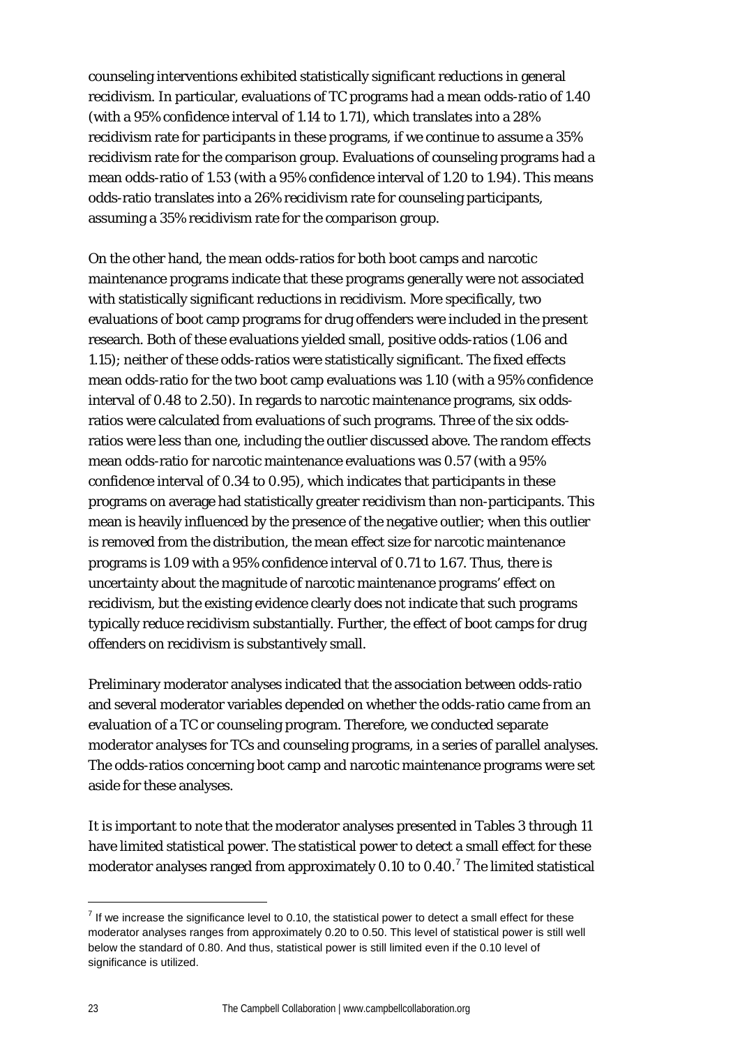counseling interventions exhibited statistically significant reductions in general recidivism. In particular, evaluations of TC programs had a mean odds-ratio of 1.40 (with a 95% confidence interval of 1.14 to 1.71), which translates into a 28% recidivism rate for participants in these programs, if we continue to assume a 35% recidivism rate for the comparison group. Evaluations of counseling programs had a mean odds-ratio of 1.53 (with a 95% confidence interval of 1.20 to 1.94). This means odds-ratio translates into a 26% recidivism rate for counseling participants, assuming a 35% recidivism rate for the comparison group.

On the other hand, the mean odds-ratios for both boot camps and narcotic maintenance programs indicate that these programs generally were not associated with statistically significant reductions in recidivism. More specifically, two evaluations of boot camp programs for drug offenders were included in the present research. Both of these evaluations yielded small, positive odds-ratios (1.06 and 1.15); neither of these odds-ratios were statistically significant. The fixed effects mean odds-ratio for the two boot camp evaluations was 1.10 (with a 95% confidence interval of 0.48 to 2.50). In regards to narcotic maintenance programs, six odds-ratios were calculated from evaluations of such programs. Three of the six odds-ratios were less than one, including the outlier discussed above. The random effects mean odds-ratio for narcotic maintenance evaluations was 0.57 (with a 95% confidence interval of 0.34 to 0.95), which indicates that participants in these programs on average had statistically greater recidivism than non-participants. This mean is heavily influenced by the presence of the negative outlier; when this outlier is removed from the distribution, the mean effect size for narcotic maintenance programs is 1.09 with a 95% confidence interval of 0.71 to 1.67. Thus, there is uncertainty about the magnitude of narcotic maintenance programs' effect on recidivism, but the existing evidence clearly does not indicate that such programs typically reduce recidivism substantially. Further, the effect of boot camps for drug offenders on recidivism is substantively small.

Preliminary moderator analyses indicated that the association between odds-ratio and several moderator variables depended on whether the odds-ratio came from an evaluation of a TC or counseling program. Therefore, we conducted separate moderator analyses for TCs and counseling programs, in a series of parallel analyses. The odds-ratios concerning boot camp and narcotic maintenance programs were set aside for these analyses.

It is important to note that the moderator analyses presented in Tables 3 through 11 have limited statistical power. The statistical power to detect a small effect for these moderator analyses ranged from approximately 0.10 to 0.40.[7] The limited statistical

[7] If we increase the significance level to 0.10, the statistical power to detect a small effect for these moderator analyses ranges from approximately 0.20 to 0.50. This level of statistical power is still well below the standard of 0.80. And thus, statistical power is still limited even if the 0.10 level of significance is utilized.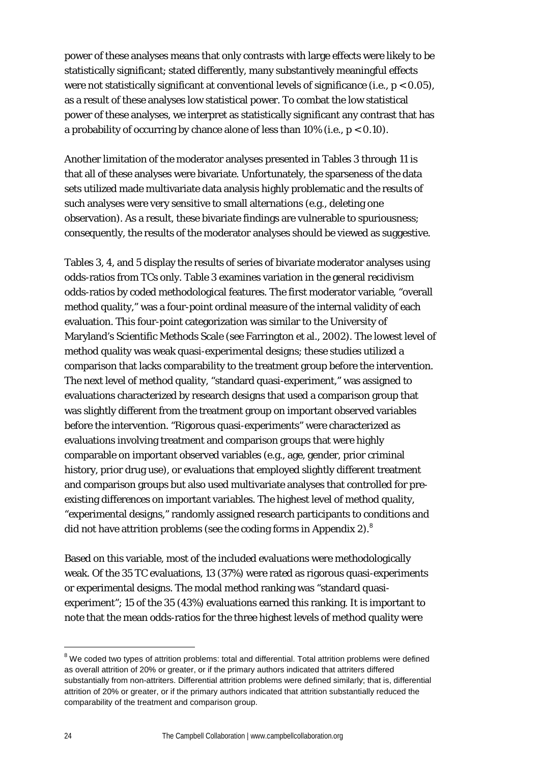power of these analyses means that only contrasts with large effects were likely to be statistically significant; stated differently, many substantively meaningful effects were not statistically significant at conventional levels of significance (i.e., $p < 0.05$), as a result of these analyses low statistical power. To combat the low statistical power of these analyses, we interpret as statistically significant any contrast that has a probability of occurring by chance alone of less than 10% (i.e., $p < 0.10$).

Another limitation of the moderator analyses presented in Tables 3 through 11 is that all of these analyses were bivariate. Unfortunately, the sparseness of the data sets utilized made multivariate data analysis highly problematic and the results of such analyses were very sensitive to small alternations (e.g., deleting one observation). As a result, these bivariate findings are vulnerable to spuriousness; consequently, the results of the moderator analyses should be viewed as suggestive.

Tables 3, 4, and 5 display the results of series of bivariate moderator analyses using odds-ratios from TCs only. Table 3 examines variation in the general recidivism odds-ratios by coded methodological features. The first moderator variable, "overall method quality," was a four-point ordinal measure of the internal validity of each evaluation. This four-point categorization was similar to the University of Maryland's Scientific Methods Scale (see Farrington et al., 2002). The lowest level of method quality was weak quasi-experimental designs; these studies utilized a comparison that lacks comparability to the treatment group before the intervention. The next level of method quality, "standard quasi-experiment," was assigned to evaluations characterized by research designs that used a comparison group that was slightly different from the treatment group on important observed variables before the intervention. "Rigorous quasi-experiments" were characterized as evaluations involving treatment and comparison groups that were highly comparable on important observed variables (e.g., age, gender, prior criminal history, prior drug use), or evaluations that employed slightly different treatment and comparison groups but also used multivariate analyses that controlled for pre-existing differences on important variables. The highest level of method quality, "experimental designs," randomly assigned research participants to conditions and did not have attrition problems (see the coding forms in Appendix 2).[8]

Based on this variable, most of the included evaluations were methodologically weak. Of the 35 TC evaluations, 13 (37%) were rated as rigorous quasi-experiments or experimental designs. The modal method ranking was "standard quasi-experiment"; 15 of the 35 (43%) evaluations earned this ranking. It is important to note that the mean odds-ratios for the three highest levels of method quality were

[8] We coded two types of attrition problems: total and differential. Total attrition problems were defined as overall attrition of 20% or greater, or if the primary authors indicated that attriters differed substantially from non-attriters. Differential attrition problems were defined similarly; that is, differential attrition of 20% or greater, or if the primary authors indicated that attrition substantially reduced the comparability of the treatment and comparison group.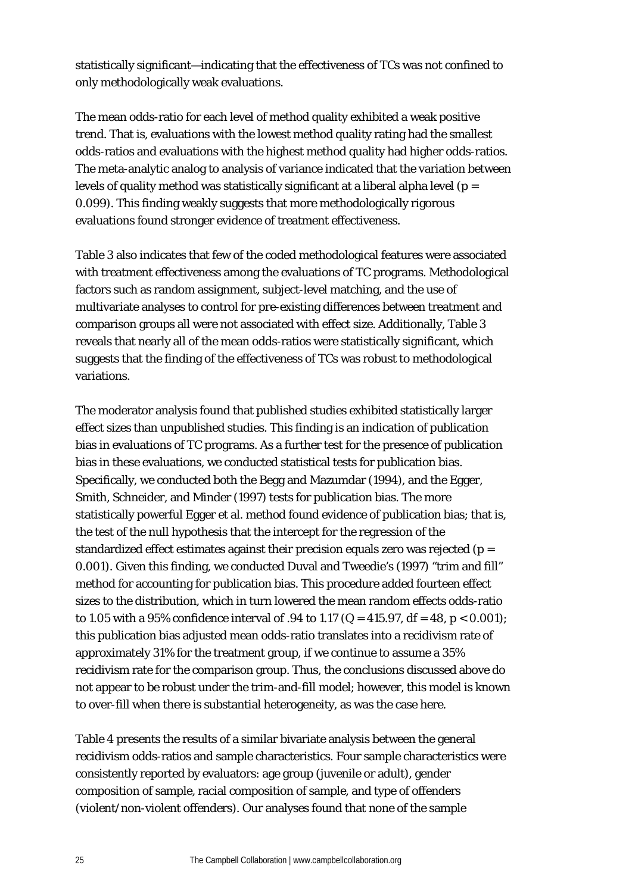statistically significant—indicating that the effectiveness of TCs was not confined to only methodologically weak evaluations.

The mean odds-ratio for each level of method quality exhibited a weak positive trend. That is, evaluations with the lowest method quality rating had the smallest odds-ratios and evaluations with the highest method quality had higher odds-ratios. The meta-analytic analog to analysis of variance indicated that the variation between levels of quality method was statistically significant at a liberal alpha level ($p = 0.099$). This finding weakly suggests that more methodologically rigorous evaluations found stronger evidence of treatment effectiveness.

Table 3 also indicates that few of the coded methodological features were associated with treatment effectiveness among the evaluations of TC programs. Methodological factors such as random assignment, subject-level matching, and the use of multivariate analyses to control for pre-existing differences between treatment and comparison groups all were not associated with effect size. Additionally, Table 3 reveals that nearly all of the mean odds-ratios were statistically significant, which suggests that the finding of the effectiveness of TCs was robust to methodological variations.

The moderator analysis found that published studies exhibited statistically larger effect sizes than unpublished studies. This finding is an indication of publication bias in evaluations of TC programs. As a further test for the presence of publication bias in these evaluations, we conducted statistical tests for publication bias. Specifically, we conducted both the Begg and Mazumdar (1994), and the Egger, Smith, Schneider, and Minder (1997) tests for publication bias. The more statistically powerful Egger et al. method found evidence of publication bias; that is, the test of the null hypothesis that the intercept for the regression of the standardized effect estimates against their precision equals zero was rejected ($p = 0.001$). Given this finding, we conducted Duval and Tweedie's (1997) "trim and fill" method for accounting for publication bias. This procedure added fourteen effect sizes to the distribution, which in turn lowered the mean random effects odds-ratio to 1.05 with a 95% confidence interval of .94 to 1.17 ($Q = 415.97$, $df = 48$, $p < 0.001$); this publication bias adjusted mean odds-ratio translates into a recidivism rate of approximately 31% for the treatment group, if we continue to assume a 35% recidivism rate for the comparison group. Thus, the conclusions discussed above do not appear to be robust under the trim-and-fill model; however, this model is known to over-fill when there is substantial heterogeneity, as was the case here.

Table 4 presents the results of a similar bivariate analysis between the general recidivism odds-ratios and sample characteristics. Four sample characteristics were consistently reported by evaluators: age group (juvenile or adult), gender composition of sample, racial composition of sample, and type of offenders (violent/non-violent offenders). Our analyses found that none of the sample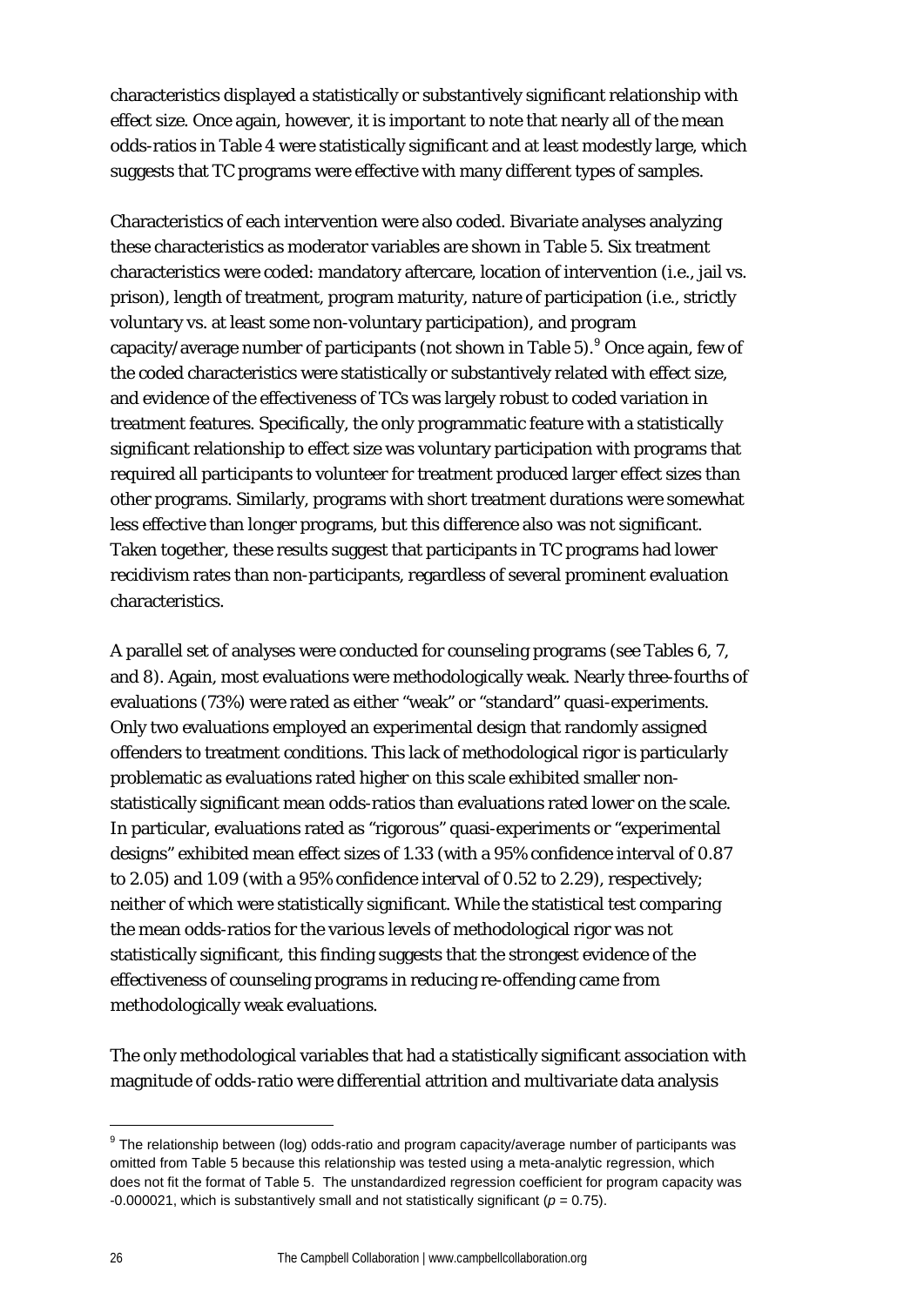characteristics displayed a statistically or substantively significant relationship with effect size. Once again, however, it is important to note that nearly all of the mean odds-ratios in Table 4 were statistically significant and at least modestly large, which suggests that TC programs were effective with many different types of samples.

Characteristics of each intervention were also coded. Bivariate analyses analyzing these characteristics as moderator variables are shown in Table 5. Six treatment characteristics were coded: mandatory aftercare, location of intervention (i.e., jail vs. prison), length of treatment, program maturity, nature of participation (i.e., strictly voluntary vs. at least some non-voluntary participation), and program capacity/average number of participants (not shown in Table 5).[9] Once again, few of the coded characteristics were statistically or substantively related with effect size, and evidence of the effectiveness of TCs was largely robust to coded variation in treatment features. Specifically, the only programmatic feature with a statistically significant relationship to effect size was voluntary participation with programs that required all participants to volunteer for treatment produced larger effect sizes than other programs. Similarly, programs with short treatment durations were somewhat less effective than longer programs, but this difference also was not significant. Taken together, these results suggest that participants in TC programs had lower recidivism rates than non-participants, regardless of several prominent evaluation characteristics.

A parallel set of analyses were conducted for counseling programs (see Tables 6, 7, and 8). Again, most evaluations were methodologically weak. Nearly three-fourths of evaluations (73%) were rated as either "weak" or "standard" quasi-experiments. Only two evaluations employed an experimental design that randomly assigned offenders to treatment conditions. This lack of methodological rigor is particularly problematic as evaluations rated higher on this scale exhibited smaller non-statistically significant mean odds-ratios than evaluations rated lower on the scale. In particular, evaluations rated as "rigorous" quasi-experiments or "experimental designs" exhibited mean effect sizes of 1.33 (with a 95% confidence interval of 0.87 to 2.05) and 1.09 (with a 95% confidence interval of 0.52 to 2.29), respectively; neither of which were statistically significant. While the statistical test comparing the mean odds-ratios for the various levels of methodological rigor was not statistically significant, this finding suggests that the strongest evidence of the effectiveness of counseling programs in reducing re-offending came from methodologically weak evaluations.

The only methodological variables that had a statistically significant association with magnitude of odds-ratio were differential attrition and multivariate data analysis

[9] The relationship between (log) odds-ratio and program capacity/average number of participants was omitted from Table 5 because this relationship was tested using a meta-analytic regression, which does not fit the format of Table 5. The unstandardized regression coefficient for program capacity was -0.000021, which is substantively small and not statistically significant ($p = 0.75$).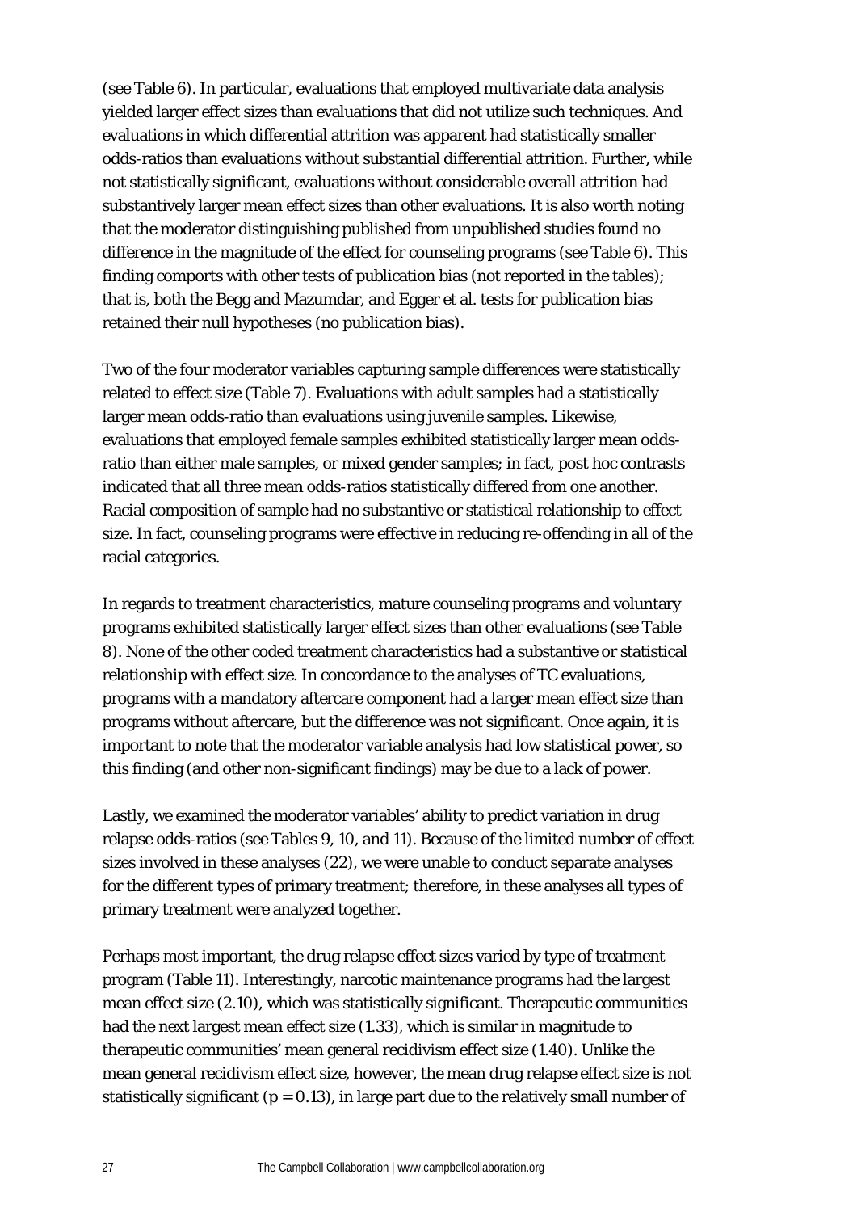(see Table 6). In particular, evaluations that employed multivariate data analysis yielded larger effect sizes than evaluations that did not utilize such techniques. And evaluations in which differential attrition was apparent had statistically smaller odds-ratios than evaluations without substantial differential attrition. Further, while not statistically significant, evaluations without considerable overall attrition had substantively larger mean effect sizes than other evaluations. It is also worth noting that the moderator distinguishing published from unpublished studies found no difference in the magnitude of the effect for counseling programs (see Table 6). This finding comports with other tests of publication bias (not reported in the tables); that is, both the Begg and Mazumdar, and Egger et al. tests for publication bias retained their null hypotheses (no publication bias).

Two of the four moderator variables capturing sample differences were statistically related to effect size (Table 7). Evaluations with adult samples had a statistically larger mean odds-ratio than evaluations using juvenile samples. Likewise, evaluations that employed female samples exhibited statistically larger mean odds-ratio than either male samples, or mixed gender samples; in fact, post hoc contrasts indicated that all three mean odds-ratios statistically differed from one another. Racial composition of sample had no substantive or statistical relationship to effect size. In fact, counseling programs were effective in reducing re-offending in all of the racial categories.

In regards to treatment characteristics, mature counseling programs and voluntary programs exhibited statistically larger effect sizes than other evaluations (see Table 8). None of the other coded treatment characteristics had a substantive or statistical relationship with effect size. In concordance to the analyses of TC evaluations, programs with a mandatory aftercare component had a larger mean effect size than programs without aftercare, but the difference was not significant. Once again, it is important to note that the moderator variable analysis had low statistical power, so this finding (and other non-significant findings) may be due to a lack of power.

Lastly, we examined the moderator variables' ability to predict variation in drug relapse odds-ratios (see Tables 9, 10, and 11). Because of the limited number of effect sizes involved in these analyses (22), we were unable to conduct separate analyses for the different types of primary treatment; therefore, in these analyses all types of primary treatment were analyzed together.

Perhaps most important, the drug relapse effect sizes varied by type of treatment program (Table 11). Interestingly, narcotic maintenance programs had the largest mean effect size (2.10), which was statistically significant. Therapeutic communities had the next largest mean effect size (1.33), which is similar in magnitude to therapeutic communities' mean general recidivism effect size (1.40). Unlike the mean general recidivism effect size, however, the mean drug relapse effect size is not statistically significant ($p = 0.13$), in large part due to the relatively small number of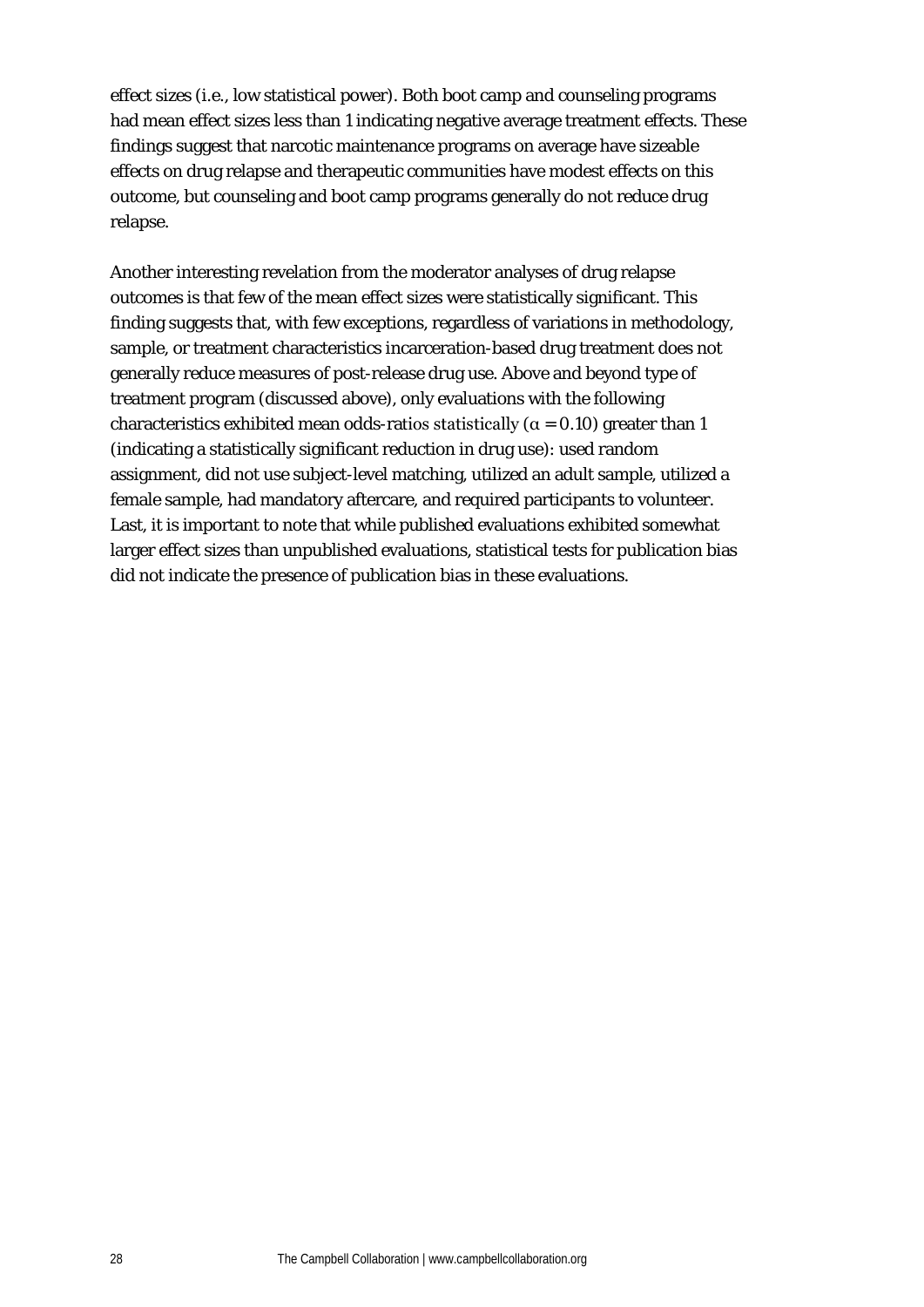effect sizes (i.e., low statistical power). Both boot camp and counseling programs had mean effect sizes less than 1 indicating negative average treatment effects. These findings suggest that narcotic maintenance programs on average have sizeable effects on drug relapse and therapeutic communities have modest effects on this outcome, but counseling and boot camp programs generally do not reduce drug relapse.

Another interesting revelation from the moderator analyses of drug relapse outcomes is that few of the mean effect sizes were statistically significant. This finding suggests that, with few exceptions, regardless of variations in methodology, sample, or treatment characteristics incarceration-based drug treatment does not generally reduce measures of post-release drug use. Above and beyond type of treatment program (discussed above), only evaluations with the following characteristics exhibited mean odds-ratios statistically ($\alpha = 0.10$) greater than 1 (indicating a statistically significant reduction in drug use): used random assignment, did not use subject-level matching, utilized an adult sample, utilized a female sample, had mandatory aftercare, and required participants to volunteer. Last, it is important to note that while published evaluations exhibited somewhat larger effect sizes than unpublished evaluations, statistical tests for publication bias did not indicate the presence of publication bias in these evaluations.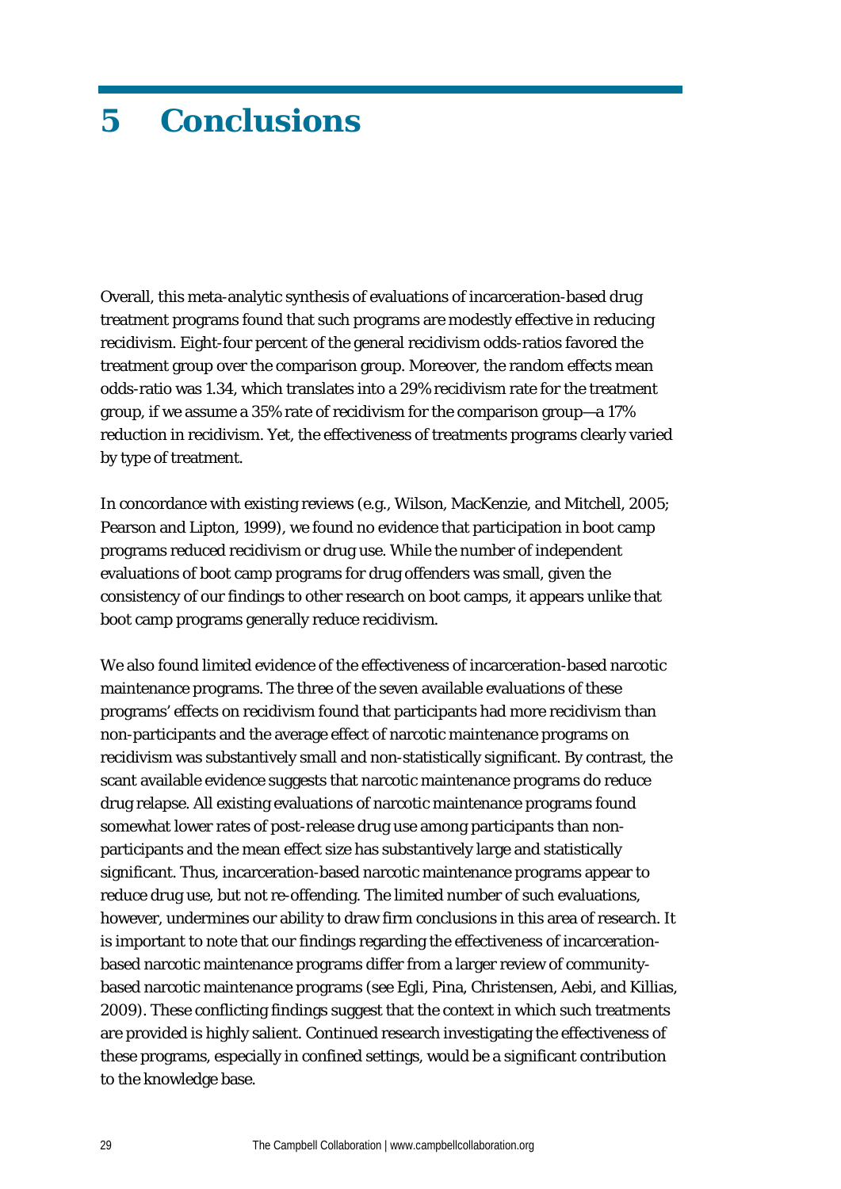# 5 Conclusions

Overall, this meta-analytic synthesis of evaluations of incarceration-based drug treatment programs found that such programs are modestly effective in reducing recidivism. Eight-four percent of the general recidivism odds-ratios favored the treatment group over the comparison group. Moreover, the random effects mean odds-ratio was 1.34, which translates into a 29% recidivism rate for the treatment group, if we assume a 35% rate of recidivism for the comparison group—a 17% reduction in recidivism. Yet, the effectiveness of treatments programs clearly varied by type of treatment.

In concordance with existing reviews (e.g., Wilson, MacKenzie, and Mitchell, 2005; Pearson and Lipton, 1999), we found no evidence that participation in boot camp programs reduced recidivism or drug use. While the number of independent evaluations of boot camp programs for drug offenders was small, given the consistency of our findings to other research on boot camps, it appears unlike that boot camp programs generally reduce recidivism.

We also found limited evidence of the effectiveness of incarceration-based narcotic maintenance programs. The three of the seven available evaluations of these programs' effects on recidivism found that participants had more recidivism than non-participants and the average effect of narcotic maintenance programs on recidivism was substantively small and non-statistically significant. By contrast, the scant available evidence suggests that narcotic maintenance programs do reduce drug relapse. All existing evaluations of narcotic maintenance programs found somewhat lower rates of post-release drug use among participants than non-participants and the mean effect size has substantively large and statistically significant. Thus, incarceration-based narcotic maintenance programs appear to reduce drug use, but not re-offending. The limited number of such evaluations, however, undermines our ability to draw firm conclusions in this area of research. It is important to note that our findings regarding the effectiveness of incarceration-based narcotic maintenance programs differ from a larger review of community-based narcotic maintenance programs (see Egli, Pina, Christensen, Aebi, and Killias, 2009). These conflicting findings suggest that the context in which such treatments are provided is highly salient. Continued research investigating the effectiveness of these programs, especially in confined settings, would be a significant contribution to the knowledge base.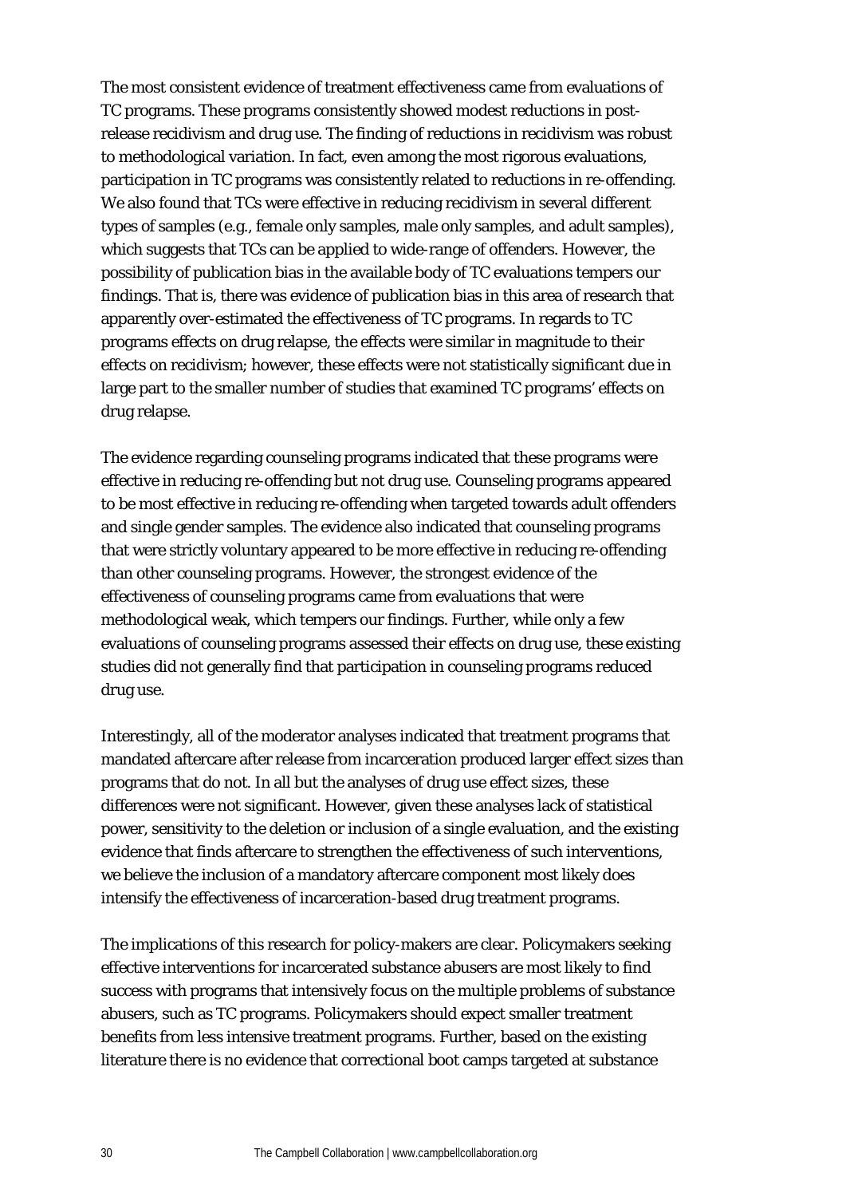The most consistent evidence of treatment effectiveness came from evaluations of TC programs. These programs consistently showed modest reductions in post-release recidivism and drug use. The finding of reductions in recidivism was robust to methodological variation. In fact, even among the most rigorous evaluations, participation in TC programs was consistently related to reductions in re-offending. We also found that TCs were effective in reducing recidivism in several different types of samples (e.g., female only samples, male only samples, and adult samples), which suggests that TCs can be applied to wide-range of offenders. However, the possibility of publication bias in the available body of TC evaluations tempers our findings. That is, there was evidence of publication bias in this area of research that apparently over-estimated the effectiveness of TC programs. In regards to TC programs effects on drug relapse, the effects were similar in magnitude to their effects on recidivism; however, these effects were not statistically significant due in large part to the smaller number of studies that examined TC programs' effects on drug relapse.

The evidence regarding counseling programs indicated that these programs were effective in reducing re-offending but not drug use. Counseling programs appeared to be most effective in reducing re-offending when targeted towards adult offenders and single gender samples. The evidence also indicated that counseling programs that were strictly voluntary appeared to be more effective in reducing re-offending than other counseling programs. However, the strongest evidence of the effectiveness of counseling programs came from evaluations that were methodological weak, which tempers our findings. Further, while only a few evaluations of counseling programs assessed their effects on drug use, these existing studies did not generally find that participation in counseling programs reduced drug use.

Interestingly, all of the moderator analyses indicated that treatment programs that mandated aftercare after release from incarceration produced larger effect sizes than programs that do not. In all but the analyses of drug use effect sizes, these differences were not significant. However, given these analyses lack of statistical power, sensitivity to the deletion or inclusion of a single evaluation, and the existing evidence that finds aftercare to strengthen the effectiveness of such interventions, we believe the inclusion of a mandatory aftercare component most likely does intensify the effectiveness of incarceration-based drug treatment programs.

The implications of this research for policy-makers are clear. Policymakers seeking effective interventions for incarcerated substance abusers are most likely to find success with programs that intensively focus on the multiple problems of substance abusers, such as TC programs. Policymakers should expect smaller treatment benefits from less intensive treatment programs. Further, based on the existing literature there is no evidence that correctional boot camps targeted at substance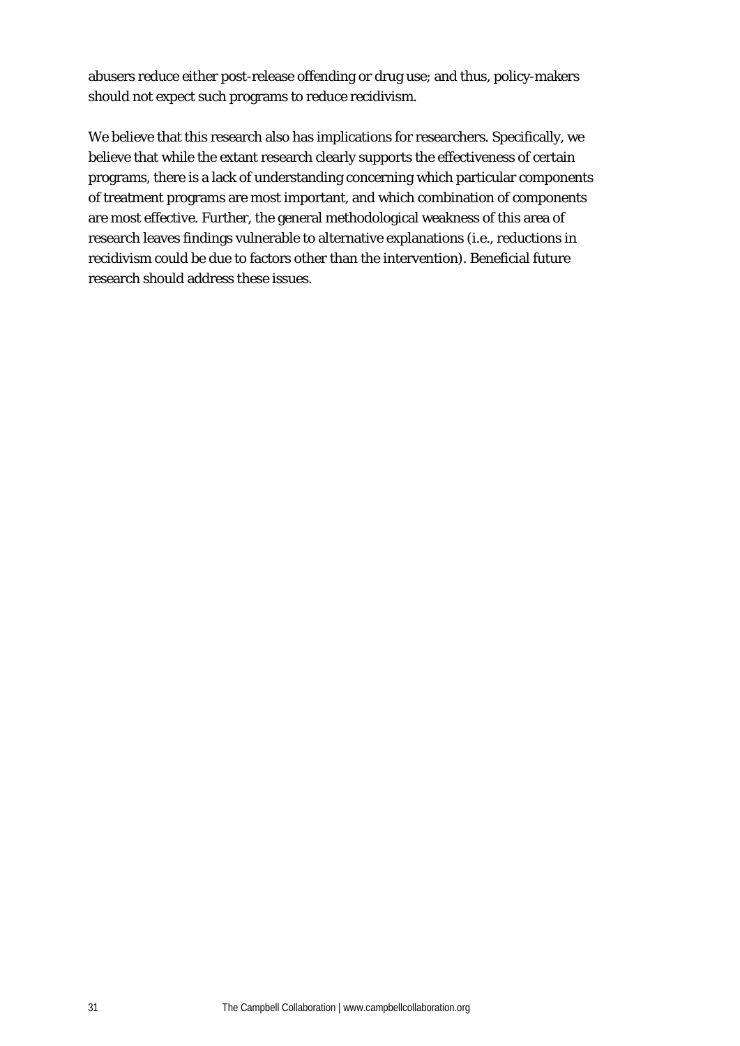abusers reduce either post-release offending or drug use; and thus, policy-makers should not expect such programs to reduce recidivism.

We believe that this research also has implications for researchers. Specifically, we believe that while the extant research clearly supports the effectiveness of certain programs, there is a lack of understanding concerning which particular components of treatment programs are most important, and which combination of components are most effective. Further, the general methodological weakness of this area of research leaves findings vulnerable to alternative explanations (i.e., reductions in recidivism could be due to factors other than the intervention). Beneficial future research should address these issues.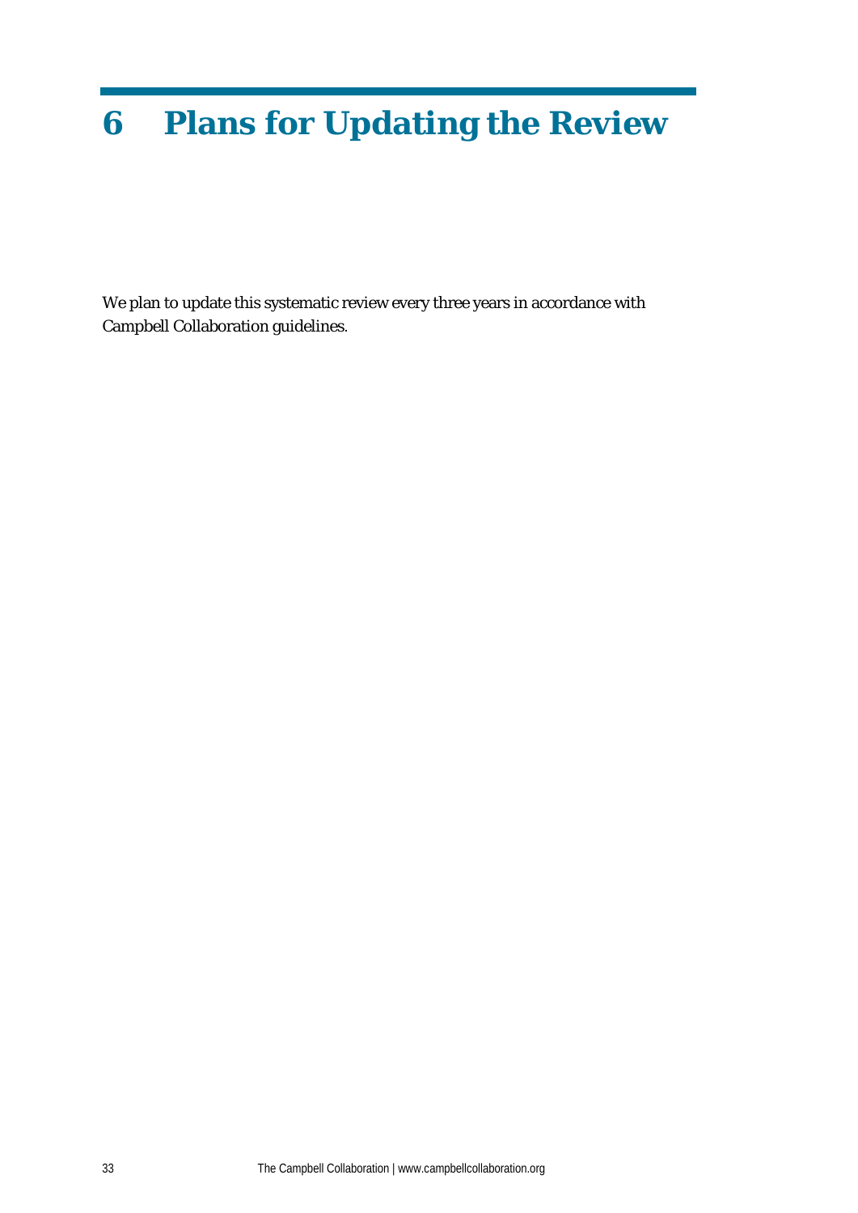# 6 Plans for Updating the Review

We plan to update this systematic review every three years in accordance with Campbell Collaboration guidelines.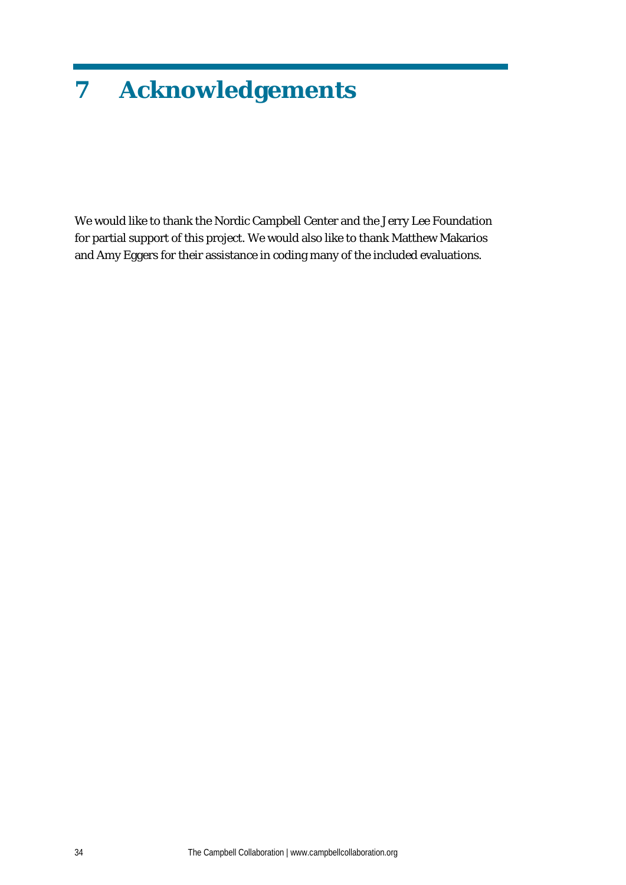# 7 Acknowledgements

We would like to thank the Nordic Campbell Center and the Jerry Lee Foundation for partial support of this project. We would also like to thank Matthew Makarios and Amy Eggers for their assistance in coding many of the included evaluations.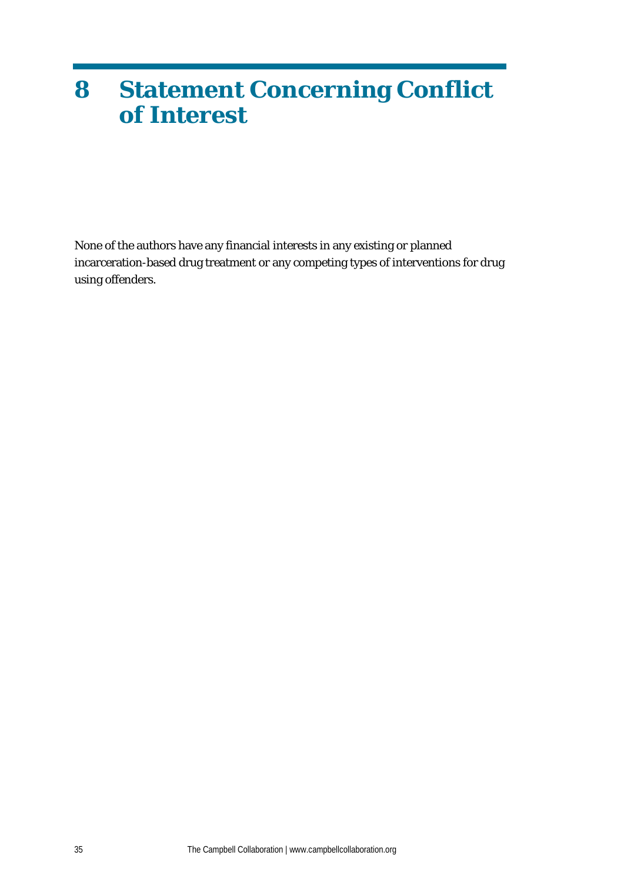# 8 Statement Concerning Conflict of Interest

None of the authors have any financial interests in any existing or planned incarceration-based drug treatment or any competing types of interventions for drug using offenders.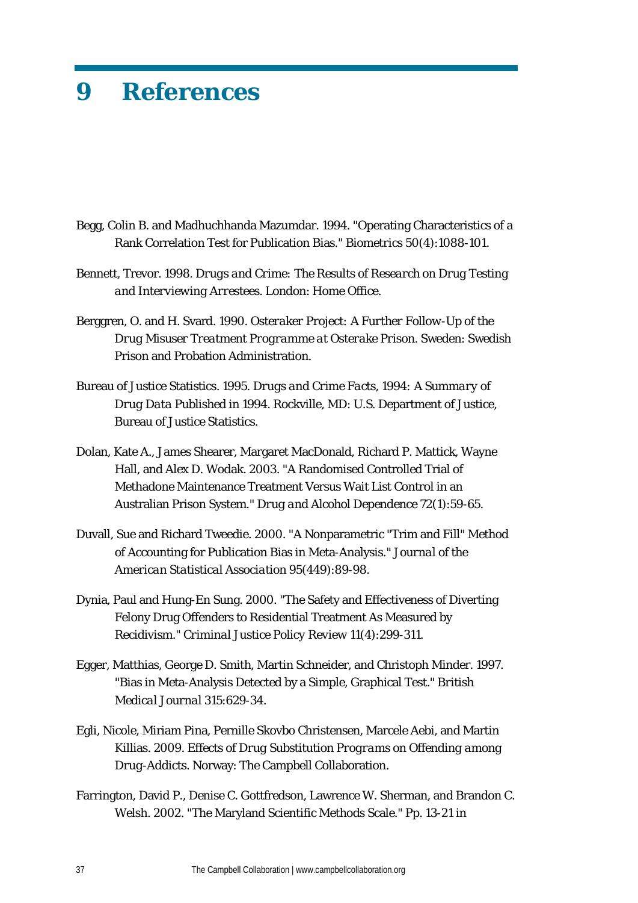# 9 References

Begg, Colin B. and Madhuchhanda Mazumdar. 1994. "Operating Characteristics of a Rank Correlation Test for Publication Bias." Biometrics 50(4):1088-101.

Bennett, Trevor. 1998. *Drugs and Crime: The Results of Research on Drug Testing and Interviewing Arrestees*. London: Home Office.

Berggren, O. and H. Svard. 1990. *Osteraker Project: A Further Follow-Up of the Drug Misuser Treatment Programme at Osterake Prison*. Sweden: Swedish Prison and Probation Administration.

Bureau of Justice Statistics. 1995. *Drugs and Crime Facts, 1994: A Summary of Drug Data Published in 1994*. Rockville, MD: U.S. Department of Justice, Bureau of Justice Statistics.

Dolan, Kate A., James Shearer, Margaret MacDonald, Richard P. Mattick, Wayne Hall, and Alex D. Wodak. 2003. "A Randomised Controlled Trial of Methadone Maintenance Treatment Versus Wait List Control in an Australian Prison System." *Drug and Alcohol Dependence* 72(1):59-65.

Duvall, Sue and Richard Tweedie. 2000. "A Nonparametric "Trim and Fill" Method of Accounting for Publication Bias in Meta-Analysis." *Journal of the American Statistical Association* 95(449):89-98.

Dynia, Paul and Hung-En Sung. 2000. "The Safety and Effectiveness of Diverting Felony Drug Offenders to Residential Treatment As Measured by Recidivism." *Criminal Justice Policy Review* 11(4):299-311.

Egger, Matthias, George D. Smith, Martin Schneider, and Christoph Minder. 1997. "Bias in Meta-Analysis Detected by a Simple, Graphical Test." *British Medical Journal* 315:629-34.

Egli, Nicole, Miriam Pina, Pernille Skovbo Christensen, Marcele Aebi, and Martin Killias. 2009. *Effects of Drug Substitution Programs on Offending among Drug-Addicts*. Norway: The Campbell Collaboration.

Farrington, David P., Denise C. Gottfredson, Lawrence W. Sherman, and Brandon C. Welsh. 2002. "The Maryland Scientific Methods Scale." Pp. 13-21 in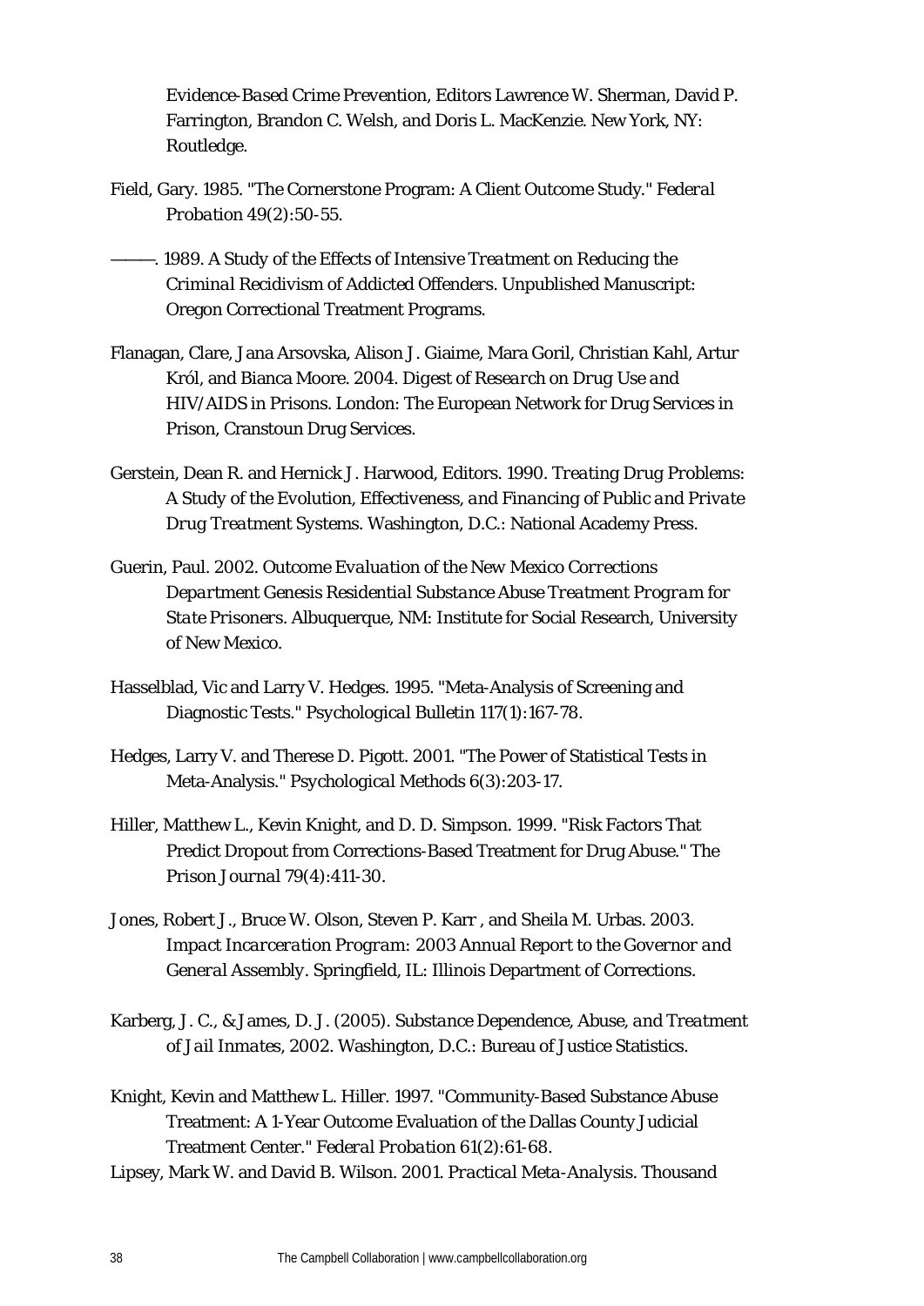*Evidence-Based Crime Prevention*, Editors Lawrence W. Sherman, David P. Farrington, Brandon C. Welsh, and Doris L. MacKenzie. New York, NY: Routledge.

Field, Gary. 1985. "The Cornerstone Program: A Client Outcome Study." *Federal Probation* 49(2):50-55.

———. 1989. *A Study of the Effects of Intensive Treatment on Reducing the Criminal Recidivism of Addicted Offenders*. Unpublished Manuscript: Oregon Correctional Treatment Programs.

Flanagan, Clare, Jana Arsovska, Alison J. Giaime, Mara Goril, Christian Kahl, Artur Król, and Bianca Moore. 2004. *Digest of Research on Drug Use and HIV/AIDS in Prisons*. London: The European Network for Drug Services in Prison, Cranstoun Drug Services.

Gerstein, Dean R. and Hernick J. Harwood, Editors. 1990. *Treating Drug Problems: A Study of the Evolution, Effectiveness, and Financing of Public and Private Drug Treatment Systems*. Washington, D.C.: National Academy Press.

Guerin, Paul. 2002. *Outcome Evaluation of the New Mexico Corrections Department Genesis Residential Substance Abuse Treatment Program for State Prisoners*. Albuquerque, NM: Institute for Social Research, University of New Mexico.

Hasselblad, Vic and Larry V. Hedges. 1995. "Meta-Analysis of Screening and Diagnostic Tests." *Psychological Bulletin* 117(1):167-78.

Hedges, Larry V. and Therese D. Pigott. 2001. "The Power of Statistical Tests in Meta-Analysis." *Psychological Methods* 6(3):203-17.

Hiller, Matthew L., Kevin Knight, and D. D. Simpson. 1999. "Risk Factors That Predict Dropout from Corrections-Based Treatment for Drug Abuse." *The Prison Journal* 79(4):411-30.

Jones, Robert J., Bruce W. Olson, Steven P. Karr , and Sheila M. Urbas. 2003. *Impact Incarceration Program: 2003 Annual Report to the Governor and General Assembly*. Springfield, IL: Illinois Department of Corrections.

Karberg, J. C., & James, D. J. (2005). *Substance Dependence, Abuse, and Treatment of Jail Inmates, 2002*. Washington, D.C.: Bureau of Justice Statistics.

Knight, Kevin and Matthew L. Hiller. 1997. "Community-Based Substance Abuse Treatment: A 1-Year Outcome Evaluation of the Dallas County Judicial Treatment Center." *Federal Probation* 61(2):61-68.

Lipsey, Mark W. and David B. Wilson. 2001. *Practical Meta-Analysis*. Thousand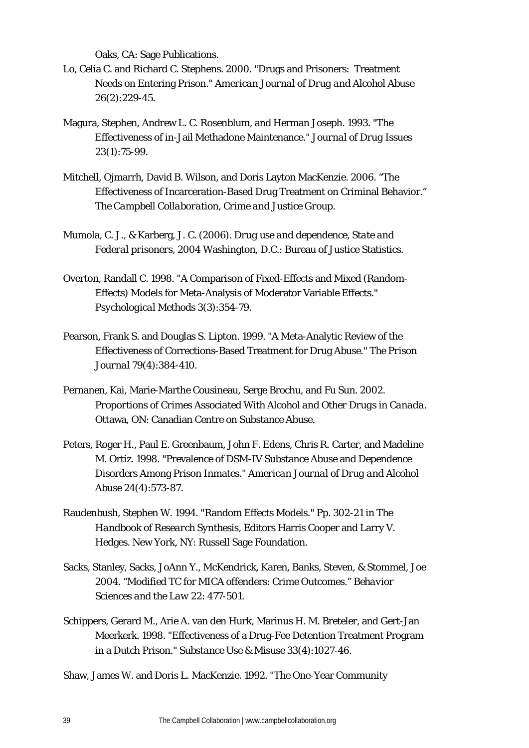Oaks, CA: Sage Publications.

Lo, Celia C. and Richard C. Stephens. 2000. "Drugs and Prisoners: Treatment Needs on Entering Prison." *American Journal of Drug and Alcohol Abuse* 26(2):229-45.

Magura, Stephen, Andrew L. C. Rosenblum, and Herman Joseph. 1993. "The Effectiveness of in-Jail Methadone Maintenance." *Journal of Drug Issues* 23(1):75-99.

Mitchell, Ojmarrh, David B. Wilson, and Doris Layton MacKenzie. 2006. "The Effectiveness of Incarceration-Based Drug Treatment on Criminal Behavior." *The Campbell Collaboration, Crime and Justice Group.*

Mumola, C. J., & Karberg, J. C. (2006). *Drug use and dependence, State and Federal prisoners, 2004* Washington, D.C.: Bureau of Justice Statistics.

Overton, Randall C. 1998. "A Comparison of Fixed-Effects and Mixed (Random-Effects) Models for Meta-Analysis of Moderator Variable Effects." *Psychological Methods* 3(3):354-79.

Pearson, Frank S. and Douglas S. Lipton. 1999. "A Meta-Analytic Review of the Effectiveness of Corrections-Based Treatment for Drug Abuse." *The Prison Journal* 79(4):384-410.

Pernanen, Kai, Marie-Marthe Cousineau, Serge Brochu, and Fu Sun. 2002. *Proportions of Crimes Associated With Alcohol and Other Drugs in Canada*. Ottawa, ON: Canadian Centre on Substance Abuse.

Peters, Roger H., Paul E. Greenbaum, John F. Edens, Chris R. Carter, and Madeline M. Ortiz. 1998. "Prevalence of DSM-IV Substance Abuse and Dependence Disorders Among Prison Inmates." *American Journal of Drug and Alcohol Abuse* 24(4):573-87.

Raudenbush, Stephen W. 1994. "Random Effects Models." Pp. 302-21 in *The Handbook of Research Synthesis*, Editors Harris Cooper and Larry V. Hedges. New York, NY: Russell Sage Foundation.

Sacks, Stanley, Sacks, JoAnn Y., McKendrick, Karen, Banks, Steven, & Stommel, Joe 2004. "Modified TC for MICA offenders: Crime Outcomes." *Behavior Sciences and the Law* 22: 477-501.

Schippers, Gerard M., Arie A. van den Hurk, Marinus H. M. Breteler, and Gert-Jan Meerkerk. 1998. "Effectiveness of a Drug-Fee Detention Treatment Program in a Dutch Prison." *Substance Use & Misuse* 33(4):1027-46.

Shaw, James W. and Doris L. MacKenzie. 1992. "The One-Year Community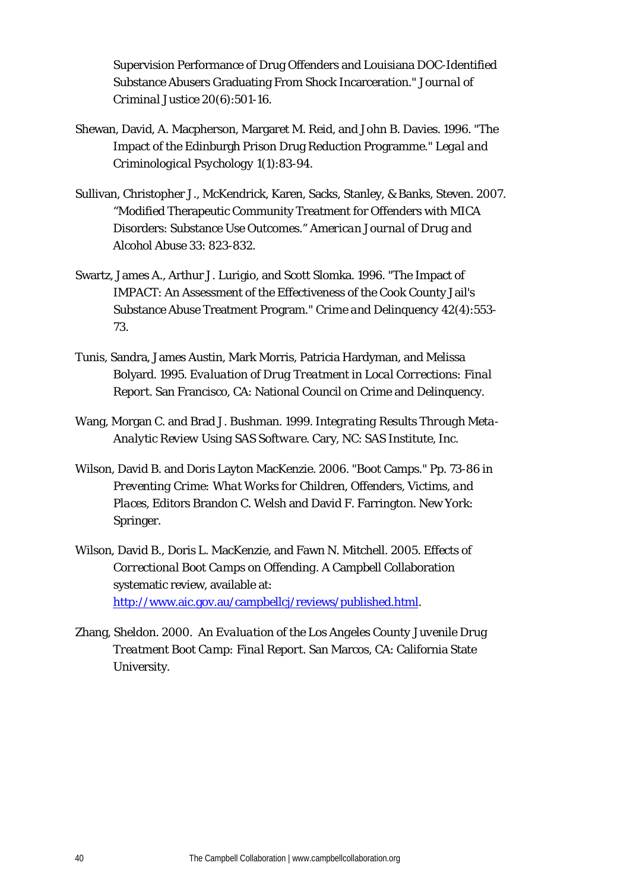Supervision Performance of Drug Offenders and Louisiana DOC-Identified Substance Abusers Graduating From Shock Incarceration." *Journal of Criminal Justice* 20(6):501-16.

Shewan, David, A. Macpherson, Margaret M. Reid, and John B. Davies. 1996. "The Impact of the Edinburgh Prison Drug Reduction Programme." *Legal and Criminological Psychology* 1(1):83-94.

Sullivan, Christopher J., McKendrick, Karen, Sacks, Stanley, & Banks, Steven. 2007. "Modified Therapeutic Community Treatment for Offenders with MICA Disorders: Substance Use Outcomes." *American Journal of Drug and Alcohol Abuse* 33: 823-832.

Swartz, James A., Arthur J. Lurigio, and Scott Slomka. 1996. "The Impact of IMPACT: An Assessment of the Effectiveness of the Cook County Jail's Substance Abuse Treatment Program." *Crime and Delinquency* 42(4):553-73.

Tunis, Sandra, James Austin, Mark Morris, Patricia Hardyman, and Melissa Bolyard. 1995. *Evaluation of Drug Treatment in Local Corrections: Final Report*. San Francisco, CA: National Council on Crime and Delinquency.

Wang, Morgan C. and Brad J. Bushman. 1999. *Integrating Results Through Meta-Analytic Review Using SAS Software*. Cary, NC: SAS Institute, Inc.

Wilson, David B. and Doris Layton MacKenzie. 2006. "Boot Camps." Pp. 73-86 in *Preventing Crime: What Works for Children, Offenders, Victims, and Places*, Editors Brandon C. Welsh and David F. Farrington. New York: Springer.

Wilson, David B., Doris L. MacKenzie, and Fawn N. Mitchell. 2005. Effects of *Correctional Boot Camps on Offending*. A Campbell Collaboration systematic review, available at: http://www.aic.gov.au/campbellcj/reviews/published.html.

Zhang, Sheldon. 2000. *An Evaluation of the Los Angeles County Juvenile Drug Treatment Boot Camp: Final Report*. San Marcos, CA: California State University.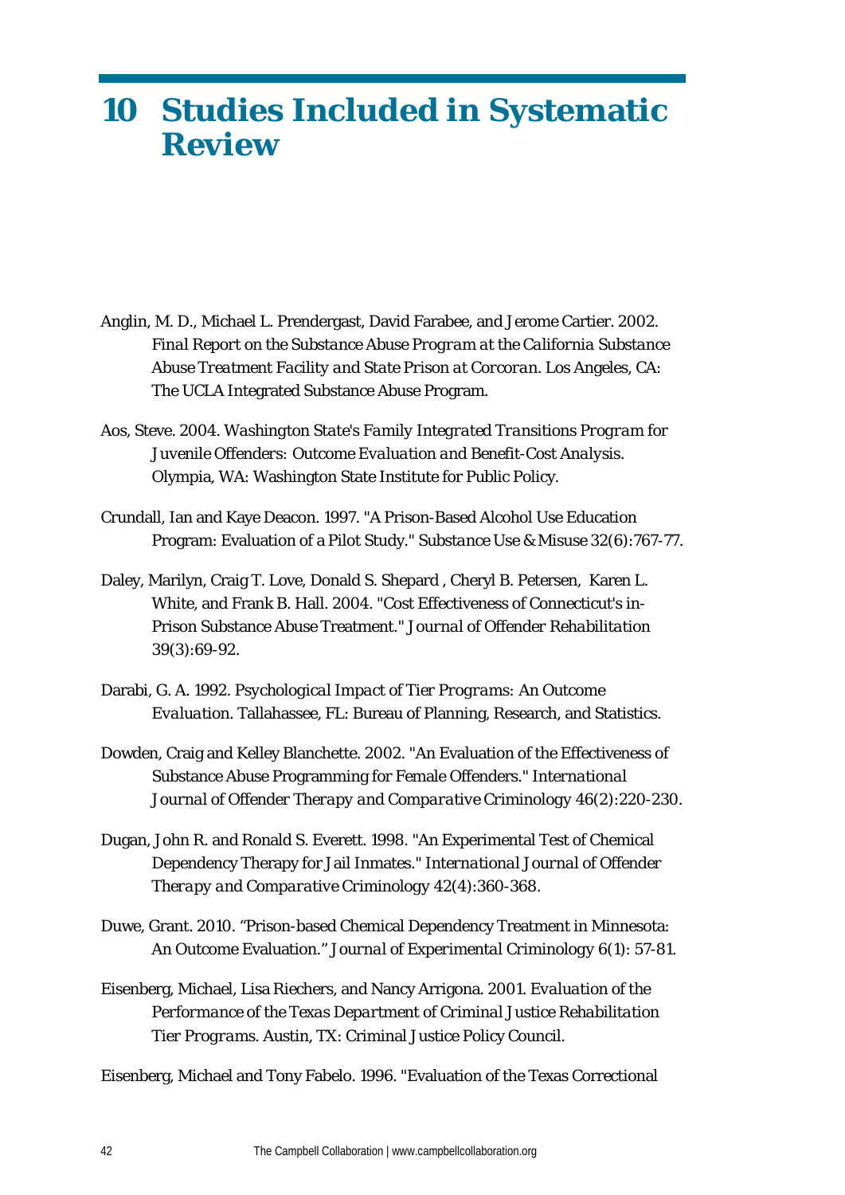# 10 Studies Included in Systematic Review

Anglin, M. D., Michael L. Prendergast, David Farabee, and Jerome Cartier. 2002. *Final Report on the Substance Abuse Program at the California Substance Abuse Treatment Facility and State Prison at Corcoran*. Los Angeles, CA: The UCLA Integrated Substance Abuse Program.

Aos, Steve. 2004. *Washington State's Family Integrated Transitions Program for Juvenile Offenders: Outcome Evaluation and Benefit-Cost Analysis*. Olympia, WA: Washington State Institute for Public Policy.

Crundall, Ian and Kaye Deacon. 1997. "A Prison-Based Alcohol Use Education Program: Evaluation of a Pilot Study." *Substance Use & Misuse* 32(6):767-77.

Daley, Marilyn, Craig T. Love, Donald S. Shepard , Cheryl B. Petersen, Karen L. White, and Frank B. Hall. 2004. "Cost Effectiveness of Connecticut's in-Prison Substance Abuse Treatment." *Journal of Offender Rehabilitation* 39(3):69-92.

Darabi, G. A. 1992. *Psychological Impact of Tier Programs: An Outcome Evaluation*. Tallahassee, FL: Bureau of Planning, Research, and Statistics.

Dowden, Craig and Kelley Blanchette. 2002. "An Evaluation of the Effectiveness of Substance Abuse Programming for Female Offenders." *International Journal of Offender Therapy and Comparative Criminology* 46(2):220-230.

Dugan, John R. and Ronald S. Everett. 1998. "An Experimental Test of Chemical Dependency Therapy for Jail Inmates." *International Journal of Offender Therapy and Comparative Criminology* 42(4):360-368.

Duwe, Grant. 2010. "Prison-based Chemical Dependency Treatment in Minnesota: An Outcome Evaluation." *Journal of Experimental Criminology* 6(1): 57-81.

Eisenberg, Michael, Lisa Riechers, and Nancy Arrigona. 2001. *Evaluation of the Performance of the Texas Department of Criminal Justice Rehabilitation Tier Programs*. Austin, TX: Criminal Justice Policy Council.

Eisenberg, Michael and Tony Fabelo. 1996. "Evaluation of the Texas Correctional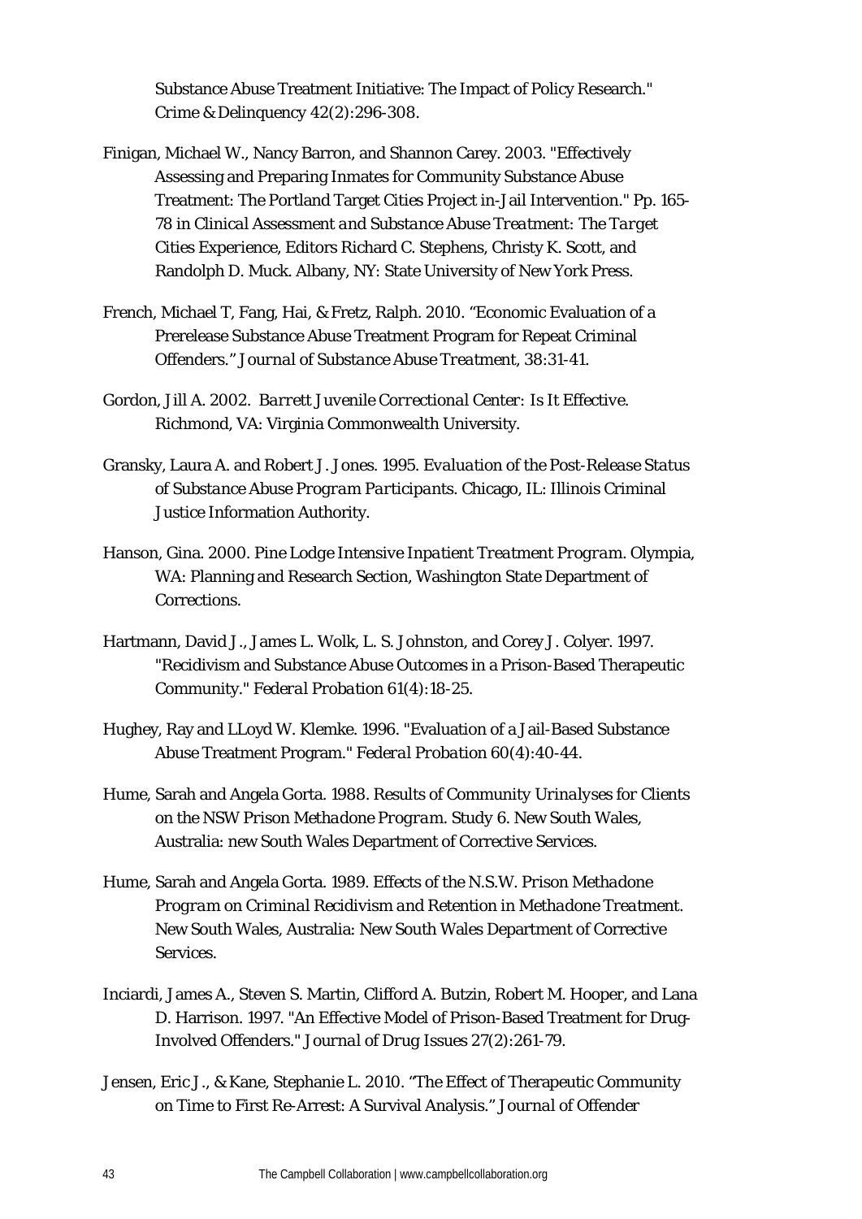Substance Abuse Treatment Initiative: The Impact of Policy Research." Crime & Delinquency 42(2):296-308.

Finigan, Michael W., Nancy Barron, and Shannon Carey. 2003. "Effectively Assessing and Preparing Inmates for Community Substance Abuse Treatment: The Portland Target Cities Project in-Jail Intervention." Pp. 165-78 in *Clinical Assessment and Substance Abuse Treatment: The Target Cities Experience*, Editors Richard C. Stephens, Christy K. Scott, and Randolph D. Muck. Albany, NY: State University of New York Press.

French, Michael T, Fang, Hai, & Fretz, Ralph. 2010. "Economic Evaluation of a Prerelease Substance Abuse Treatment Program for Repeat Criminal Offenders." *Journal of Substance Abuse Treatment*, 38:31-41.

Gordon, Jill A. 2002. *Barrett Juvenile Correctional Center: Is It Effective*. Richmond, VA: Virginia Commonwealth University.

Gransky, Laura A. and Robert J. Jones. 1995. *Evaluation of the Post-Release Status of Substance Abuse Program Participants*. Chicago, IL: Illinois Criminal Justice Information Authority.

Hanson, Gina. 2000. *Pine Lodge Intensive Inpatient Treatment Program*. Olympia, WA: Planning and Research Section, Washington State Department of Corrections.

Hartmann, David J., James L. Wolk, L. S. Johnston, and Corey J. Colyer. 1997. "Recidivism and Substance Abuse Outcomes in a Prison-Based Therapeutic Community." *Federal Probation* 61(4):18-25.

Hughey, Ray and LLoyd W. Klemke. 1996. "Evaluation of a Jail-Based Substance Abuse Treatment Program." *Federal Probation* 60(4):40-44.

Hume, Sarah and Angela Gorta. 1988. *Results of Community Urinalyses for Clients on the NSW Prison Methadone Program*. Study 6. New South Wales, Australia: new South Wales Department of Corrective Services.

Hume, Sarah and Angela Gorta. 1989. *Effects of the N.S.W. Prison Methadone Program on Criminal Recidivism and Retention in Methadone Treatment*. New South Wales, Australia: New South Wales Department of Corrective Services.

Inciardi, James A., Steven S. Martin, Clifford A. Butzin, Robert M. Hooper, and Lana D. Harrison. 1997. "An Effective Model of Prison-Based Treatment for Drug-Involved Offenders." *Journal of Drug Issues* 27(2):261-79.

Jensen, Eric J., & Kane, Stephanie L. 2010. "The Effect of Therapeutic Community on Time to First Re-Arrest: A Survival Analysis." *Journal of Offender*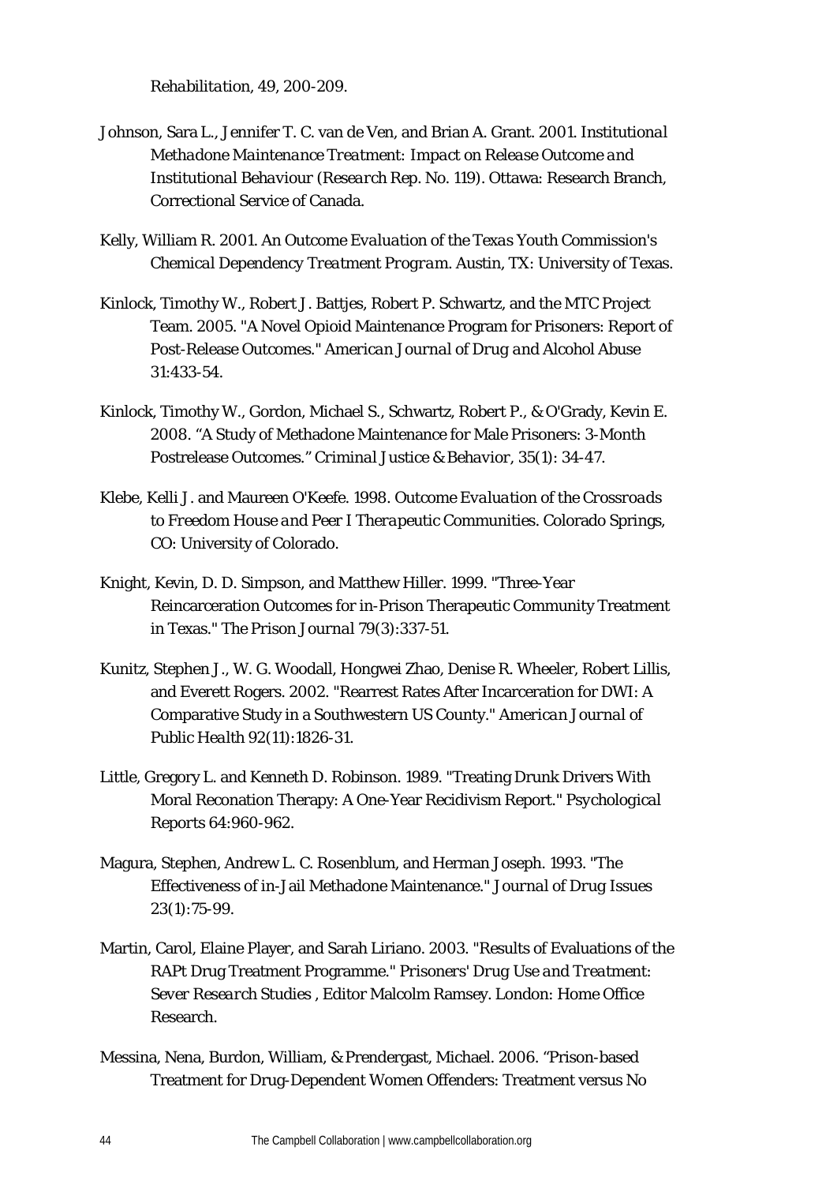*Rehabilitation*, 49, 200-209.

Johnson, Sara L., Jennifer T. C. van de Ven, and Brian A. Grant. 2001. *Institutional Methadone Maintenance Treatment: Impact on Release Outcome and Institutional Behaviour (Research Rep. No. 119)*. Ottawa: Research Branch, Correctional Service of Canada.

Kelly, William R. 2001. *An Outcome Evaluation of the Texas Youth Commission's Chemical Dependency Treatment Program*. Austin, TX: University of Texas.

Kinlock, Timothy W., Robert J. Battjes, Robert P. Schwartz, and the MTC Project Team. 2005. "A Novel Opioid Maintenance Program for Prisoners: Report of Post-Release Outcomes." *American Journal of Drug and Alcohol Abuse* 31:433-54.

Kinlock, Timothy W., Gordon, Michael S., Schwartz, Robert P., & O'Grady, Kevin E. 2008. "A Study of Methadone Maintenance for Male Prisoners: 3-Month Postrelease Outcomes." *Criminal Justice & Behavior*, 35(1): 34-47.

Klebe, Kelli J. and Maureen O'Keefe. 1998. *Outcome Evaluation of the Crossroads to Freedom House and Peer I Therapeutic Communities*. Colorado Springs, CO: University of Colorado.

Knight, Kevin, D. D. Simpson, and Matthew Hiller. 1999. "Three-Year Reincarceration Outcomes for in-Prison Therapeutic Community Treatment in Texas." *The Prison Journal* 79(3):337-51.

Kunitz, Stephen J., W. G. Woodall, Hongwei Zhao, Denise R. Wheeler, Robert Lillis, and Everett Rogers. 2002. "Rearrest Rates After Incarceration for DWI: A Comparative Study in a Southwestern US County." *American Journal of Public Health* 92(11):1826-31.

Little, Gregory L. and Kenneth D. Robinson. 1989. "Treating Drunk Drivers With Moral Reconation Therapy: A One-Year Recidivism Report." *Psychological Reports* 64:960-962.

Magura, Stephen, Andrew L. C. Rosenblum, and Herman Joseph. 1993. "The Effectiveness of in-Jail Methadone Maintenance." *Journal of Drug Issues* 23(1):75-99.

Martin, Carol, Elaine Player, and Sarah Liriano. 2003. "Results of Evaluations of the RAPt Drug Treatment Programme." *Prisoners' Drug Use and Treatment: Sever Research Studies* , Editor Malcolm Ramsey. London: Home Office Research.

Messina, Nena, Burdon, William, & Prendergast, Michael. 2006. "Prison-based Treatment for Drug-Dependent Women Offenders: Treatment versus No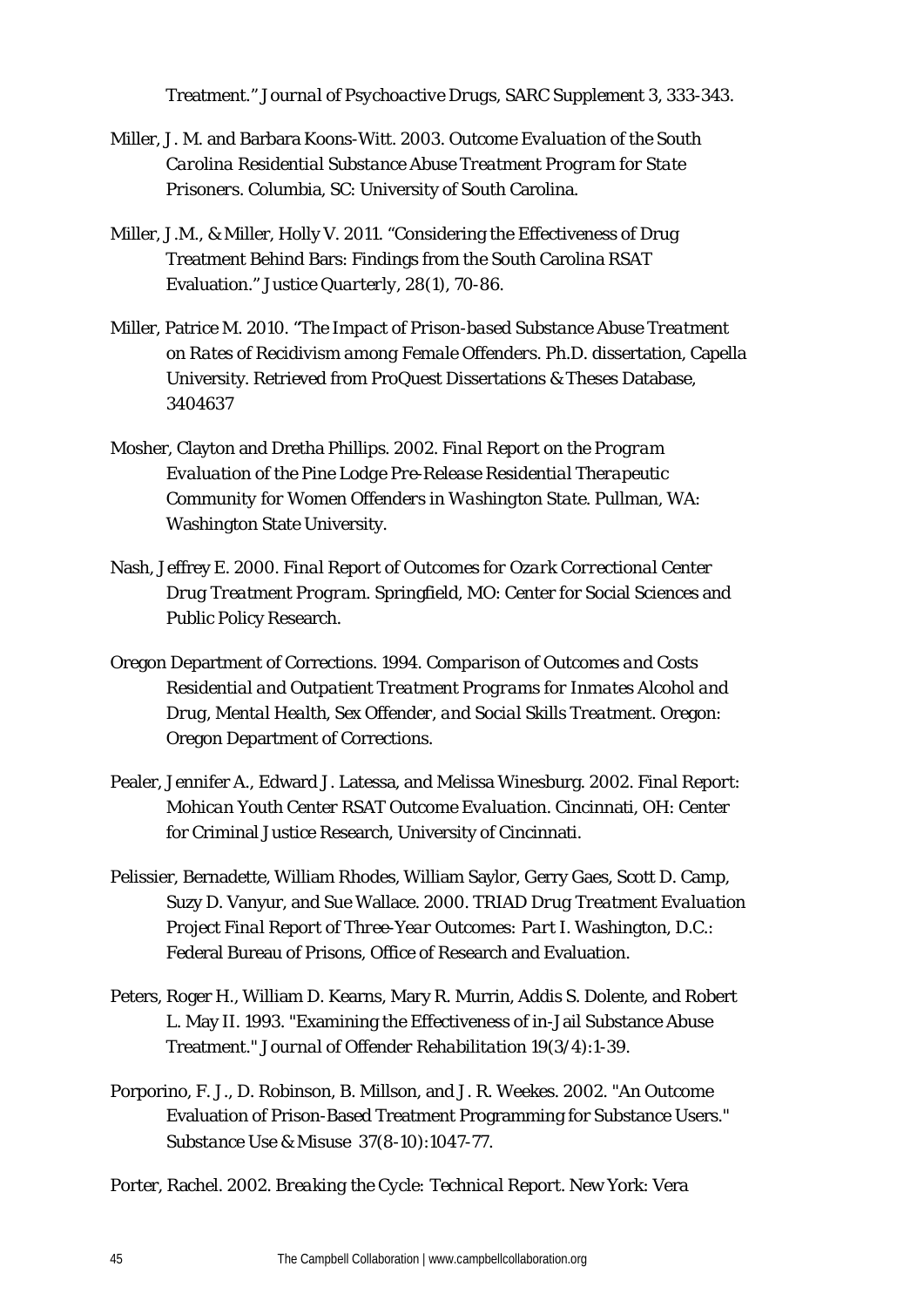Treatment." *Journal of Psychoactive Drugs*, SARC Supplement 3, 333-343.

Miller, J. M. and Barbara Koons-Witt. 2003. *Outcome Evaluation of the South Carolina Residential Substance Abuse Treatment Program for State Prisoners*. Columbia, SC: University of South Carolina.

Miller, J.M., & Miller, Holly V. 2011. "Considering the Effectiveness of Drug Treatment Behind Bars: Findings from the South Carolina RSAT Evaluation." *Justice Quarterly*, 28(1), 70-86.

Miller, Patrice M. 2010. "*The Impact of Prison-based Substance Abuse Treatment on Rates of Recidivism among Female Offenders*. Ph.D. dissertation, Capella University. Retrieved from ProQuest Dissertations & Theses Database, 3404637

Mosher, Clayton and Dretha Phillips. 2002. *Final Report on the Program Evaluation of the Pine Lodge Pre-Release Residential Therapeutic Community for Women Offenders in Washington State*. Pullman, WA: Washington State University.

Nash, Jeffrey E. 2000. *Final Report of Outcomes for Ozark Correctional Center Drug Treatment Program*. Springfield, MO: Center for Social Sciences and Public Policy Research.

Oregon Department of Corrections. 1994. *Comparison of Outcomes and Costs Residential and Outpatient Treatment Programs for Inmates Alcohol and Drug, Mental Health, Sex Offender, and Social Skills Treatment*. Oregon: Oregon Department of Corrections.

Pealer, Jennifer A., Edward J. Latessa, and Melissa Winesburg. 2002. *Final Report: Mohican Youth Center RSAT Outcome Evaluation*. Cincinnati, OH: Center for Criminal Justice Research, University of Cincinnati.

Pelissier, Bernadette, William Rhodes, William Saylor, Gerry Gaes, Scott D. Camp, Suzy D. Vanyur, and Sue Wallace. 2000. *TRIAD Drug Treatment Evaluation Project Final Report of Three-Year Outcomes: Part I*. Washington, D.C.: Federal Bureau of Prisons, Office of Research and Evaluation.

Peters, Roger H., William D. Kearns, Mary R. Murrin, Addis S. Dolente, and Robert L. May II. 1993. "Examining the Effectiveness of in-Jail Substance Abuse Treatment." *Journal of Offender Rehabilitation* 19(3/4):1-39.

Porporino, F. J., D. Robinson, B. Millson, and J. R. Weekes. 2002. "An Outcome Evaluation of Prison-Based Treatment Programming for Substance Users." *Substance Use & Misuse* 37(8-10):1047-77.

Porter, Rachel. 2002. *Breaking the Cycle: Technical Report*. New York: Vera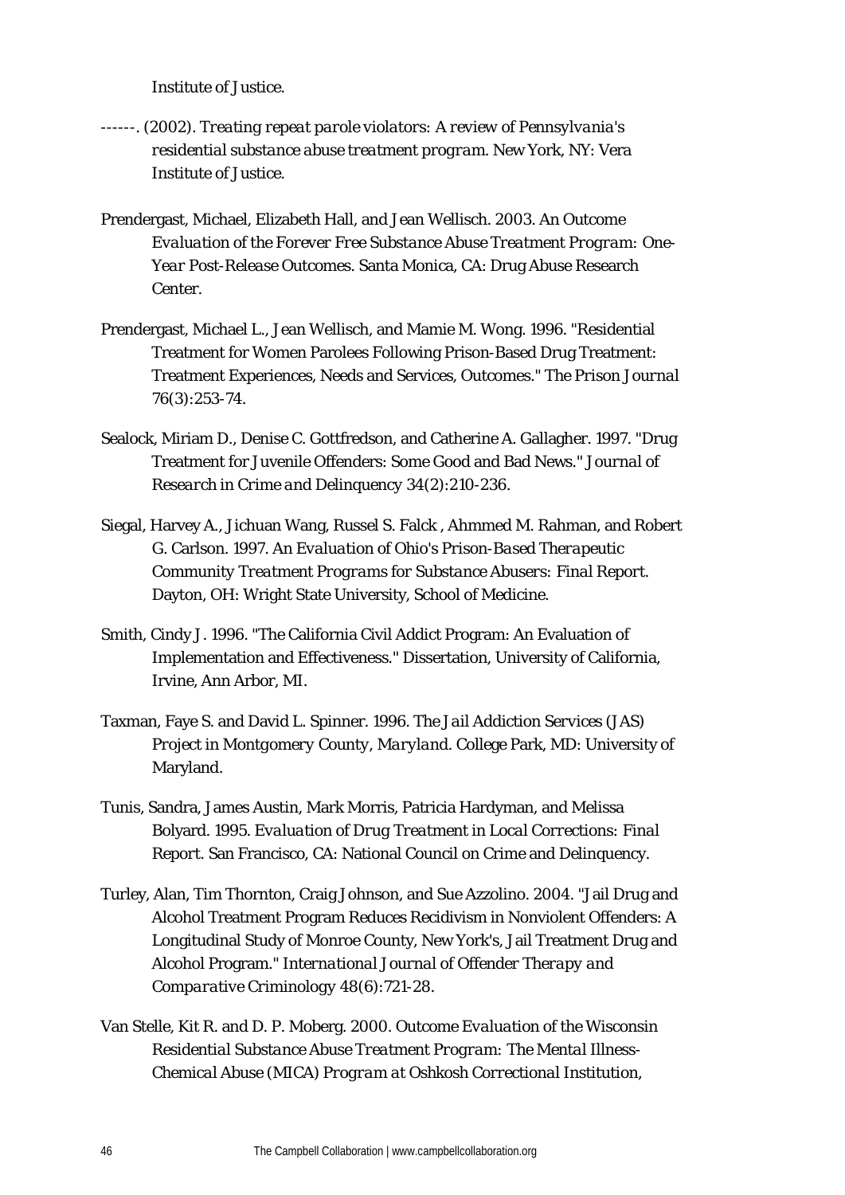Institute of Justice.

------. (2002). *Treating repeat parole violators: A review of Pennsylvania's residential substance abuse treatment program*. New York, NY: Vera Institute of Justice.

Prendergast, Michael, Elizabeth Hall, and Jean Wellisch. 2003. *An Outcome Evaluation of the Forever Free Substance Abuse Treatment Program: One-Year Post-Release Outcomes*. Santa Monica, CA: Drug Abuse Research Center.

Prendergast, Michael L., Jean Wellisch, and Mamie M. Wong. 1996. "Residential Treatment for Women Parolees Following Prison-Based Drug Treatment: Treatment Experiences, Needs and Services, Outcomes." *The Prison Journal* 76(3):253-74.

Sealock, Miriam D., Denise C. Gottfredson, and Catherine A. Gallagher. 1997. "Drug Treatment for Juvenile Offenders: Some Good and Bad News." *Journal of Research in Crime and Delinquency* 34(2):210-236.

Siegal, Harvey A., Jichuan Wang, Russel S. Falck , Ahmmed M. Rahman, and Robert G. Carlson. 1997. *An Evaluation of Ohio's Prison-Based Therapeutic Community Treatment Programs for Substance Abusers: Final Report*. Dayton, OH: Wright State University, School of Medicine.

Smith, Cindy J. 1996. "The California Civil Addict Program: An Evaluation of Implementation and Effectiveness." Dissertation, University of California, Irvine, Ann Arbor, MI.

Taxman, Faye S. and David L. Spinner. 1996. *The Jail Addiction Services (JAS) Project in Montgomery County, Maryland*. College Park, MD: University of Maryland.

Tunis, Sandra, James Austin, Mark Morris, Patricia Hardyman, and Melissa Bolyard. 1995. *Evaluation of Drug Treatment in Local Corrections: Final Report*. San Francisco, CA: National Council on Crime and Delinquency.

Turley, Alan, Tim Thornton, Craig Johnson, and Sue Azzolino. 2004. "Jail Drug and Alcohol Treatment Program Reduces Recidivism in Nonviolent Offenders: A Longitudinal Study of Monroe County, New York's, Jail Treatment Drug and Alcohol Program." *International Journal of Offender Therapy and Comparative Criminology* 48(6):721-28.

Van Stelle, Kit R. and D. P. Moberg. 2000. *Outcome Evaluation of the Wisconsin Residential Substance Abuse Treatment Program: The Mental Illness-Chemical Abuse (MICA) Program at Oshkosh Correctional Institution,*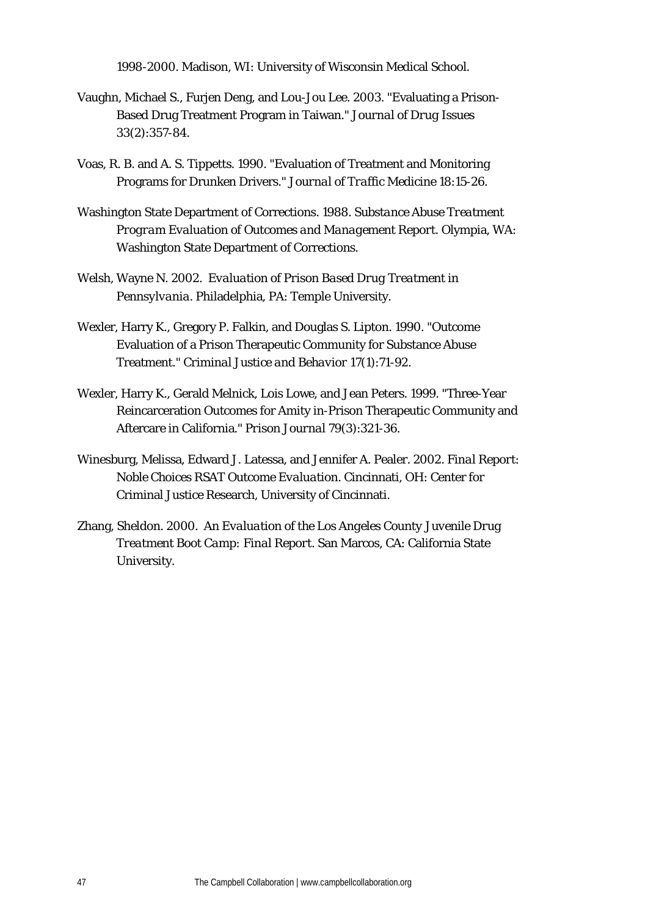1998-2000. Madison, WI: University of Wisconsin Medical School.

Vaughn, Michael S., Furjen Deng, and Lou-Jou Lee. 2003. "Evaluating a Prison-Based Drug Treatment Program in Taiwan." *Journal of Drug Issues* 33(2):357-84.

Voas, R. B. and A. S. Tippetts. 1990. "Evaluation of Treatment and Monitoring Programs for Drunken Drivers." *Journal of Traffic Medicine* 18:15-26.

Washington State Department of Corrections. 1988. *Substance Abuse Treatment Program Evaluation of Outcomes and Management Report*. Olympia, WA: Washington State Department of Corrections.

Welsh, Wayne N. 2002. *Evaluation of Prison Based Drug Treatment in Pennsylvania*. Philadelphia, PA: Temple University.

Wexler, Harry K., Gregory P. Falkin, and Douglas S. Lipton. 1990. "Outcome Evaluation of a Prison Therapeutic Community for Substance Abuse Treatment." *Criminal Justice and Behavior* 17(1):71-92.

Wexler, Harry K., Gerald Melnick, Lois Lowe, and Jean Peters. 1999. "Three-Year Reincarceration Outcomes for Amity in-Prison Therapeutic Community and Aftercare in California." *Prison Journal* 79(3):321-36.

Winesburg, Melissa, Edward J. Latessa, and Jennifer A. Pealer. 2002. *Final Report: Noble Choices RSAT Outcome Evaluation*. Cincinnati, OH: Center for Criminal Justice Research, University of Cincinnati.

Zhang, Sheldon. 2000. *An Evaluation of the Los Angeles County Juvenile Drug Treatment Boot Camp: Final Report*. San Marcos, CA: California State University.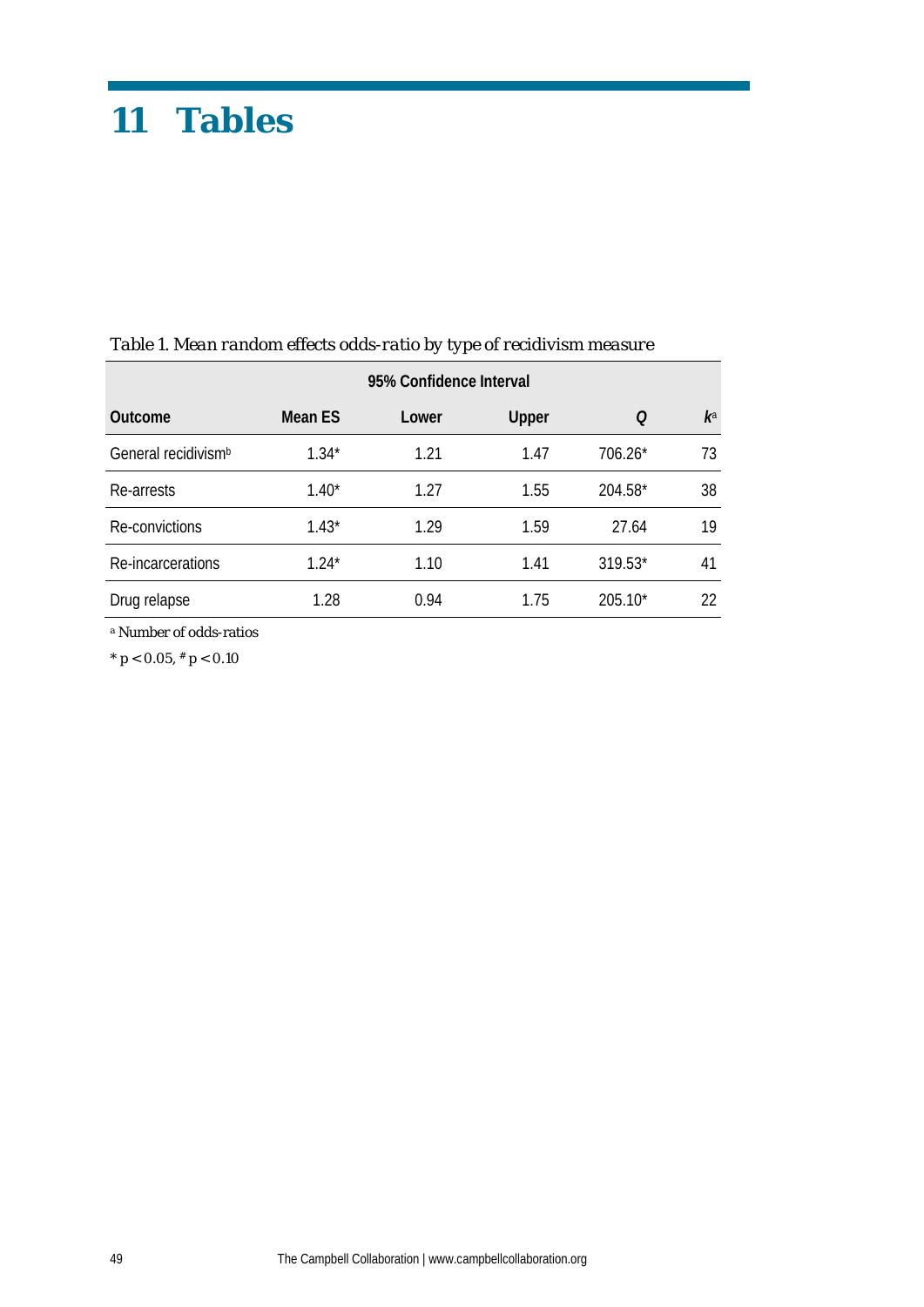# 11 Tables

*Table 1. Mean random effects odds-ratio by type of recidivism measure*

| | | 95% Confidence Interval | | | |
|---|---|---|---|---|---|
| **Outcome** | **Mean ES** | **Lower** | **Upper** | ***Q*** | ***k*[a]** |
| General recidivism[b] | 1.34* | 1.21 | 1.47 | 706.26* | 73 |
| Re-arrests | 1.40* | 1.27 | 1.55 | 204.58* | 38 |
| Re-convictions | 1.43* | 1.29 | 1.59 | 27.64 | 19 |
| Re-incarcerations | 1.24* | 1.10 | 1.41 | 319.53* | 41 |
| Drug relapse | 1.28 | 0.94 | 1.75 | 205.10* | 22 |

[a] Number of odds-ratios

* $p < 0.05$, # $p < 0.10$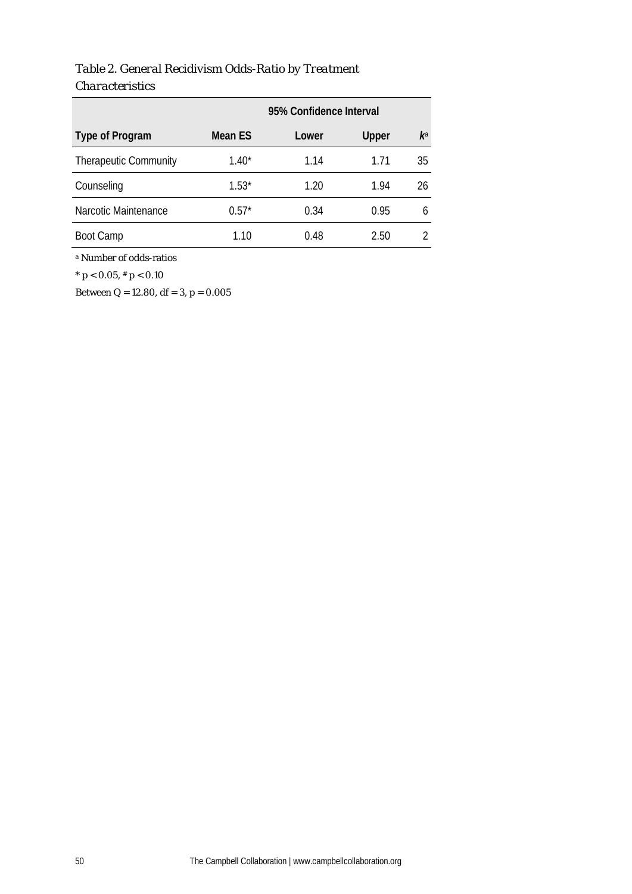*Table 2. General Recidivism Odds-Ratio by Treatment Characteristics*

| | | 95% Confidence Interval | | |
|---|---|---|---|---|
| **Type of Program** | **Mean ES** | **Lower** | **Upper** | ***k***[a] |
| Therapeutic Community | 1.40* | 1.14 | 1.71 | 35 |
| Counseling | 1.53* | 1.20 | 1.94 | 26 |
| Narcotic Maintenance | 0.57* | 0.34 | 0.95 | 6 |
| Boot Camp | 1.10 | 0.48 | 2.50 | 2 |

[a] Number of odds-ratios

* $p < 0.05$, # $p < 0.10$

Between $Q = 12.80$, $df = 3$, $p = 0.005$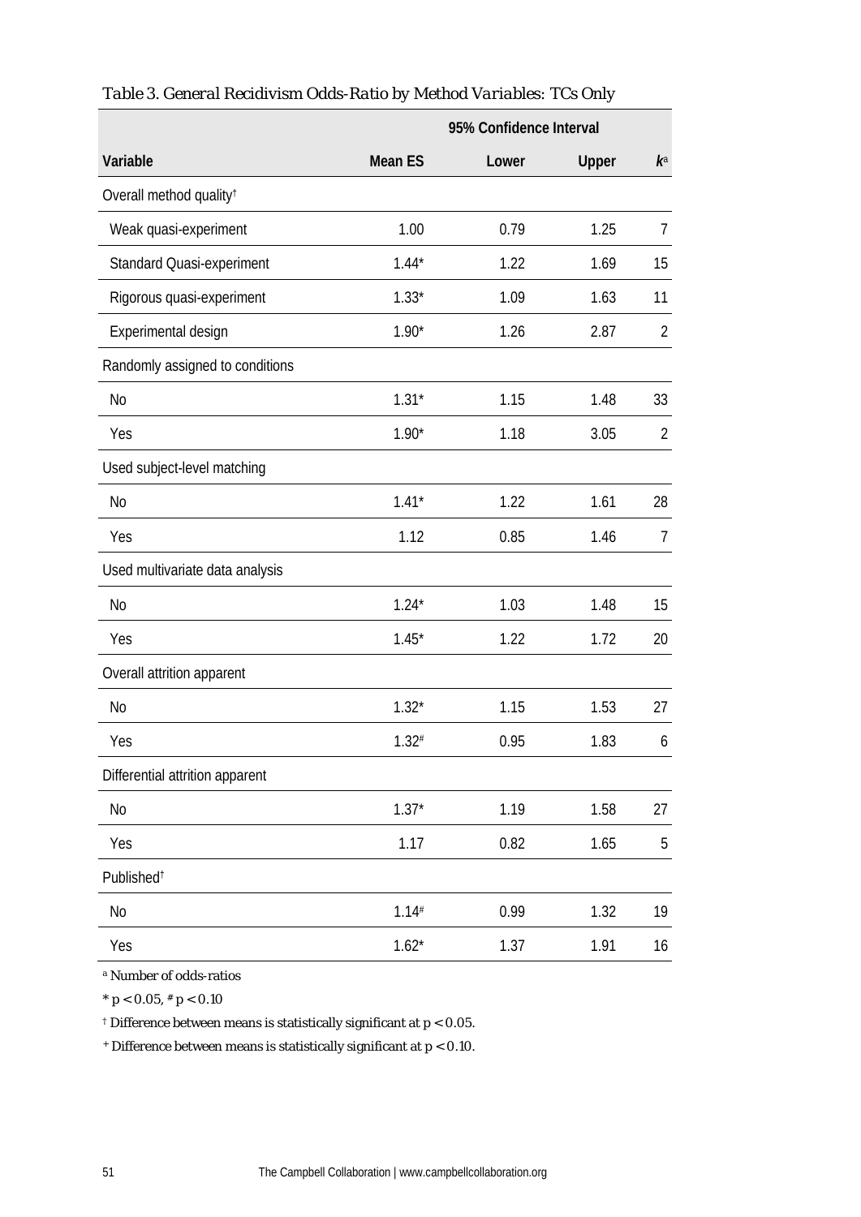*Table 3. General Recidivism Odds-Ratio by Method Variables: TCs Only*

| | | 95% Confidence Interval | | |
|---|---|---|---|---|
| **Variable** | **Mean ES** | **Lower** | **Upper** | ***k***[a] |
| Overall method quality[†] | | | | |
| Weak quasi-experiment | 1.00 | 0.79 | 1.25 | 7 |
| Standard Quasi-experiment | 1.44* | 1.22 | 1.69 | 15 |
| Rigorous quasi-experiment | 1.33* | 1.09 | 1.63 | 11 |
| Experimental design | 1.90* | 1.26 | 2.87 | 2 |
| Randomly assigned to conditions | | | | |
| No | 1.31* | 1.15 | 1.48 | 33 |
| Yes | 1.90* | 1.18 | 3.05 | 2 |
| Used subject-level matching | | | | |
| No | 1.41* | 1.22 | 1.61 | 28 |
| Yes | 1.12 | 0.85 | 1.46 | 7 |
| Used multivariate data analysis | | | | |
| No | 1.24* | 1.03 | 1.48 | 15 |
| Yes | 1.45* | 1.22 | 1.72 | 20 |
| Overall attrition apparent | | | | |
| No | 1.32* | 1.15 | 1.53 | 27 |
| Yes | 1.32# | 0.95 | 1.83 | 6 |
| Differential attrition apparent | | | | |
| No | 1.37* | 1.19 | 1.58 | 27 |
| Yes | 1.17 | 0.82 | 1.65 | 5 |
| Published[†] | | | | |
| No | 1.14# | 0.99 | 1.32 | 19 |
| Yes | 1.62* | 1.37 | 1.91 | 16 |

[a] Number of odds-ratios

* $p < 0.05$, # $p < 0.10$

[†] Difference between means is statistically significant at $p < 0.05$.

[+] Difference between means is statistically significant at $p < 0.10$.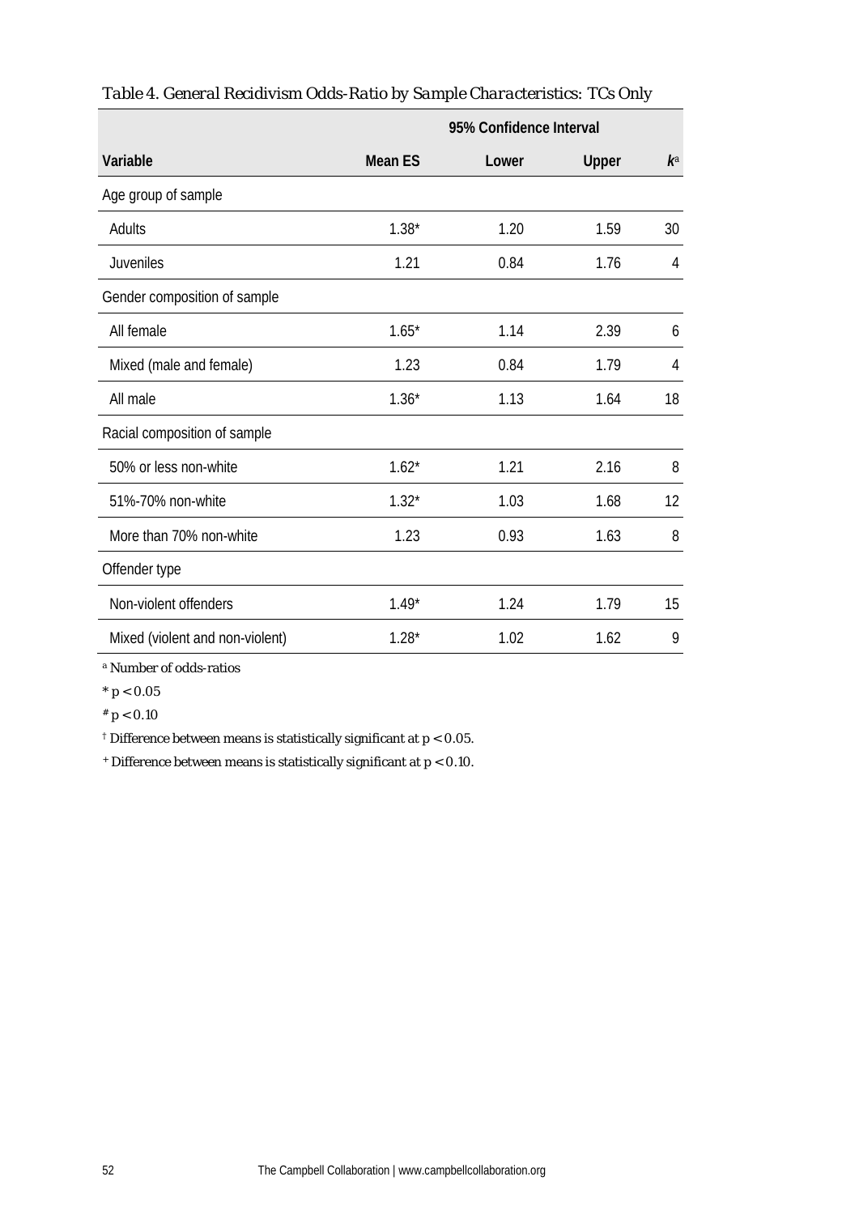*Table 4. General Recidivism Odds-Ratio by Sample Characteristics: TCs Only*

| | | 95% Confidence Interval | | |
|---|---|---|---|---|
| **Variable** | **Mean ES** | **Lower** | **Upper** | ***k***[a] |
| Age group of sample | | | | |
| Adults | 1.38* | 1.20 | 1.59 | 30 |
| Juveniles | 1.21 | 0.84 | 1.76 | 4 |
| Gender composition of sample | | | | |
| All female | 1.65* | 1.14 | 2.39 | 6 |
| Mixed (male and female) | 1.23 | 0.84 | 1.79 | 4 |
| All male | 1.36* | 1.13 | 1.64 | 18 |
| Racial composition of sample | | | | |
| 50% or less non-white | 1.62* | 1.21 | 2.16 | 8 |
| 51%-70% non-white | 1.32* | 1.03 | 1.68 | 12 |
| More than 70% non-white | 1.23 | 0.93 | 1.63 | 8 |
| Offender type | | | | |
| Non-violent offenders | 1.49* | 1.24 | 1.79 | 15 |
| Mixed (violent and non-violent) | 1.28* | 1.02 | 1.62 | 9 |

[a] Number of odds-ratios

* $p < 0.05$

[#] $p < 0.10$

[†] Difference between means is statistically significant at $p < 0.05$.

[+] Difference between means is statistically significant at $p < 0.10$.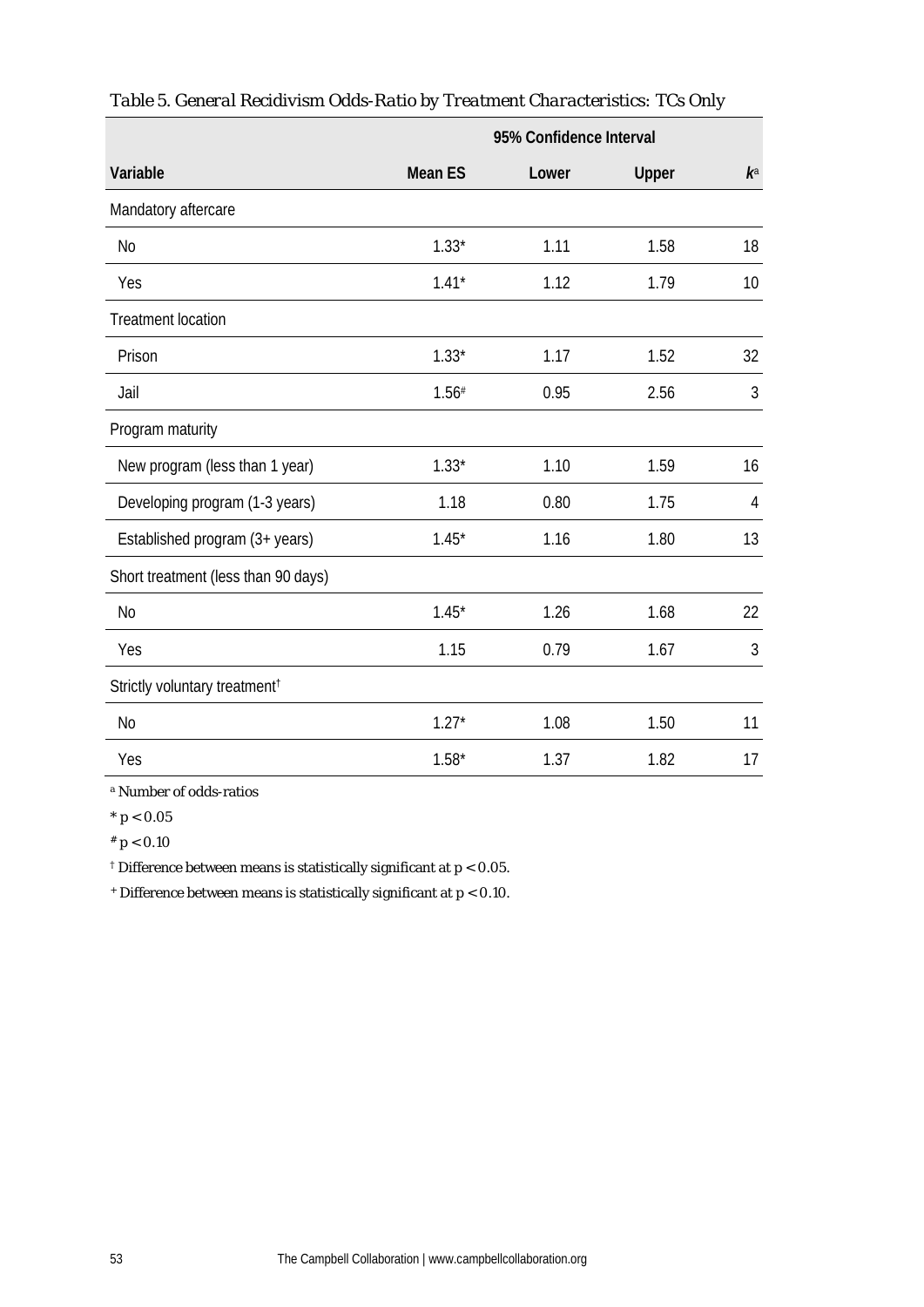*Table 5. General Recidivism Odds-Ratio by Treatment Characteristics: TCs Only*

| | | 95% Confidence Interval | | |
|---|---|---|---|---|
| Variable | Mean ES | Lower | Upper | *k*[a] |
| Mandatory aftercare | | | | |
| No | 1.33* | 1.11 | 1.58 | 18 |
| Yes | 1.41* | 1.12 | 1.79 | 10 |
| Treatment location | | | | |
| Prison | 1.33* | 1.17 | 1.52 | 32 |
| Jail | 1.56# | 0.95 | 2.56 | 3 |
| Program maturity | | | | |
| New program (less than 1 year) | 1.33* | 1.10 | 1.59 | 16 |
| Developing program (1-3 years) | 1.18 | 0.80 | 1.75 | 4 |
| Established program (3+ years) | 1.45* | 1.16 | 1.80 | 13 |
| Short treatment (less than 90 days) | | | | |
| No | 1.45* | 1.26 | 1.68 | 22 |
| Yes | 1.15 | 0.79 | 1.67 | 3 |
| Strictly voluntary treatment† | | | | |
| No | 1.27* | 1.08 | 1.50 | 11 |
| Yes | 1.58* | 1.37 | 1.82 | 17 |

[a] Number of odds-ratios

* $p < 0.05$

# $p < 0.10$

† Difference between means is statistically significant at $p < 0.05$.

+ Difference between means is statistically significant at $p < 0.10$.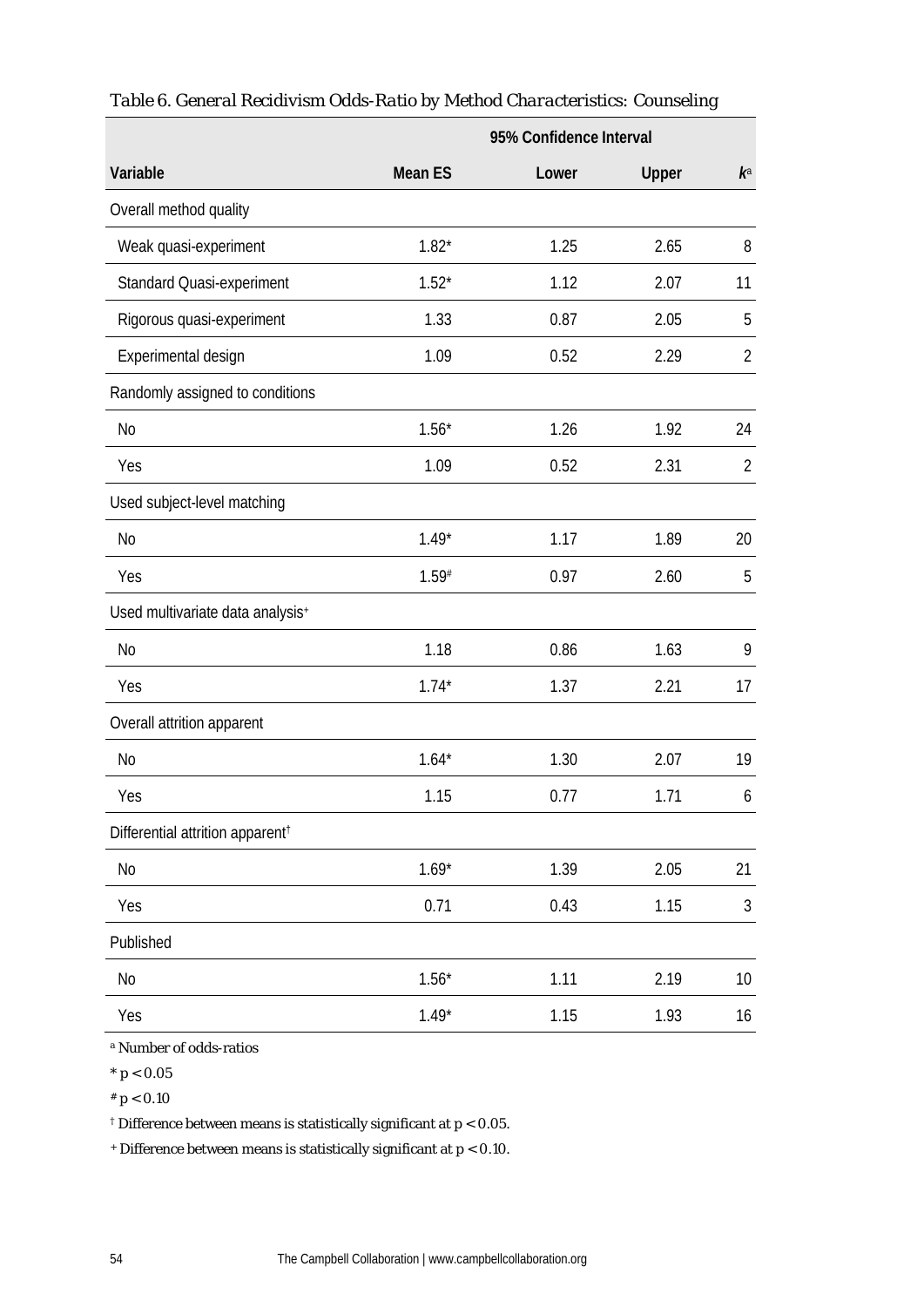*Table 6. General Recidivism Odds-Ratio by Method Characteristics: Counseling*

| | | 95% Confidence Interval | | |
|---|---|---|---|---|
| **Variable** | **Mean ES** | **Lower** | **Upper** | ***k*** [a] |
| Overall method quality | | | | |
| Weak quasi-experiment | 1.82* | 1.25 | 2.65 | 8 |
| Standard Quasi-experiment | 1.52* | 1.12 | 2.07 | 11 |
| Rigorous quasi-experiment | 1.33 | 0.87 | 2.05 | 5 |
| Experimental design | 1.09 | 0.52 | 2.29 | 2 |
| Randomly assigned to conditions | | | | |
| No | 1.56* | 1.26 | 1.92 | 24 |
| Yes | 1.09 | 0.52 | 2.31 | 2 |
| Used subject-level matching | | | | |
| No | 1.49* | 1.17 | 1.89 | 20 |
| Yes | 1.59[#] | 0.97 | 2.60 | 5 |
| Used multivariate data analysis[+] | | | | |
| No | 1.18 | 0.86 | 1.63 | 9 |
| Yes | 1.74* | 1.37 | 2.21 | 17 |
| Overall attrition apparent | | | | |
| No | 1.64* | 1.30 | 2.07 | 19 |
| Yes | 1.15 | 0.77 | 1.71 | 6 |
| Differential attrition apparent[†] | | | | |
| No | 1.69* | 1.39 | 2.05 | 21 |
| Yes | 0.71 | 0.43 | 1.15 | 3 |
| Published | | | | |
| No | 1.56* | 1.11 | 2.19 | 10 |
| Yes | 1.49* | 1.15 | 1.93 | 16 |

[a] Number of odds-ratios

* $p < 0.05$

[#] $p < 0.10$

[†] Difference between means is statistically significant at $p < 0.05$.

[+] Difference between means is statistically significant at $p < 0.10$.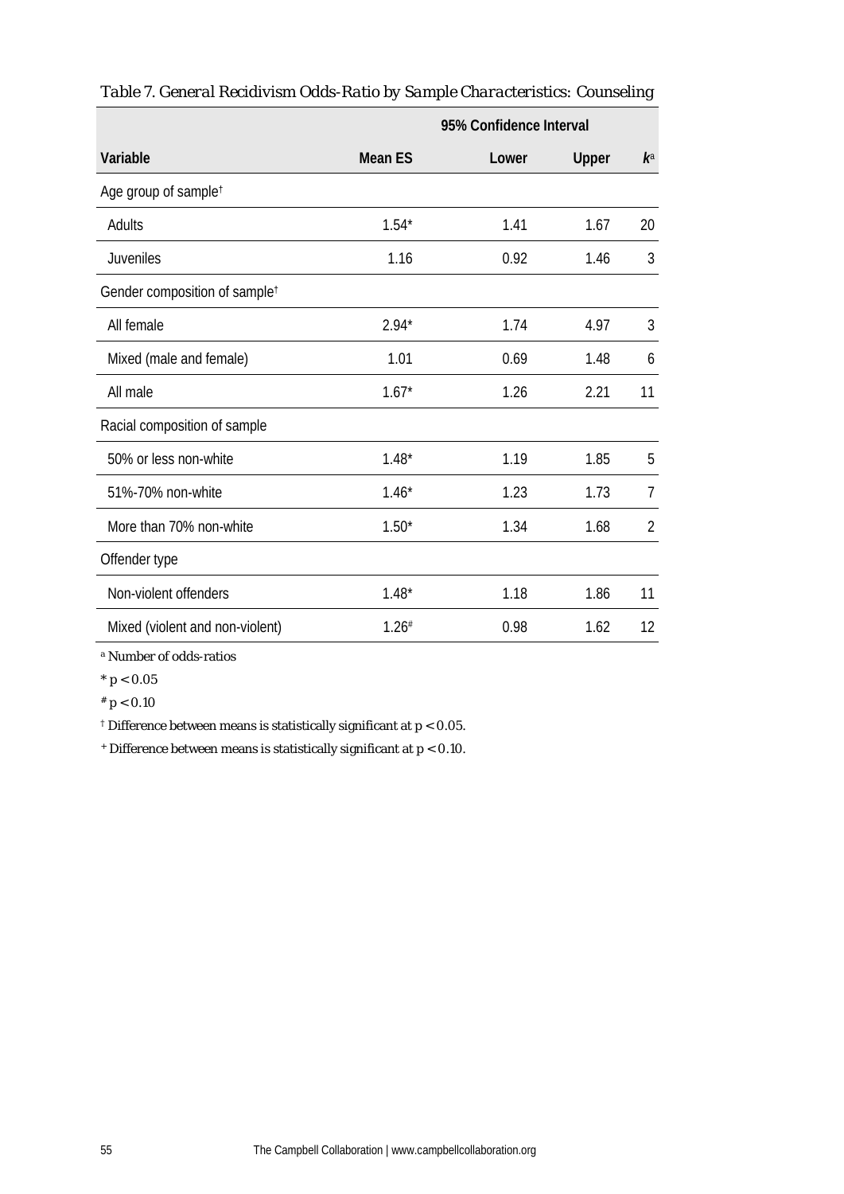*Table 7. General Recidivism Odds-Ratio by Sample Characteristics: Counseling*

| | | 95% Confidence Interval | | |
|---|---|---|---|---|
| **Variable** | **Mean ES** | **Lower** | **Upper** | ***k***[a] |
| Age group of sample[†] | | | | |
| Adults | 1.54* | 1.41 | 1.67 | 20 |
| Juveniles | 1.16 | 0.92 | 1.46 | 3 |
| Gender composition of sample[†] | | | | |
| All female | 2.94* | 1.74 | 4.97 | 3 |
| Mixed (male and female) | 1.01 | 0.69 | 1.48 | 6 |
| All male | 1.67* | 1.26 | 2.21 | 11 |
| Racial composition of sample | | | | |
| 50% or less non-white | 1.48* | 1.19 | 1.85 | 5 |
| 51%-70% non-white | 1.46* | 1.23 | 1.73 | 7 |
| More than 70% non-white | 1.50* | 1.34 | 1.68 | 2 |
| Offender type | | | | |
| Non-violent offenders | 1.48* | 1.18 | 1.86 | 11 |
| Mixed (violent and non-violent) | 1.26[#] | 0.98 | 1.62 | 12 |

[a] Number of odds-ratios

* $p < 0.05$

[#] $p < 0.10$

[†] Difference between means is statistically significant at $p < 0.05$.

[+] Difference between means is statistically significant at $p < 0.10$.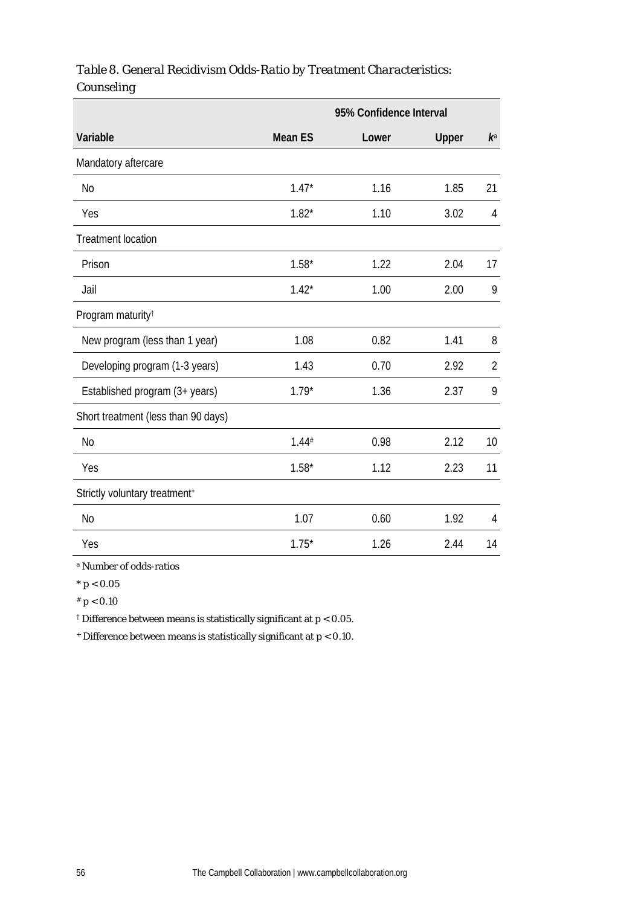*Table 8. General Recidivism Odds-Ratio by Treatment Characteristics: Counseling*

| | | 95% Confidence Interval | | |
|---|---|---|---|---|
| **Variable** | **Mean ES** | **Lower** | **Upper** | ***k***[a] |
| Mandatory aftercare | | | | |
| No | 1.47* | 1.16 | 1.85 | 21 |
| Yes | 1.82* | 1.10 | 3.02 | 4 |
| Treatment location | | | | |
| Prison | 1.58* | 1.22 | 2.04 | 17 |
| Jail | 1.42* | 1.00 | 2.00 | 9 |
| Program maturity[†] | | | | |
| New program (less than 1 year) | 1.08 | 0.82 | 1.41 | 8 |
| Developing program (1-3 years) | 1.43 | 0.70 | 2.92 | 2 |
| Established program (3+ years) | 1.79* | 1.36 | 2.37 | 9 |
| Short treatment (less than 90 days) | | | | |
| No | 1.44[#] | 0.98 | 2.12 | 10 |
| Yes | 1.58* | 1.12 | 2.23 | 11 |
| Strictly voluntary treatment[+] | | | | |
| No | 1.07 | 0.60 | 1.92 | 4 |
| Yes | 1.75* | 1.26 | 2.44 | 14 |

[a] Number of odds-ratios

* $p < 0.05$

[#] $p < 0.10$

[†] Difference between means is statistically significant at $p < 0.05$.

[+] Difference between means is statistically significant at $p < 0.10$.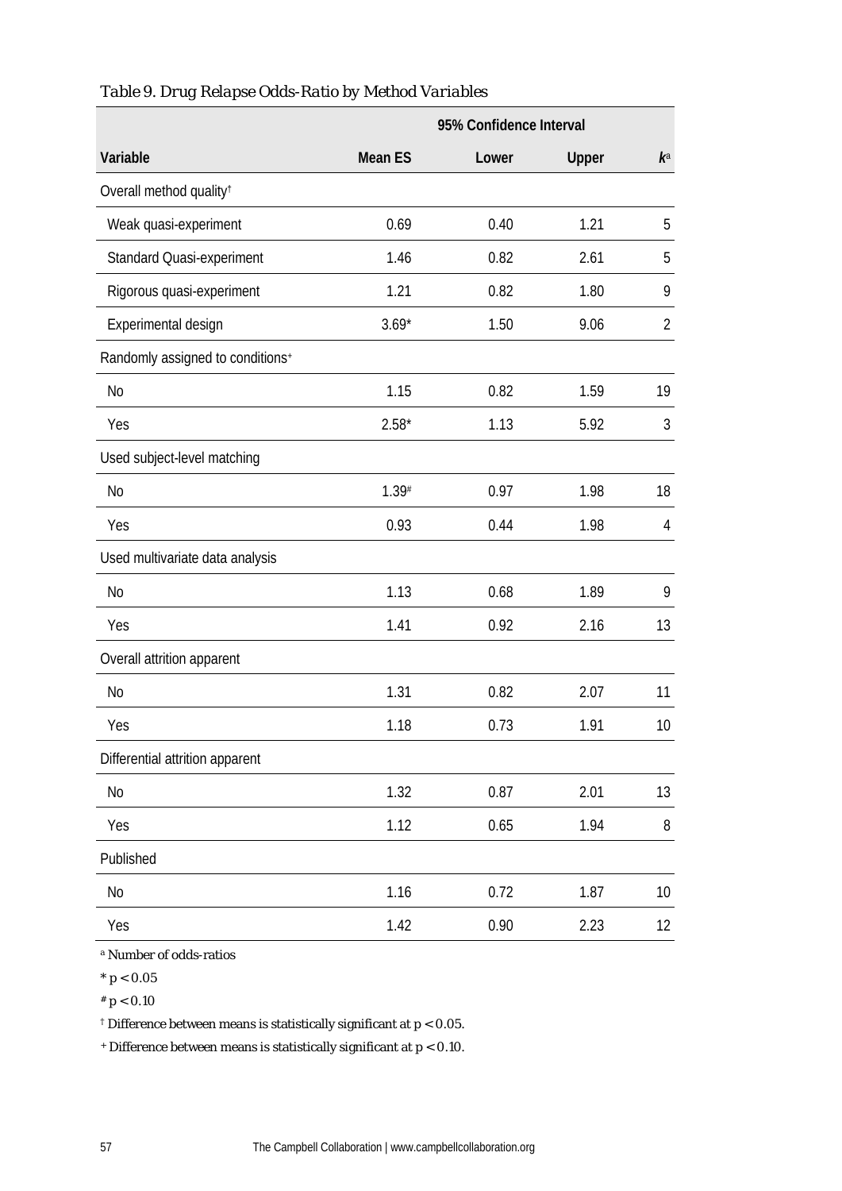*Table 9. Drug Relapse Odds-Ratio by Method Variables*

| | | 95% Confidence Interval | | |
|---|---|---|---|---|
| **Variable** | **Mean ES** | **Lower** | **Upper** | ***k***[a] |
| Overall method quality† | | | | |
| Weak quasi-experiment | 0.69 | 0.40 | 1.21 | 5 |
| Standard Quasi-experiment | 1.46 | 0.82 | 2.61 | 5 |
| Rigorous quasi-experiment | 1.21 | 0.82 | 1.80 | 9 |
| Experimental design | 3.69* | 1.50 | 9.06 | 2 |
| Randomly assigned to conditions+ | | | | |
| No | 1.15 | 0.82 | 1.59 | 19 |
| Yes | 2.58* | 1.13 | 5.92 | 3 |
| Used subject-level matching | | | | |
| No | 1.39# | 0.97 | 1.98 | 18 |
| Yes | 0.93 | 0.44 | 1.98 | 4 |
| Used multivariate data analysis | | | | |
| No | 1.13 | 0.68 | 1.89 | 9 |
| Yes | 1.41 | 0.92 | 2.16 | 13 |
| Overall attrition apparent | | | | |
| No | 1.31 | 0.82 | 2.07 | 11 |
| Yes | 1.18 | 0.73 | 1.91 | 10 |
| Differential attrition apparent | | | | |
| No | 1.32 | 0.87 | 2.01 | 13 |
| Yes | 1.12 | 0.65 | 1.94 | 8 |
| Published | | | | |
| No | 1.16 | 0.72 | 1.87 | 10 |
| Yes | 1.42 | 0.90 | 2.23 | 12 |

[a] Number of odds-ratios

* $p < 0.05$

# $p < 0.10$

† Difference between means is statistically significant at $p < 0.05$.

+ Difference between means is statistically significant at $p < 0.10$.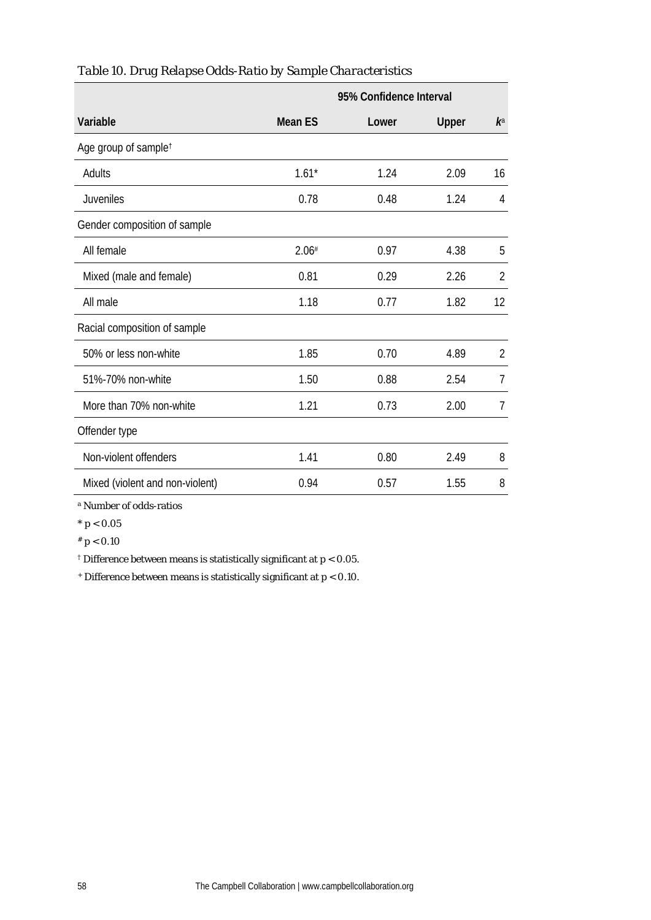*Table 10. Drug Relapse Odds-Ratio by Sample Characteristics*

| | | 95% Confidence Interval | | |
|---|---|---|---|---|
| **Variable** | **Mean ES** | **Lower** | **Upper** | ***k***[a] |
| Age group of sample[†] | | | | |
| Adults | 1.61* | 1.24 | 2.09 | 16 |
| Juveniles | 0.78 | 0.48 | 1.24 | 4 |
| Gender composition of sample | | | | |
| All female | 2.06[#] | 0.97 | 4.38 | 5 |
| Mixed (male and female) | 0.81 | 0.29 | 2.26 | 2 |
| All male | 1.18 | 0.77 | 1.82 | 12 |
| Racial composition of sample | | | | |
| 50% or less non-white | 1.85 | 0.70 | 4.89 | 2 |
| 51%-70% non-white | 1.50 | 0.88 | 2.54 | 7 |
| More than 70% non-white | 1.21 | 0.73 | 2.00 | 7 |
| Offender type | | | | |
| Non-violent offenders | 1.41 | 0.80 | 2.49 | 8 |
| Mixed (violent and non-violent) | 0.94 | 0.57 | 1.55 | 8 |

[a] Number of odds-ratios

* $p < 0.05$

[#] $p < 0.10$

[†] Difference between means is statistically significant at $p < 0.05$.

[+] Difference between means is statistically significant at $p < 0.10$.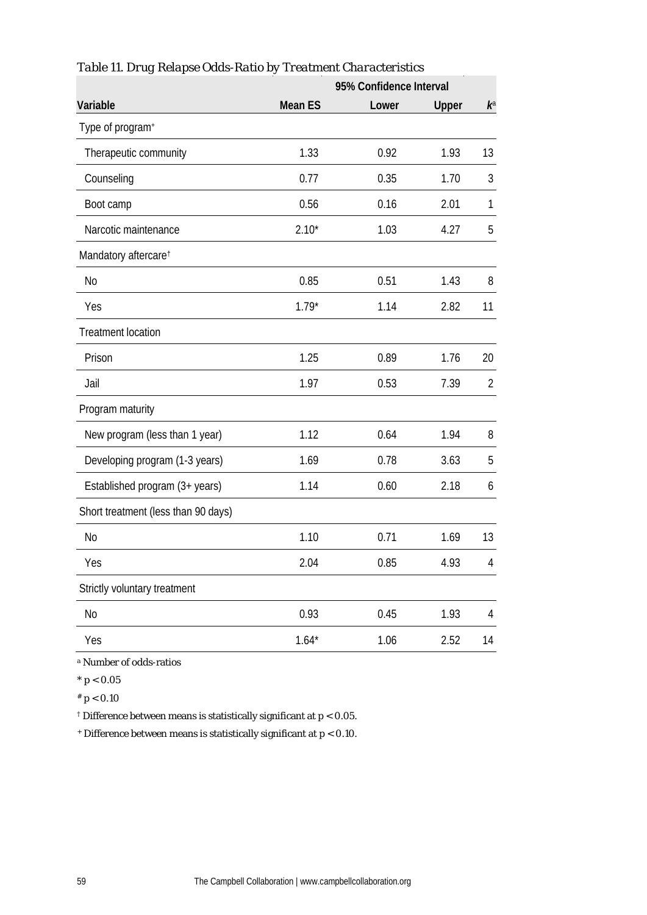*Table 11. Drug Relapse Odds-Ratio by Treatment Characteristics*

| | | 95% Confidence Interval | | |
|---|---|---|---|---|
| Variable | Mean ES | Lower | Upper | *k*[a] |
| Type of program[+] | | | | |
| Therapeutic community | 1.33 | 0.92 | 1.93 | 13 |
| Counseling | 0.77 | 0.35 | 1.70 | 3 |
| Boot camp | 0.56 | 0.16 | 2.01 | 1 |
| Narcotic maintenance | 2.10* | 1.03 | 4.27 | 5 |
| Mandatory aftercare[†] | | | | |
| No | 0.85 | 0.51 | 1.43 | 8 |
| Yes | 1.79* | 1.14 | 2.82 | 11 |
| Treatment location | | | | |
| Prison | 1.25 | 0.89 | 1.76 | 20 |
| Jail | 1.97 | 0.53 | 7.39 | 2 |
| Program maturity | | | | |
| New program (less than 1 year) | 1.12 | 0.64 | 1.94 | 8 |
| Developing program (1-3 years) | 1.69 | 0.78 | 3.63 | 5 |
| Established program (3+ years) | 1.14 | 0.60 | 2.18 | 6 |
| Short treatment (less than 90 days) | | | | |
| No | 1.10 | 0.71 | 1.69 | 13 |
| Yes | 2.04 | 0.85 | 4.93 | 4 |
| Strictly voluntary treatment | | | | |
| No | 0.93 | 0.45 | 1.93 | 4 |
| Yes | 1.64* | 1.06 | 2.52 | 14 |

[a] Number of odds-ratios

* $p < 0.05$

[#] $p < 0.10$

[†] Difference between means is statistically significant at $p < 0.05$.

[+] Difference between means is statistically significant at $p < 0.10$.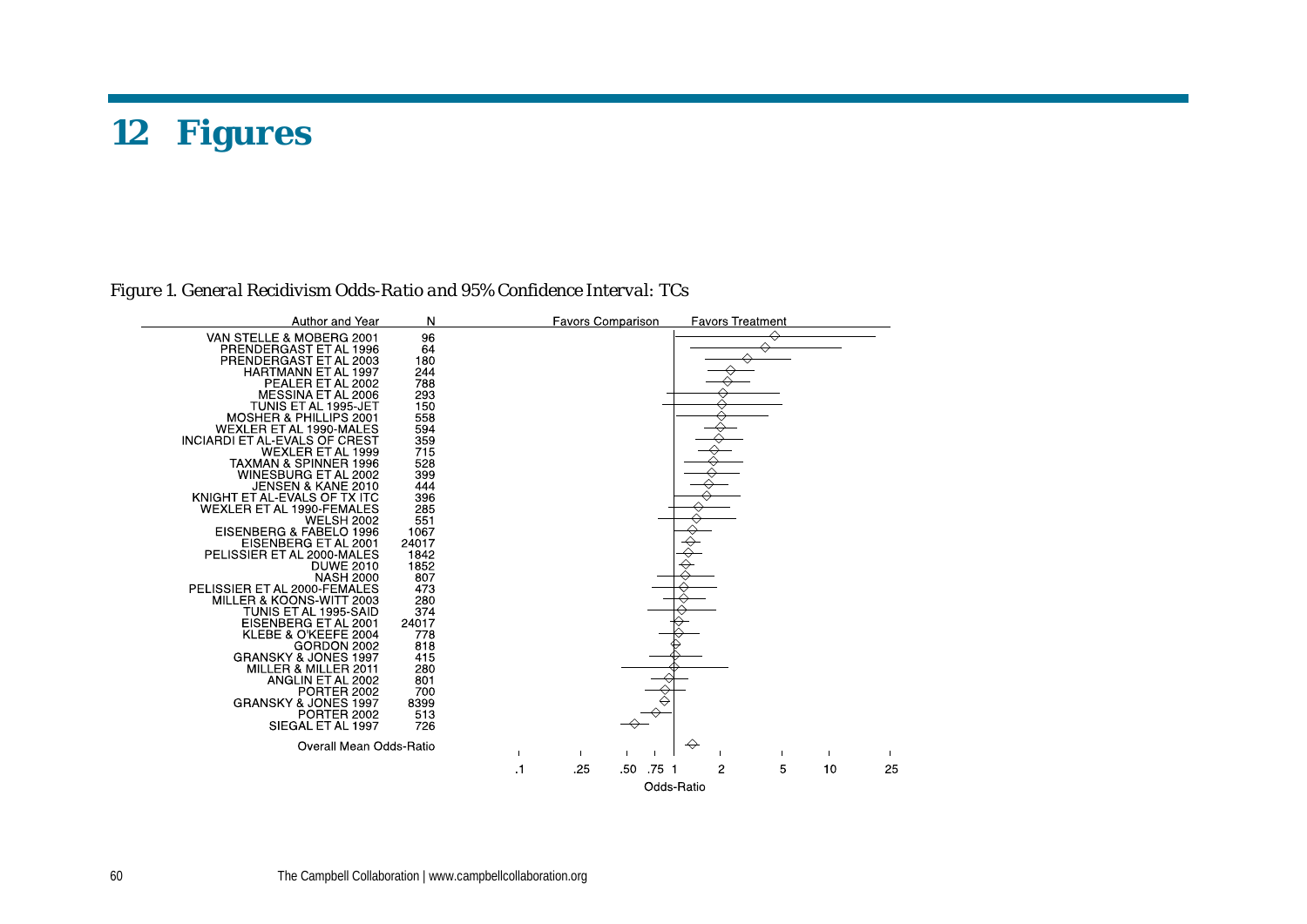# 12 Figures

*Figure 1. General Recidivism Odds-Ratio and 95% Confidence Interval: TCs*

Author and Year
N
Favors Comparison
Favors Treatment

VAN STELLE & MOBERG 2001 96
PRENDERGAST ET AL 1996 64
PRENDERGAST ET AL 2003 180
HARTMANN ET AL 1997 244
PEALER ET AL 2002 788
MESSINA ET AL 2006 293
TUNIS ET AL 1995-JET 150
MOSHER & PHILLIPS 2001 558
WEXLER ET AL 1990-MALES 594
INCIARDI ET AL-EVALS OF CREST 359
WEXLER ET AL 1999 715
TAXMAN & SPINNER 1996 528
WINESBURG ET AL 2002 399
JENSEN & KANE 2010 444
KNIGHT ET AL-EVALS OF TX ITC 396
WEXLER ET AL 1990-FEMALES 285
WELSH 2002 551
EISENBERG & FABELO 1996 1067
EISENBERG ET AL 2001 24017
PELISSIER ET AL 2000-MALES 1842
DUWE 2010 1852
NASH 2000 807
PELISSIER ET AL 2000-FEMALES 473
MILLER & KOONS-WITT 2003 280
TUNIS ET AL 1995-SAID 374
EISENBERG ET AL 2001 24017
KLEBE & O'KEEFE 2004 778
GORDON 2002 818
GRANSKY & JONES 1997 415
MILLER & MILLER 2011 280
ANGLIN ET AL 2002 801
PORTER 2002 700
GRANSKY & JONES 1997 8399
PORTER 2002 513
SIEGAL ET AL 1997 726

Overall Mean Odds-Ratio

.1 .25 .50 .75 1 2 5 10 25
Odds-Ratio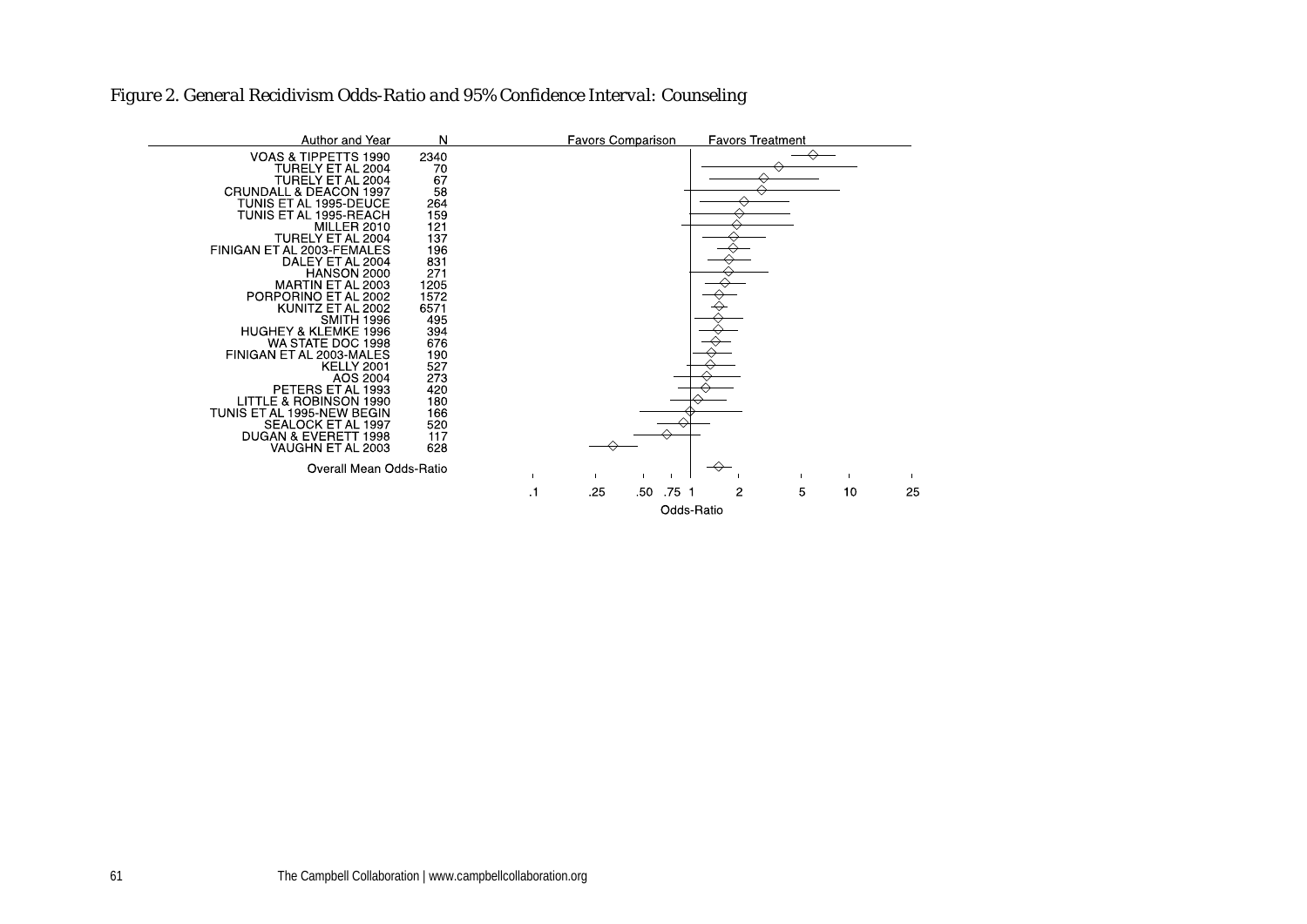*Figure 2. General Recidivism Odds-Ratio and 95% Confidence Interval: Counseling*

| Author and Year | N |
|---|---|
| VOAS & TIPPETTS 1990 | 2340 |
| TURELY ET AL 2004 | 70 |
| TURELY ET AL 2004 | 67 |
| CRUNDALL & DEACON 1997 | 58 |
| TUNIS ET AL 1995-DEUCE | 264 |
| TUNIS ET AL 1995-REACH | 159 |
| MILLER 2010 | 121 |
| TURELY ET AL 2004 | 137 |
| FINIGAN ET AL 2003-FEMALES | 196 |
| DALEY ET AL 2004 | 831 |
| HANSON 2000 | 271 |
| MARTIN ET AL 2003 | 1205 |
| PORPORINO ET AL 2002 | 1572 |
| KUNITZ ET AL 2002 | 6571 |
| SMITH 1996 | 495 |
| HUGHEY & KLEMKE 1996 | 394 |
| WA STATE DOC 1998 | 676 |
| FINIGAN ET AL 2003-MALES | 190 |
| KELLY 2001 | 527 |
| AOS 2004 | 273 |
| PETERS ET AL 1993 | 420 |
| LITTLE & ROBINSON 1990 | 180 |
| TUNIS ET AL 1995-NEW BEGIN | 166 |
| SEALOCK ET AL 1997 | 520 |
| DUGAN & EVERETT 1998 | 117 |
| VAUGHN ET AL 2003 | 628 |
| Overall Mean Odds-Ratio | |

Favors Comparison | Favors Treatment

Odds-Ratio: .1, .25, .50, .75, 1, 2, 5, 10, 25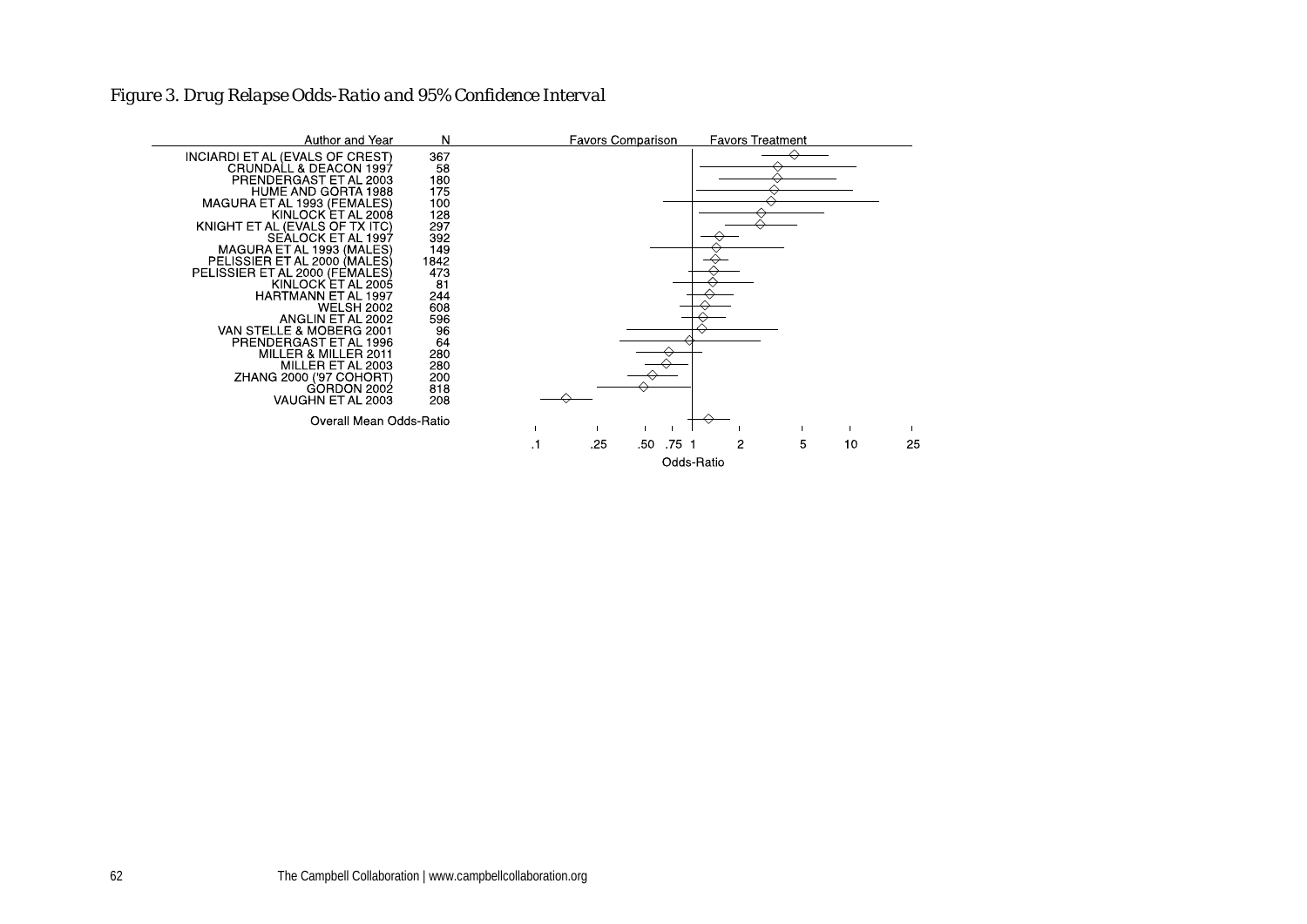*Figure 3. Drug Relapse Odds-Ratio and 95% Confidence Interval*

Author and Year
N
Favors Comparison
Favors Treatment

INCIARDI ET AL (EVALS OF CREST) 367
CRUNDALL & DEACON 1997 58
PRENDERGAST ET AL 2003 180
HUME AND GORTA 1988 175
MAGURA ET AL 1993 (FEMALES) 100
KINLOCK ET AL 2008 128
KNIGHT ET AL (EVALS OF TX ITC) 297
SEALOCK ET AL 1997 392
MAGURA ET AL 1993 (MALES) 149
PELISSIER ET AL 2000 (MALES) 1842
PELISSIER ET AL 2000 (FEMALES) 473
KINLOCK ET AL 2005 81
HARTMANN ET AL 1997 244
WELSH 2002 608
ANGLIN ET AL 2002 596
VAN STELLE & MOBERG 2001 96
PRENDERGAST ET AL 1996 64
MILLER & MILLER 2011 280
MILLER ET AL 2003 280
ZHANG 2000 ('97 COHORT) 200
GORDON 2002 818
VAUGHN ET AL 2003 208

Overall Mean Odds-Ratio

.1 .25 .50 .75 1 2 5 10 25

Odds-Ratio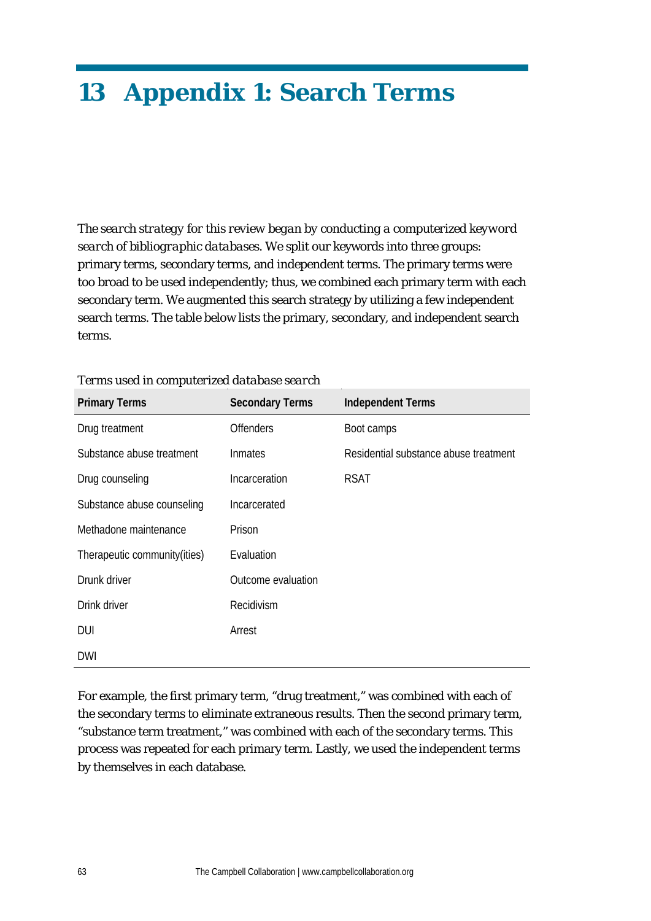# 13 Appendix 1: Search Terms

The search strategy for this review began by conducting a computerized keyword search of bibliographic databases. We split our keywords into three groups: primary terms, secondary terms, and independent terms. The primary terms were too broad to be used independently; thus, we combined each primary term with each secondary term. We augmented this search strategy by utilizing a few independent search terms. The table below lists the primary, secondary, and independent search terms.

Terms used in computerized database search

| Primary Terms | Secondary Terms | Independent Terms |
|---|---|---|
| Drug treatment | Offenders | Boot camps |
| Substance abuse treatment | Inmates | Residential substance abuse treatment |
| Drug counseling | Incarceration | RSAT |
| Substance abuse counseling | Incarcerated | |
| Methadone maintenance | Prison | |
| Therapeutic community(ities) | Evaluation | |
| Drunk driver | Outcome evaluation | |
| Drink driver | Recidivism | |
| DUI | Arrest | |
| DWI | | |

For example, the first primary term, "drug treatment," was combined with each of the secondary terms to eliminate extraneous results. Then the second primary term, "substance term treatment," was combined with each of the secondary terms. This process was repeated for each primary term. Lastly, we used the independent terms by themselves in each database.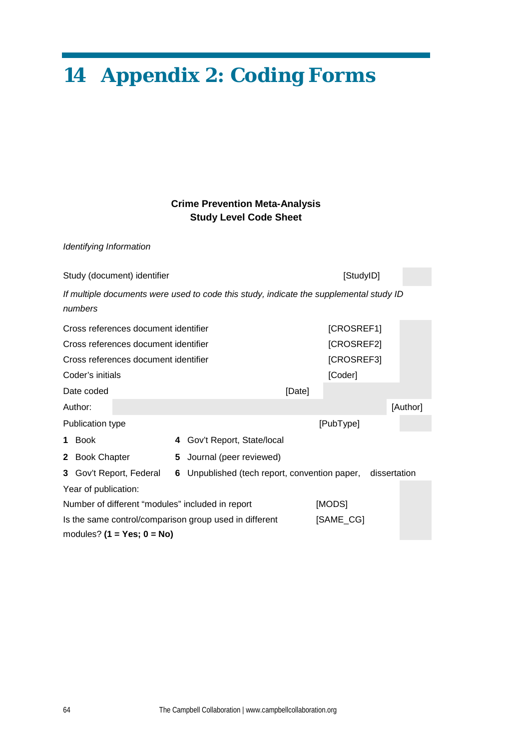# 14 Appendix 2: Coding Forms

**Crime Prevention Meta-Analysis**
**Study Level Code Sheet**

*Identifying Information*

Study (document) identifier [StudyID]

*If multiple documents were used to code this study, indicate the supplemental study ID numbers*

Cross references document identifier [CROSREF1]

Cross references document identifier [CROSREF2]

Cross references document identifier [CROSREF3]

Coder's initials [Coder]

Date coded [Date]

Author: [Author]

Publication type [PubType]

| | |
|---|---|
| **1** Book | **4** Gov't Report, State/local |
| **2** Book Chapter | **5** Journal (peer reviewed) |
| **3** Gov't Report, Federal | **6** Unpublished (tech report, convention paper, dissertation |

Year of publication:

Number of different "modules" included in report [MODS]

Is the same control/comparison group used in different modules? **(1 = Yes; 0 = No)** [SAME_CG]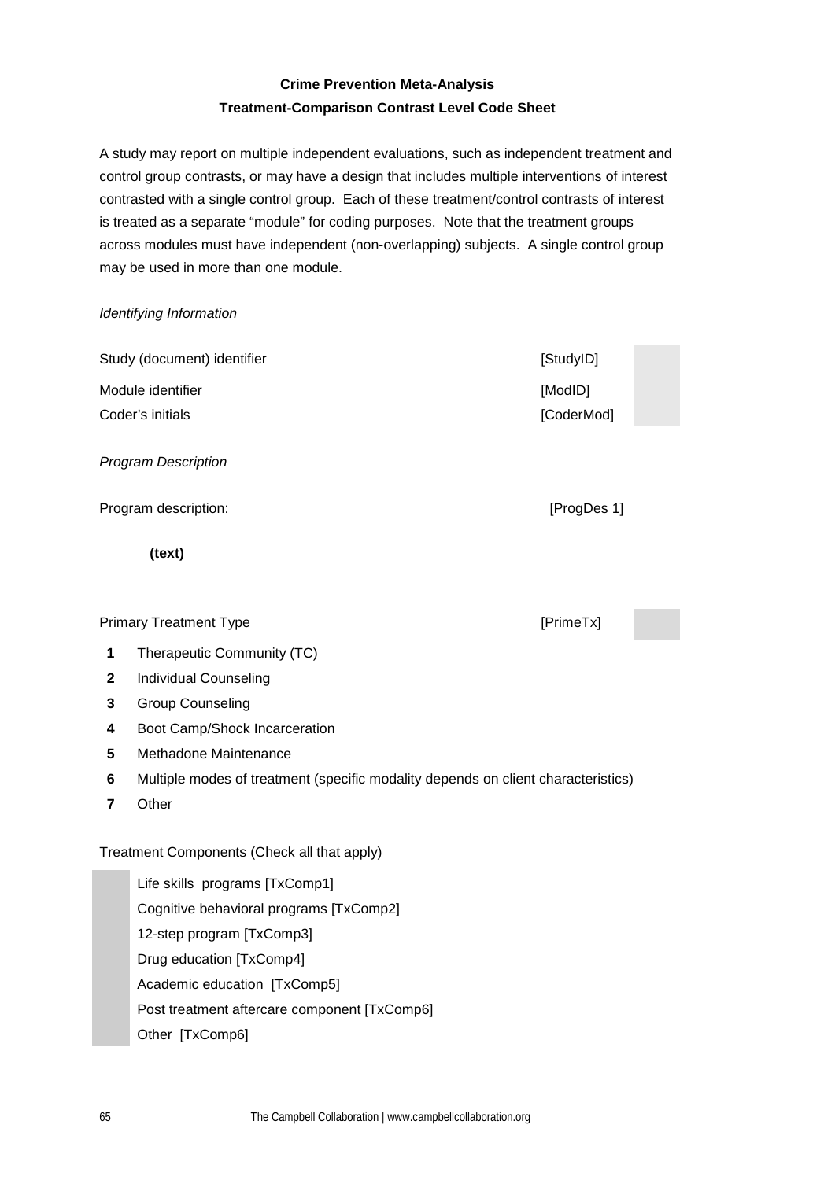**Crime Prevention Meta-Analysis**

**Treatment-Comparison Contrast Level Code Sheet**

A study may report on multiple independent evaluations, such as independent treatment and control group contrasts, or may have a design that includes multiple interventions of interest contrasted with a single control group. Each of these treatment/control contrasts of interest is treated as a separate "module" for coding purposes. Note that the treatment groups across modules must have independent (non-overlapping) subjects. A single control group may be used in more than one module.

*Identifying Information*

Study (document) identifier [StudyID]

Module identifier [ModID]

Coder's initials [CoderMod]

*Program Description*

Program description: [ProgDes 1]

**(text)**

Primary Treatment Type [PrimeTx]

**1** Therapeutic Community (TC)

**2** Individual Counseling

**3** Group Counseling

**4** Boot Camp/Shock Incarceration

**5** Methadone Maintenance

**6** Multiple modes of treatment (specific modality depends on client characteristics)

**7** Other

Treatment Components (Check all that apply)

Life skills programs [TxComp1]

Cognitive behavioral programs [TxComp2]

12-step program [TxComp3]

Drug education [TxComp4]

Academic education [TxComp5]

Post treatment aftercare component [TxComp6]

Other [TxComp6]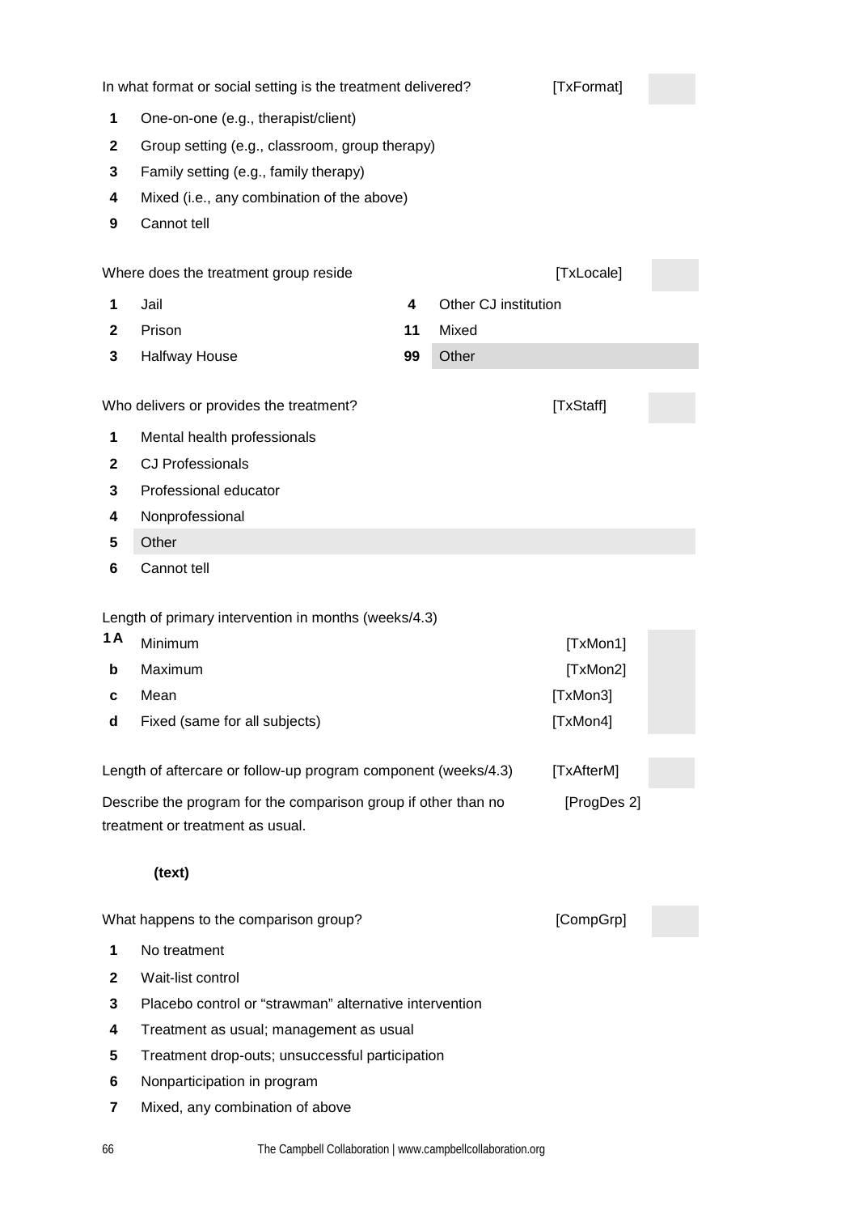In what format or social setting is the treatment delivered? [TxFormat]

| | |
|---|---|
| **1** | One-on-one (e.g., therapist/client) |
| **2** | Group setting (e.g., classroom, group therapy) |
| **3** | Family setting (e.g., family therapy) |
| **4** | Mixed (i.e., any combination of the above) |
| **9** | Cannot tell |

Where does the treatment group reside [TxLocale]

| | | | |
|---|---|---|---|
| **1** | Jail | **4** | Other CJ institution |
| **2** | Prison | **11** | Mixed |
| **3** | Halfway House | **99** | Other |

Who delivers or provides the treatment? [TxStaff]

| | |
|---|---|
| **1** | Mental health professionals |
| **2** | CJ Professionals |
| **3** | Professional educator |
| **4** | Nonprofessional |
| **5** | Other |
| **6** | Cannot tell |

Length of primary intervention in months (weeks/4.3)

| | | |
|---|---|---|
| **1 A** | Minimum | [TxMon1] |
| **b** | Maximum | [TxMon2] |
| **c** | Mean | [TxMon3] |
| **d** | Fixed (same for all subjects) | [TxMon4] |

Length of aftercare or follow-up program component (weeks/4.3) [TxAfterM]

Describe the program for the comparison group if other than no treatment or treatment as usual. [ProgDes 2]

**(text)**

What happens to the comparison group? [CompGrp]

| | |
|---|---|
| **1** | No treatment |
| **2** | Wait-list control |
| **3** | Placebo control or "strawman" alternative intervention |
| **4** | Treatment as usual; management as usual |
| **5** | Treatment drop-outs; unsuccessful participation |
| **6** | Nonparticipation in program |
| **7** | Mixed, any combination of above |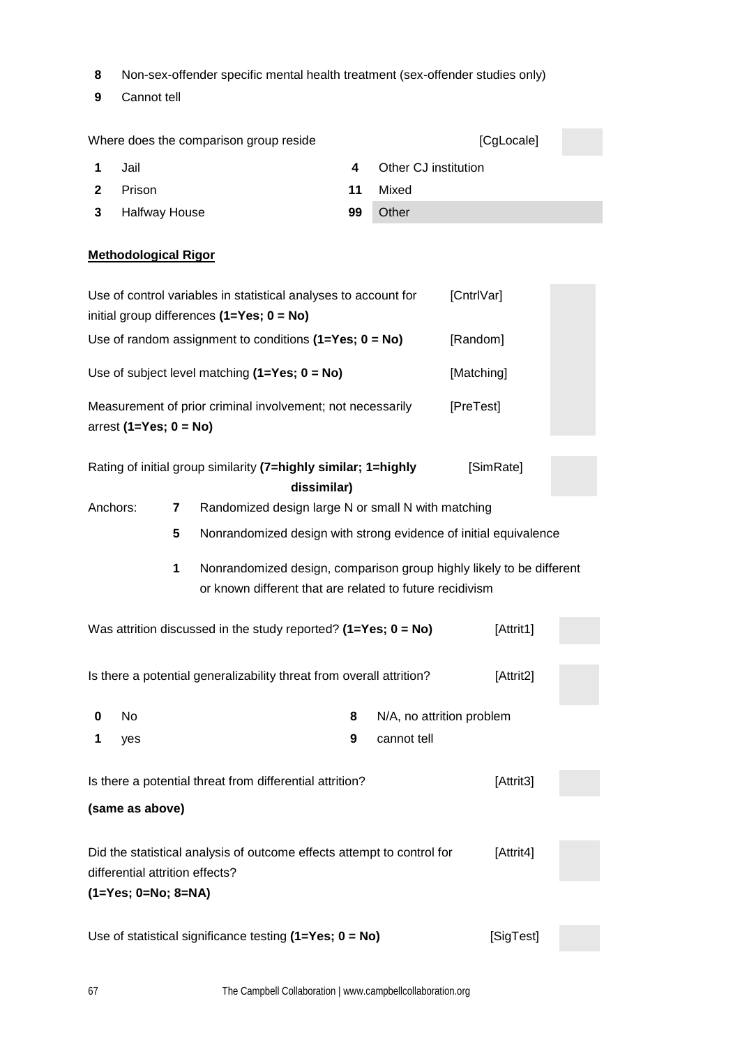**8** Non-sex-offender specific mental health treatment (sex-offender studies only)

**9** Cannot tell

Where does the comparison group reside [CgLocale]

| | | | |
|---|---|---|---|
| **1** | Jail | **4** | Other CJ institution |
| **2** | Prison | **11** | Mixed |
| **3** | Halfway House | **99** | Other |

**Methodological Rigor**

Use of control variables in statistical analyses to account for initial group differences **(1=Yes; 0 = No)** [CntrlVar]

Use of random assignment to conditions **(1=Yes; 0 = No)** [Random]

Use of subject level matching **(1=Yes; 0 = No)** [Matching]

Measurement of prior criminal involvement; not necessarily arrest **(1=Yes; 0 = No)** [PreTest]

Rating of initial group similarity **(7=highly similar; 1=highly dissimilar)** [SimRate]

Anchors:

- **7** Randomized design large N or small N with matching
- **5** Nonrandomized design with strong evidence of initial equivalence
- **1** Nonrandomized design, comparison group highly likely to be different or known different that are related to future recidivism

Was attrition discussed in the study reported? **(1=Yes; 0 = No)** [Attrit1]

Is there a potential generalizability threat from overall attrition? [Attrit2]

| | | | |
|---|---|---|---|
| **0** | No | **8** | N/A, no attrition problem |
| **1** | yes | **9** | cannot tell |

Is there a potential threat from differential attrition? [Attrit3]

**(same as above)**

Did the statistical analysis of outcome effects attempt to control for differential attrition effects? [Attrit4]

**(1=Yes; 0=No; 8=NA)**

Use of statistical significance testing **(1=Yes; 0 = No)** [SigTest]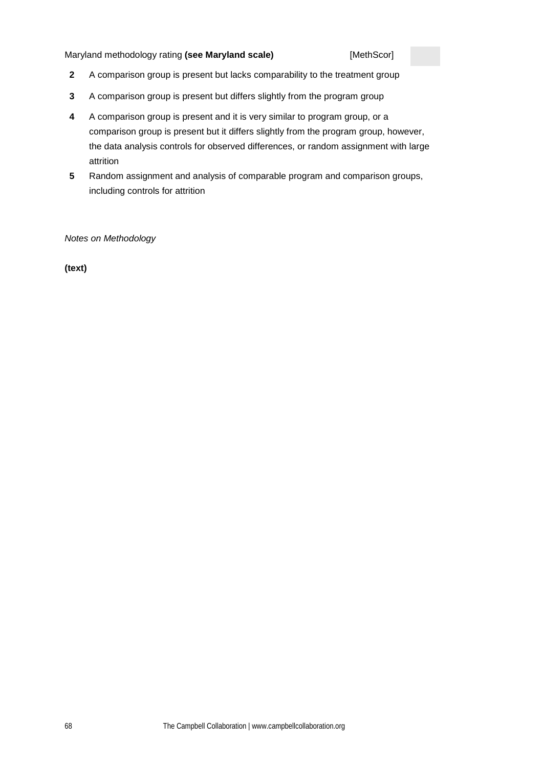Maryland methodology rating **(see Maryland scale)** [MethScor]

**2** A comparison group is present but lacks comparability to the treatment group

**3** A comparison group is present but differs slightly from the program group

**4** A comparison group is present and it is very similar to program group, or a comparison group is present but it differs slightly from the program group, however, the data analysis controls for observed differences, or random assignment with large attrition

**5** Random assignment and analysis of comparable program and comparison groups, including controls for attrition

*Notes on Methodology*

**(text)**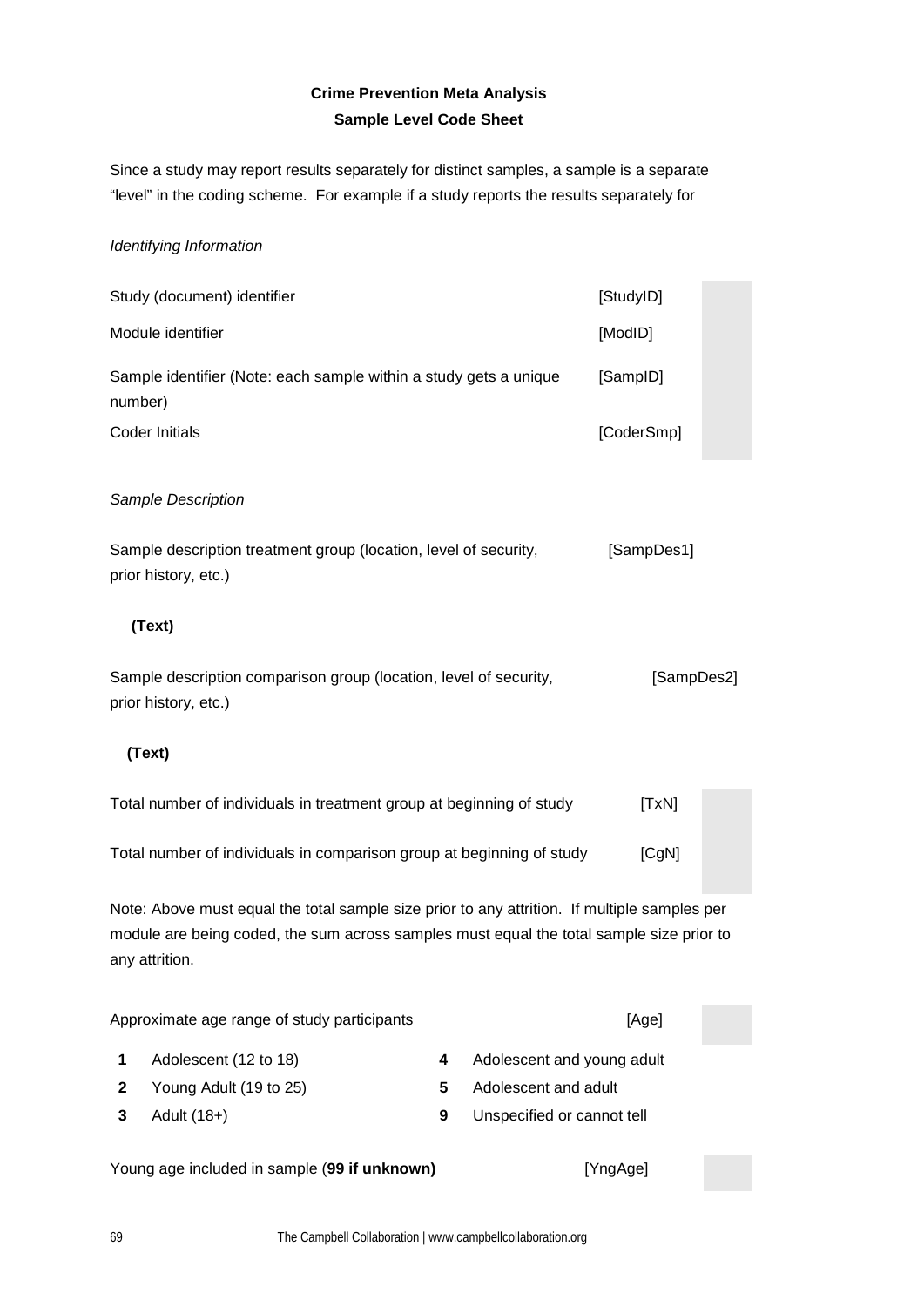**Crime Prevention Meta Analysis**
**Sample Level Code Sheet**

Since a study may report results separately for distinct samples, a sample is a separate "level" in the coding scheme. For example if a study reports the results separately for

*Identifying Information*

| | |
|---|---|
| Study (document) identifier | [StudyID] |
| Module identifier | [ModID] |
| Sample identifier (Note: each sample within a study gets a unique number) | [SampID] |
| Coder Initials | [CoderSmp] |

*Sample Description*

Sample description treatment group (location, level of security, prior history, etc.) [SampDes1]

**(Text)**

Sample description comparison group (location, level of security, prior history, etc.) [SampDes2]

**(Text)**

| | |
|---|---|
| Total number of individuals in treatment group at beginning of study | [TxN] |
| Total number of individuals in comparison group at beginning of study | [CgN] |

Note: Above must equal the total sample size prior to any attrition. If multiple samples per module are being coded, the sum across samples must equal the total sample size prior to any attrition.

Approximate age range of study participants [Age]

| | | | |
|---|---|---|---|
| **1** | Adolescent (12 to 18) | **4** | Adolescent and young adult |
| **2** | Young Adult (19 to 25) | **5** | Adolescent and adult |
| **3** | Adult (18+) | **9** | Unspecified or cannot tell |

Young age included in sample (**99 if unknown)** [YngAge]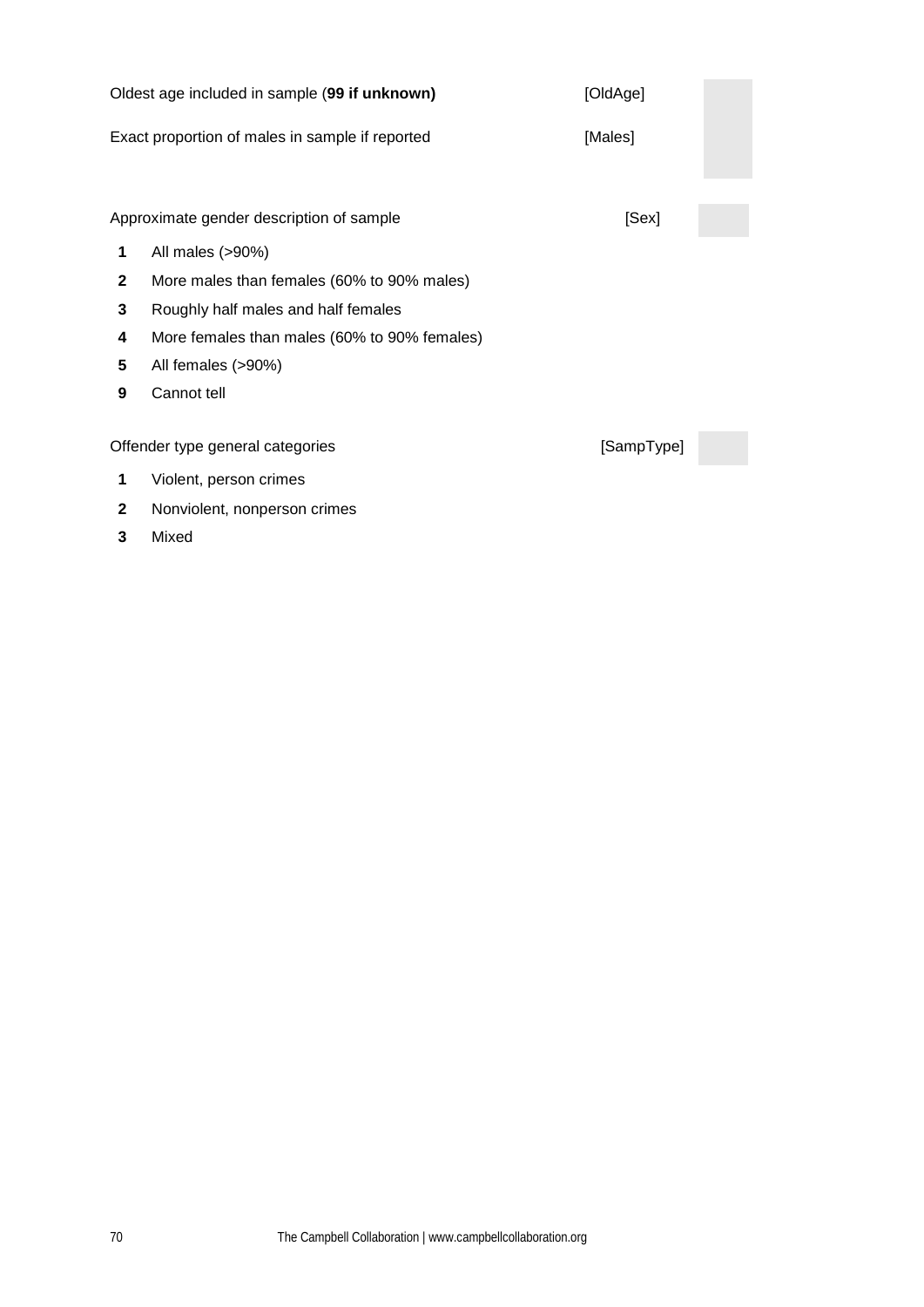Oldest age included in sample (**99 if unknown)** [OldAge]

Exact proportion of males in sample if reported [Males]

Approximate gender description of sample [Sex]

- **1** All males (>90%)
- **2** More males than females (60% to 90% males)
- **3** Roughly half males and half females
- **4** More females than males (60% to 90% females)
- **5** All females (>90%)
- **9** Cannot tell

Offender type general categories [SampType]

- **1** Violent, person crimes
- **2** Nonviolent, nonperson crimes
- **3** Mixed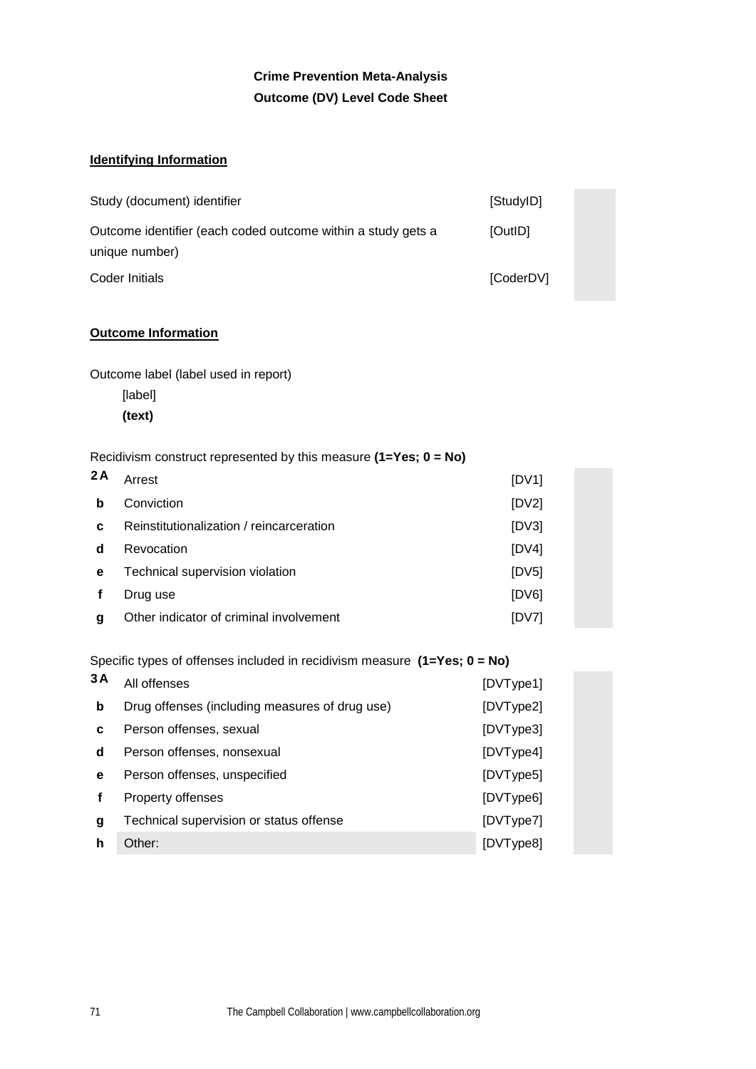**Crime Prevention Meta-Analysis**
**Outcome (DV) Level Code Sheet**

**Identifying Information**

| | | |
|---|---|---|
| Study (document) identifier | [StudyID] | |
| Outcome identifier (each coded outcome within a study gets a unique number) | [OutID] | |
| Coder Initials | [CoderDV] | |

**Outcome Information**

Outcome label (label used in report)
[label]
**(text)**

Recidivism construct represented by this measure **(1=Yes; 0 = No)**

| | | | |
|---|---|---|---|
| **2 A** | Arrest | [DV1] | |
| **b** | Conviction | [DV2] | |
| **c** | Reinstitutionalization / reincarceration | [DV3] | |
| **d** | Revocation | [DV4] | |
| **e** | Technical supervision violation | [DV5] | |
| **f** | Drug use | [DV6] | |
| **g** | Other indicator of criminal involvement | [DV7] | |

Specific types of offenses included in recidivism measure **(1=Yes; 0 = No)**

| | | | |
|---|---|---|---|
| **3 A** | All offenses | [DVType1] | |
| **b** | Drug offenses (including measures of drug use) | [DVType2] | |
| **c** | Person offenses, sexual | [DVType3] | |
| **d** | Person offenses, nonsexual | [DVType4] | |
| **e** | Person offenses, unspecified | [DVType5] | |
| **f** | Property offenses | [DVType6] | |
| **g** | Technical supervision or status offense | [DVType7] | |
| **h** | Other: | [DVType8] | |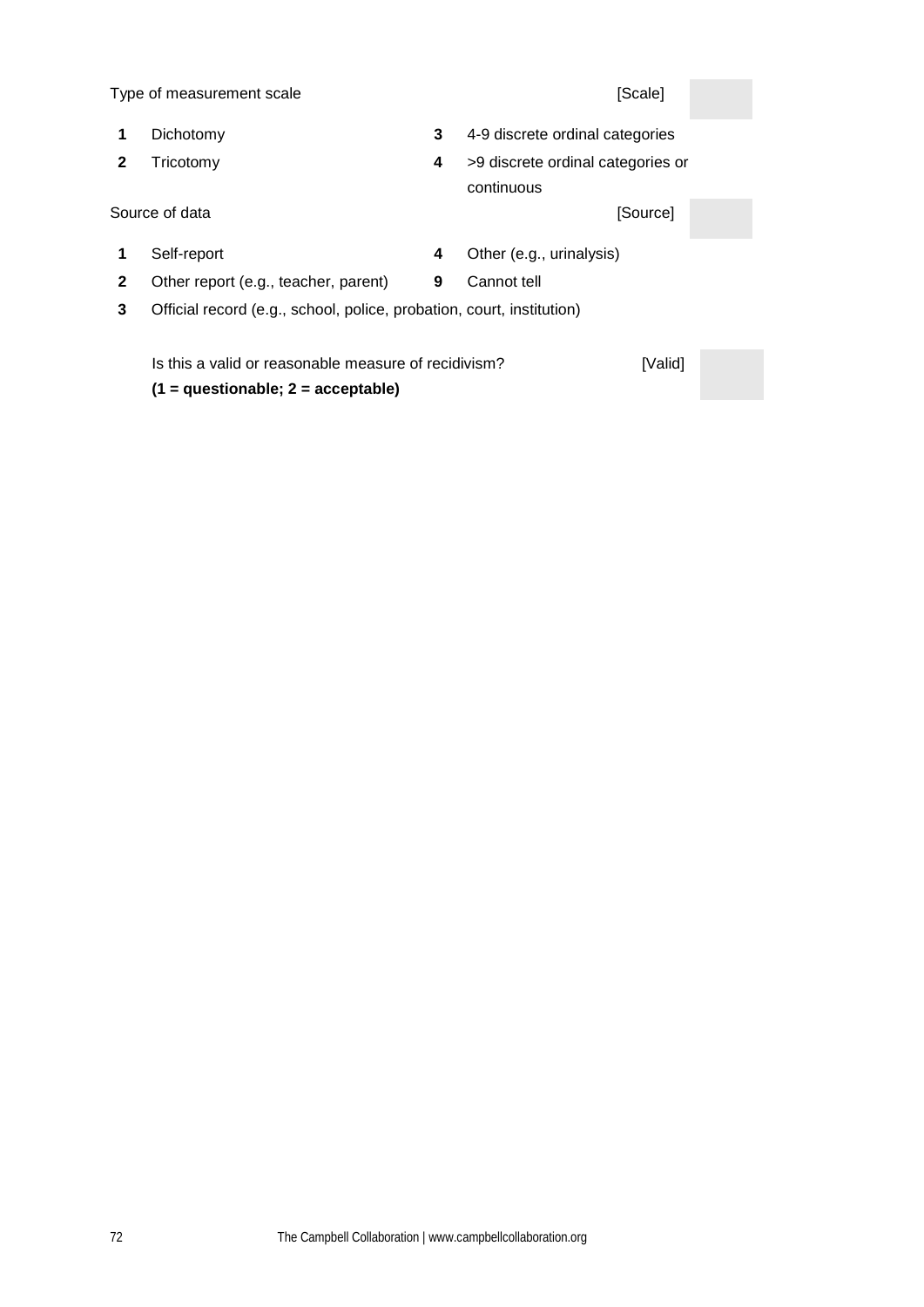Type of measurement scale [Scale]

| | | | |
|---|---|---|---|
| **1** | Dichotomy | **3** | 4-9 discrete ordinal categories |
| **2** | Tricotomy | **4** | >9 discrete ordinal categories or continuous |

Source of data [Source]

| | | | |
|---|---|---|---|
| **1** | Self-report | **4** | Other (e.g., urinalysis) |
| **2** | Other report (e.g., teacher, parent) | **9** | Cannot tell |
| **3** | Official record (e.g., school, police, probation, court, institution) | | |

Is this a valid or reasonable measure of recidivism? [Valid]
**(1 = questionable; 2 = acceptable)**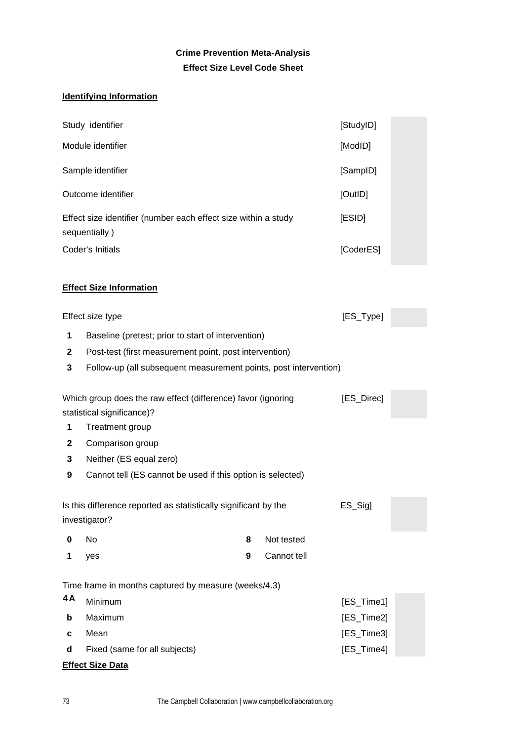**Crime Prevention Meta-Analysis**
**Effect Size Level Code Sheet**

**Identifying Information**

| | | |
|---|---|---|
| Study identifier | [StudyID] | |
| Module identifier | [ModID] | |
| Sample identifier | [SampID] | |
| Outcome identifier | [OutID] | |
| Effect size identifier (number each effect size within a study sequentially ) | [ESID] | |
| Coder's Initials | [CoderES] | |

**Effect Size Information**

Effect size type [ES_Type]

- **1** Baseline (pretest; prior to start of intervention)
- **2** Post-test (first measurement point, post intervention)
- **3** Follow-up (all subsequent measurement points, post intervention)

Which group does the raw effect (difference) favor (ignoring statistical significance)? [ES_Direc]

- **1** Treatment group
- **2** Comparison group
- **3** Neither (ES equal zero)
- **9** Cannot tell (ES cannot be used if this option is selected)

Is this difference reported as statistically significant by the investigator? ES_Sig]

| | | | |
|---|---|---|---|
| **0** | No | **8** | Not tested |
| **1** | yes | **9** | Cannot tell |

Time frame in months captured by measure (weeks/4.3)

| | | |
|---|---|---|
| **4 A** | Minimum | [ES_Time1] |
| **b** | Maximum | [ES_Time2] |
| **c** | Mean | [ES_Time3] |
| **d** | Fixed (same for all subjects) | [ES_Time4] |

**Effect Size Data**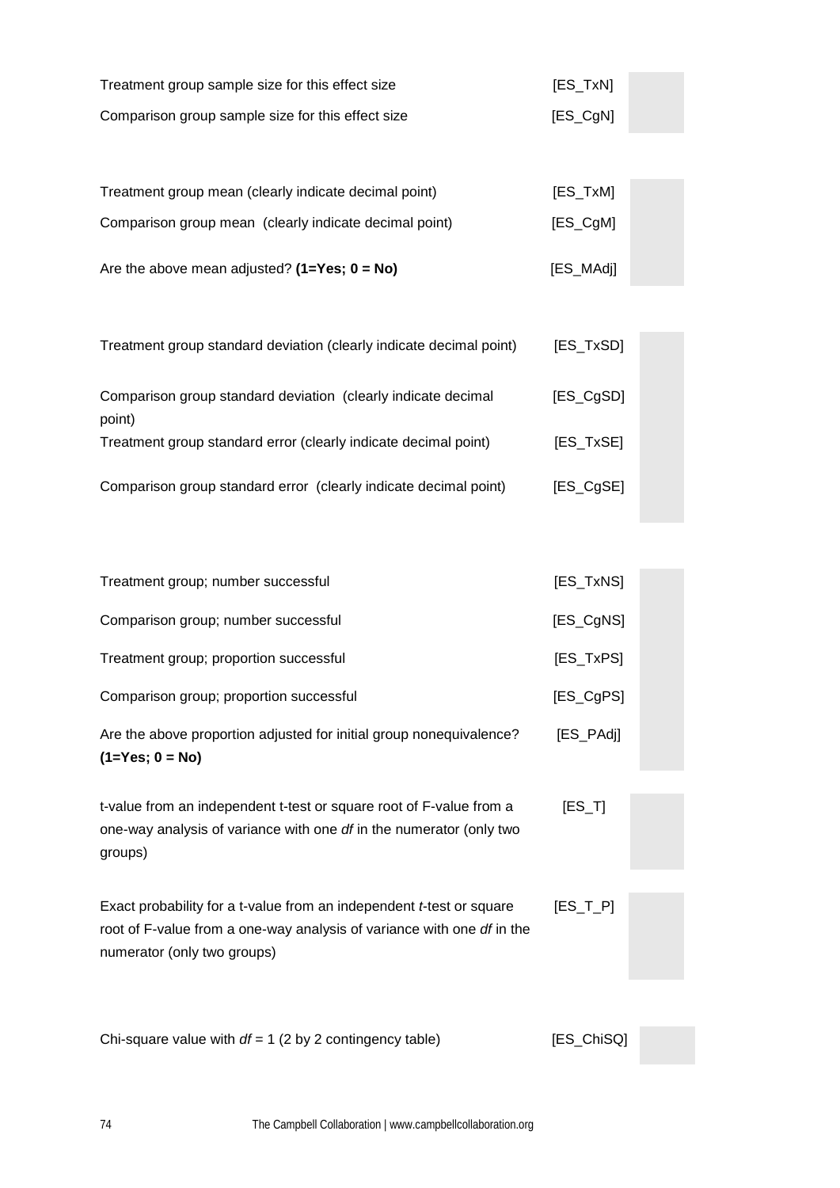| | | |
|---|---|---|
| Treatment group sample size for this effect size | [ES_TxN] | |
| Comparison group sample size for this effect size | [ES_CgN] | |
| Treatment group mean (clearly indicate decimal point) | [ES_TxM] | |
| Comparison group mean (clearly indicate decimal point) | [ES_CgM] | |
| Are the above mean adjusted? **(1=Yes; 0 = No)** | [ES_MAdj] | |
| Treatment group standard deviation (clearly indicate decimal point) | [ES_TxSD] | |
| Comparison group standard deviation (clearly indicate decimal point) | [ES_CgSD] | |
| Treatment group standard error (clearly indicate decimal point) | [ES_TxSE] | |
| Comparison group standard error (clearly indicate decimal point) | [ES_CgSE] | |
| Treatment group; number successful | [ES_TxNS] | |
| Comparison group; number successful | [ES_CgNS] | |
| Treatment group; proportion successful | [ES_TxPS] | |
| Comparison group; proportion successful | [ES_CgPS] | |
| Are the above proportion adjusted for initial group nonequivalence? **(1=Yes; 0 = No)** | [ES_PAdj] | |
| t-value from an independent t-test or square root of F-value from a one-way analysis of variance with one *df* in the numerator (only two groups) | [ES_T] | |
| Exact probability for a t-value from an independent *t*-test or square root of F-value from a one-way analysis of variance with one *df* in the numerator (only two groups) | [ES_T_P] | |
| Chi-square value with *df* = 1 (2 by 2 contingency table) | [ES_ChiSQ] | |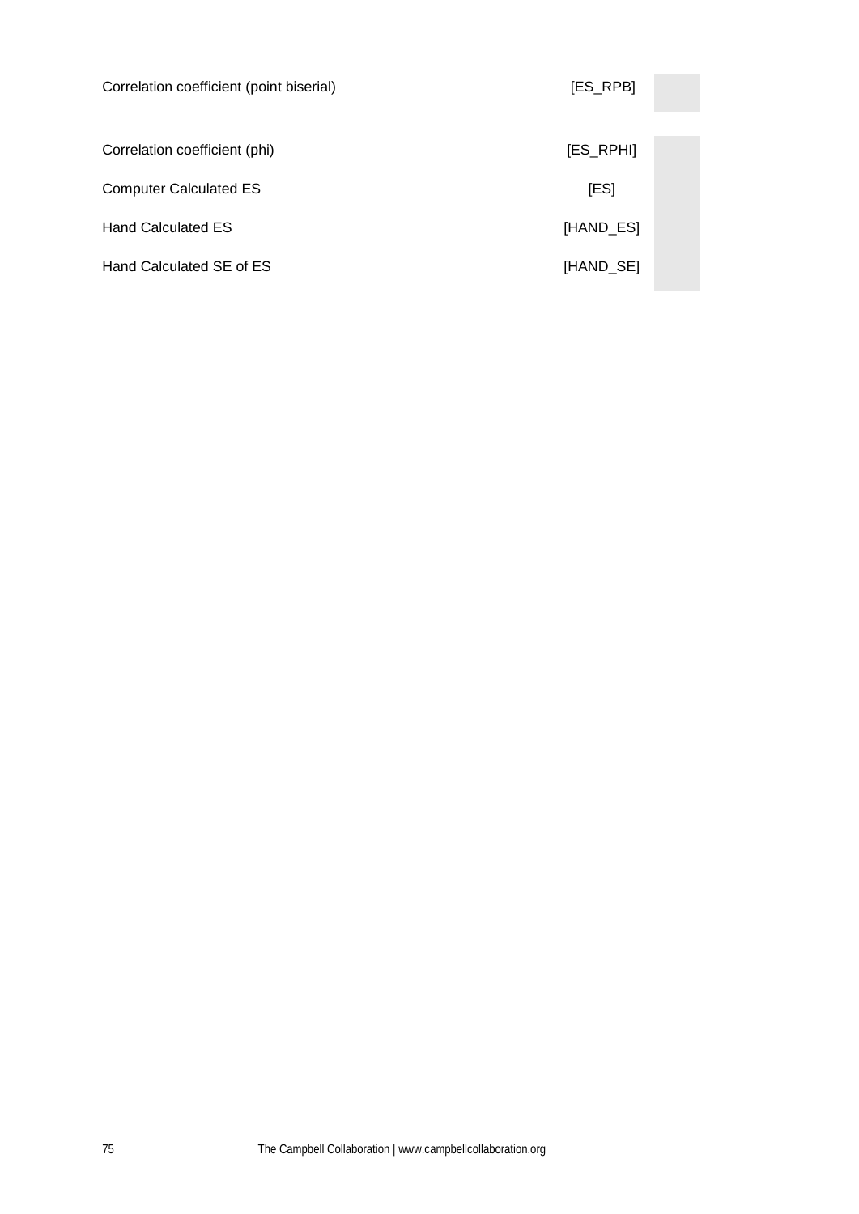| | | |
|---|---|---|
| Correlation coefficient (point biserial) | [ES_RPB] | |
| Correlation coefficient (phi) | [ES_RPHI] | |
| Computer Calculated ES | [ES] | |
| Hand Calculated ES | [HAND_ES] | |
| Hand Calculated SE of ES | [HAND_SE] | |